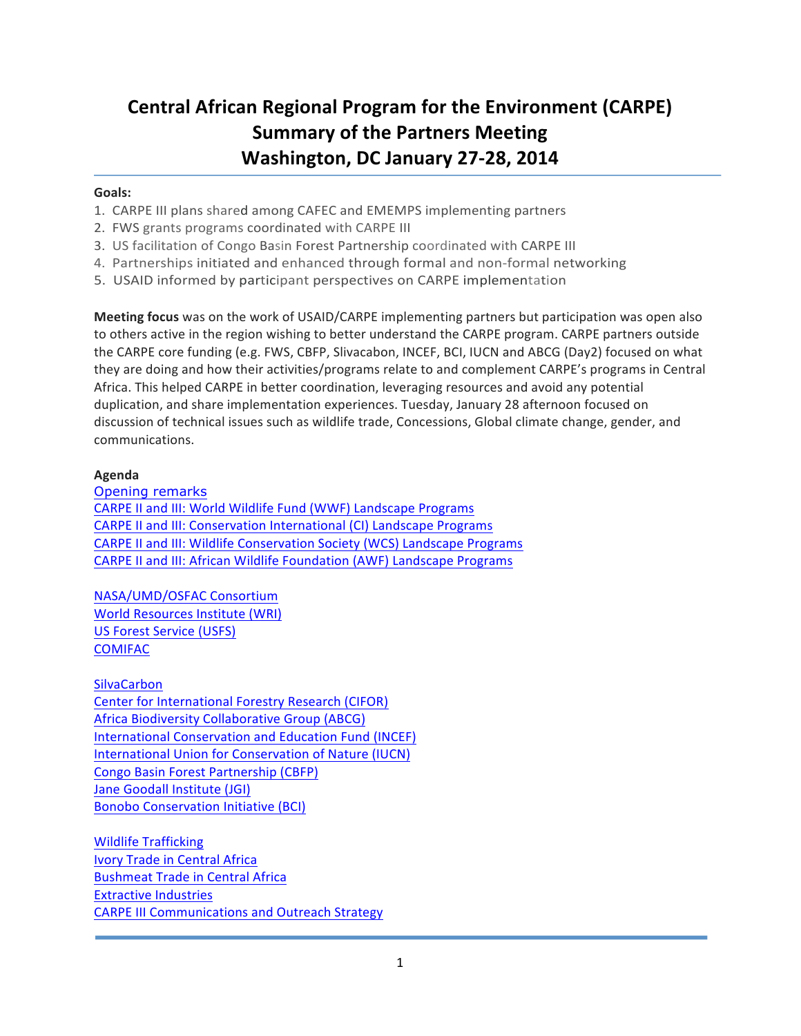# Central African Regional Program for the Environment (CARPE) Summary of the Partners Meeting Washington, DC January 27-28, 2014

**Goals:**

1. CARPE III plans shared among CAFEC and EMEMPS implementing partners
2. FWS grants programs coordinated with CARPE III
3. US facilitation of Congo Basin Forest Partnership coordinated with CARPE III
4. Partnerships initiated and enhanced through formal and non-formal networking
5. USAID informed by participant perspectives on CARPE implementation

**Meeting focus** was on the work of USAID/CARPE implementing partners but participation was open also to others active in the region wishing to better understand the CARPE program. CARPE partners outside the CARPE core funding (e.g. FWS, CBFP, Slivacabon, INCEF, BCI, IUCN and ABCG (Day2) focused on what they are doing and how their activities/programs relate to and complement CARPE's programs in Central Africa. This helped CARPE in better coordination, leveraging resources and avoid any potential duplication, and share implementation experiences. Tuesday, January 28 afternoon focused on discussion of technical issues such as wildlife trade, Concessions, Global climate change, gender, and communications.

**Agenda**

Opening remarks
CARPE II and III: World Wildlife Fund (WWF) Landscape Programs
CARPE II and III: Conservation International (CI) Landscape Programs
CARPE II and III: Wildlife Conservation Society (WCS) Landscape Programs
CARPE II and III: African Wildlife Foundation (AWF) Landscape Programs

NASA/UMD/OSFAC Consortium
World Resources Institute (WRI)
US Forest Service (USFS)
COMIFAC

SilvaCarbon
Center for International Forestry Research (CIFOR)
Africa Biodiversity Collaborative Group (ABCG)
International Conservation and Education Fund (INCEF)
International Union for Conservation of Nature (IUCN)
Congo Basin Forest Partnership (CBFP)
Jane Goodall Institute (JGI)
Bonobo Conservation Initiative (BCI)

Wildlife Trafficking
Ivory Trade in Central Africa
Bushmeat Trade in Central Africa
Extractive Industries
CARPE III Communications and Outreach Strategy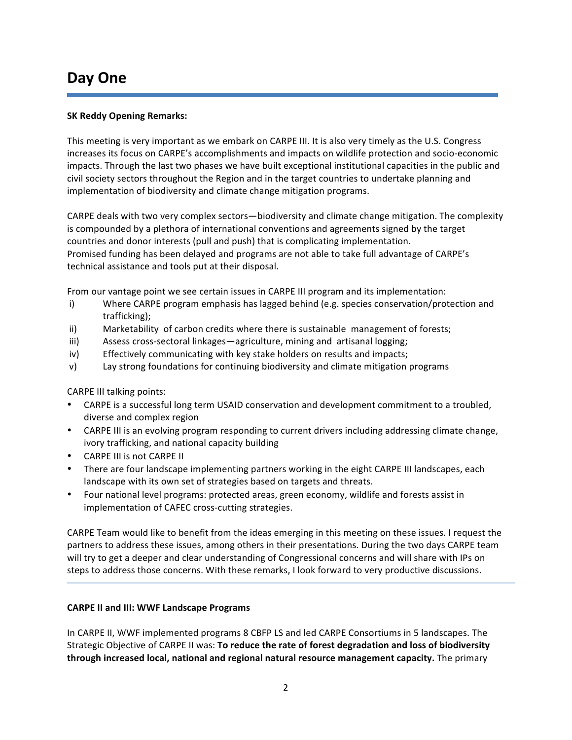# Day One

**SK Reddy Opening Remarks:**

This meeting is very important as we embark on CARPE III. It is also very timely as the U.S. Congress increases its focus on CARPE's accomplishments and impacts on wildlife protection and socio-economic impacts. Through the last two phases we have built exceptional institutional capacities in the public and civil society sectors throughout the Region and in the target countries to undertake planning and implementation of biodiversity and climate change mitigation programs.

CARPE deals with two very complex sectors—biodiversity and climate change mitigation. The complexity is compounded by a plethora of international conventions and agreements signed by the target countries and donor interests (pull and push) that is complicating implementation.
Promised funding has been delayed and programs are not able to take full advantage of CARPE's technical assistance and tools put at their disposal.

From our vantage point we see certain issues in CARPE III program and its implementation:

i) Where CARPE program emphasis has lagged behind (e.g. species conservation/protection and trafficking);
ii) Marketability of carbon credits where there is sustainable management of forests;
iii) Assess cross-sectoral linkages—agriculture, mining and artisanal logging;
iv) Effectively communicating with key stake holders on results and impacts;
v) Lay strong foundations for continuing biodiversity and climate mitigation programs

CARPE III talking points:

- CARPE is a successful long term USAID conservation and development commitment to a troubled, diverse and complex region
- CARPE III is an evolving program responding to current drivers including addressing climate change, ivory trafficking, and national capacity building
- CARPE III is not CARPE II
- There are four landscape implementing partners working in the eight CARPE III landscapes, each landscape with its own set of strategies based on targets and threats.
- Four national level programs: protected areas, green economy, wildlife and forests assist in implementation of CAFEC cross-cutting strategies.

CARPE Team would like to benefit from the ideas emerging in this meeting on these issues. I request the partners to address these issues, among others in their presentations. During the two days CARPE team will try to get a deeper and clear understanding of Congressional concerns and will share with IPs on steps to address those concerns. With these remarks, I look forward to very productive discussions.

---

**CARPE II and III: WWF Landscape Programs**

In CARPE II, WWF implemented programs 8 CBFP LS and led CARPE Consortiums in 5 landscapes. The Strategic Objective of CARPE II was: **To reduce the rate of forest degradation and loss of biodiversity through increased local, national and regional natural resource management capacity.** The primary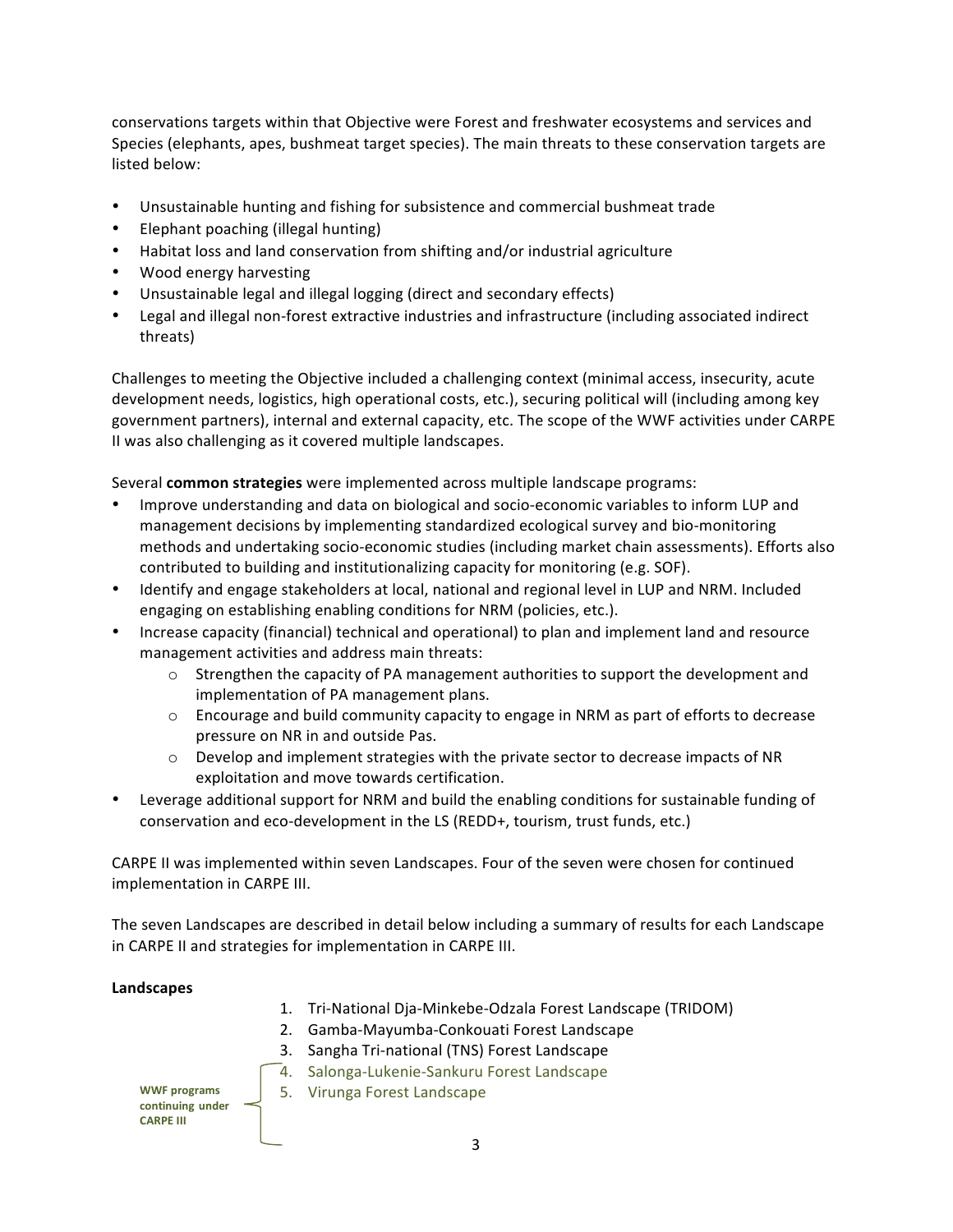conservations targets within that Objective were Forest and freshwater ecosystems and services and Species (elephants, apes, bushmeat target species). The main threats to these conservation targets are listed below:

- Unsustainable hunting and fishing for subsistence and commercial bushmeat trade
- Elephant poaching (illegal hunting)
- Habitat loss and land conservation from shifting and/or industrial agriculture
- Wood energy harvesting
- Unsustainable legal and illegal logging (direct and secondary effects)
- Legal and illegal non-forest extractive industries and infrastructure (including associated indirect threats)

Challenges to meeting the Objective included a challenging context (minimal access, insecurity, acute development needs, logistics, high operational costs, etc.), securing political will (including among key government partners), internal and external capacity, etc. The scope of the WWF activities under CARPE II was also challenging as it covered multiple landscapes.

Several **common strategies** were implemented across multiple landscape programs:

- Improve understanding and data on biological and socio-economic variables to inform LUP and management decisions by implementing standardized ecological survey and bio-monitoring methods and undertaking socio-economic studies (including market chain assessments). Efforts also contributed to building and institutionalizing capacity for monitoring (e.g. SOF).
- Identify and engage stakeholders at local, national and regional level in LUP and NRM. Included engaging on establishing enabling conditions for NRM (policies, etc.).
- Increase capacity (financial) technical and operational) to plan and implement land and resource management activities and address main threats:
    - Strengthen the capacity of PA management authorities to support the development and implementation of PA management plans.
    - Encourage and build community capacity to engage in NRM as part of efforts to decrease pressure on NR in and outside Pas.
    - Develop and implement strategies with the private sector to decrease impacts of NR exploitation and move towards certification.
- Leverage additional support for NRM and build the enabling conditions for sustainable funding of conservation and eco-development in the LS (REDD+, tourism, trust funds, etc.)

CARPE II was implemented within seven Landscapes. Four of the seven were chosen for continued implementation in CARPE III.

The seven Landscapes are described in detail below including a summary of results for each Landscape in CARPE II and strategies for implementation in CARPE III.

**Landscapes**

1. Tri-National Dja-Minkebe-Odzala Forest Landscape (TRIDOM)
2. Gamba-Mayumba-Conkouati Forest Landscape
3. Sangha Tri-national (TNS) Forest Landscape
4. Salonga-Lukenie-Sankuru Forest Landscape
5. Virunga Forest Landscape

**WWF programs continuing under CARPE III**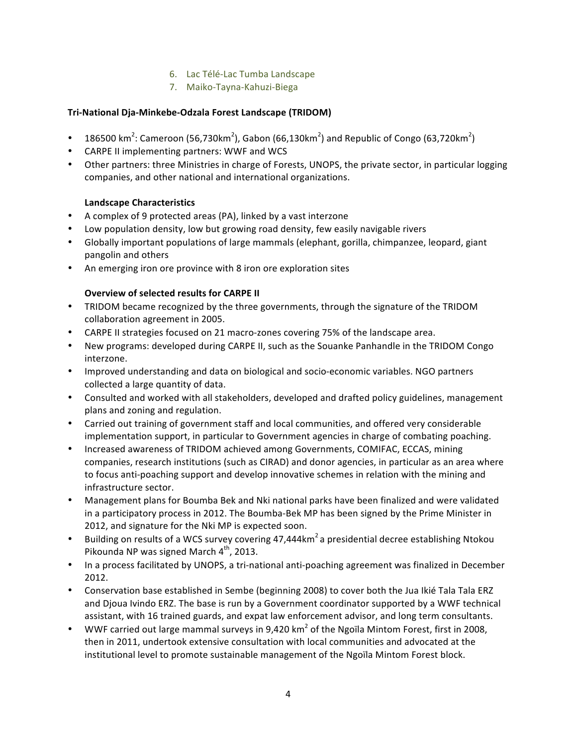6. Lac Télé-Lac Tumba Landscape
7. Maiko-Tayna-Kahuzi-Biega

**Tri-National Dja-Minkebe-Odzala Forest Landscape (TRIDOM)**

- 186500 $km^2$: Cameroon (56,730$km^2$), Gabon (66,130$km^2$) and Republic of Congo (63,720$km^2$)
- CARPE II implementing partners: WWF and WCS
- Other partners: three Ministries in charge of Forests, UNOPS, the private sector, in particular logging companies, and other national and international organizations.

**Landscape Characteristics**

- A complex of 9 protected areas (PA), linked by a vast interzone
- Low population density, low but growing road density, few easily navigable rivers
- Globally important populations of large mammals (elephant, gorilla, chimpanzee, leopard, giant pangolin and others
- An emerging iron ore province with 8 iron ore exploration sites

**Overview of selected results for CARPE II**

- TRIDOM became recognized by the three governments, through the signature of the TRIDOM collaboration agreement in 2005.
- CARPE II strategies focused on 21 macro-zones covering 75% of the landscape area.
- New programs: developed during CARPE II, such as the Souanke Panhandle in the TRIDOM Congo interzone.
- Improved understanding and data on biological and socio-economic variables. NGO partners collected a large quantity of data.
- Consulted and worked with all stakeholders, developed and drafted policy guidelines, management plans and zoning and regulation.
- Carried out training of government staff and local communities, and offered very considerable implementation support, in particular to Government agencies in charge of combating poaching.
- Increased awareness of TRIDOM achieved among Governments, COMIFAC, ECCAS, mining companies, research institutions (such as CIRAD) and donor agencies, in particular as an area where to focus anti-poaching support and develop innovative schemes in relation with the mining and infrastructure sector.
- Management plans for Boumba Bek and Nki national parks have been finalized and were validated in a participatory process in 2012. The Boumba-Bek MP has been signed by the Prime Minister in 2012, and signature for the Nki MP is expected soon.
- Building on results of a WCS survey covering 47,444$km^2$ a presidential decree establishing Ntokou Pikounda NP was signed March 4th, 2013.
- In a process facilitated by UNOPS, a tri-national anti-poaching agreement was finalized in December 2012.
- Conservation base established in Sembe (beginning 2008) to cover both the Jua Ikié Tala Tala ERZ and Djoua Ivindo ERZ. The base is run by a Government coordinator supported by a WWF technical assistant, with 16 trained guards, and expat law enforcement advisor, and long term consultants.
- WWF carried out large mammal surveys in 9,420 $km^2$ of the Ngoïla Mintom Forest, first in 2008, then in 2011, undertook extensive consultation with local communities and advocated at the institutional level to promote sustainable management of the Ngoïla Mintom Forest block.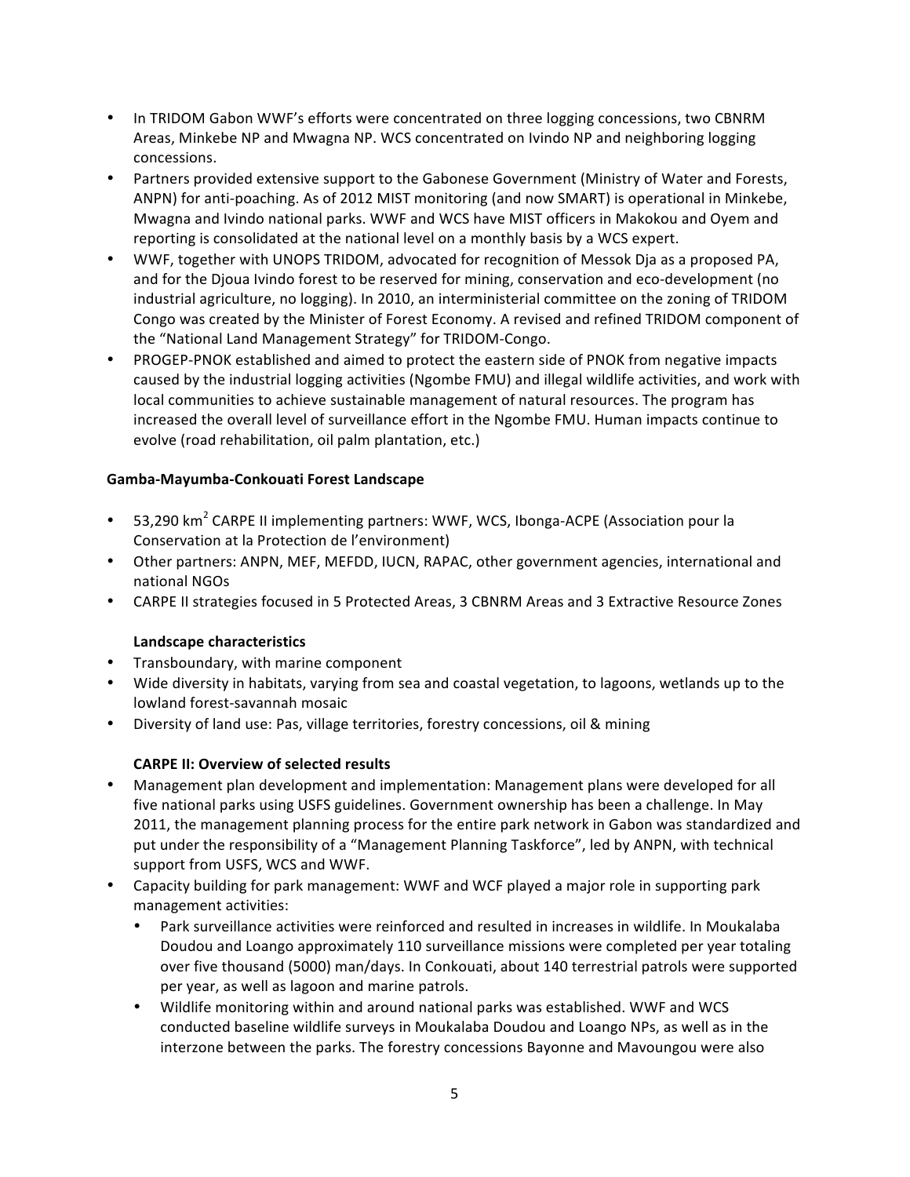- In TRIDOM Gabon WWF's efforts were concentrated on three logging concessions, two CBNRM Areas, Minkebe NP and Mwagna NP. WCS concentrated on Ivindo NP and neighboring logging concessions.
- Partners provided extensive support to the Gabonese Government (Ministry of Water and Forests, ANPN) for anti-poaching. As of 2012 MIST monitoring (and now SMART) is operational in Minkebe, Mwagna and Ivindo national parks. WWF and WCS have MIST officers in Makokou and Oyem and reporting is consolidated at the national level on a monthly basis by a WCS expert.
- WWF, together with UNOPS TRIDOM, advocated for recognition of Messok Dja as a proposed PA, and for the Djoua Ivindo forest to be reserved for mining, conservation and eco-development (no industrial agriculture, no logging). In 2010, an interministerial committee on the zoning of TRIDOM Congo was created by the Minister of Forest Economy. A revised and refined TRIDOM component of the "National Land Management Strategy" for TRIDOM-Congo.
- PROGEP-PNOK established and aimed to protect the eastern side of PNOK from negative impacts caused by the industrial logging activities (Ngombe FMU) and illegal wildlife activities, and work with local communities to achieve sustainable management of natural resources. The program has increased the overall level of surveillance effort in the Ngombe FMU. Human impacts continue to evolve (road rehabilitation, oil palm plantation, etc.)

**Gamba-Mayumba-Conkouati Forest Landscape**

- 53,290 km$^2$ CARPE II implementing partners: WWF, WCS, Ibonga-ACPE (Association pour la Conservation at la Protection de l'environment)
- Other partners: ANPN, MEF, MEFDD, IUCN, RAPAC, other government agencies, international and national NGOs
- CARPE II strategies focused in 5 Protected Areas, 3 CBNRM Areas and 3 Extractive Resource Zones

**Landscape characteristics**

- Transboundary, with marine component
- Wide diversity in habitats, varying from sea and coastal vegetation, to lagoons, wetlands up to the lowland forest-savannah mosaic
- Diversity of land use: Pas, village territories, forestry concessions, oil & mining

**CARPE II: Overview of selected results**

- Management plan development and implementation: Management plans were developed for all five national parks using USFS guidelines. Government ownership has been a challenge. In May 2011, the management planning process for the entire park network in Gabon was standardized and put under the responsibility of a "Management Planning Taskforce", led by ANPN, with technical support from USFS, WCS and WWF.
- Capacity building for park management: WWF and WCF played a major role in supporting park management activities:
  - Park surveillance activities were reinforced and resulted in increases in wildlife. In Moukalaba Doudou and Loango approximately 110 surveillance missions were completed per year totaling over five thousand (5000) man/days. In Conkouati, about 140 terrestrial patrols were supported per year, as well as lagoon and marine patrols.
  - Wildlife monitoring within and around national parks was established. WWF and WCS conducted baseline wildlife surveys in Moukalaba Doudou and Loango NPs, as well as in the interzone between the parks. The forestry concessions Bayonne and Mavoungou were also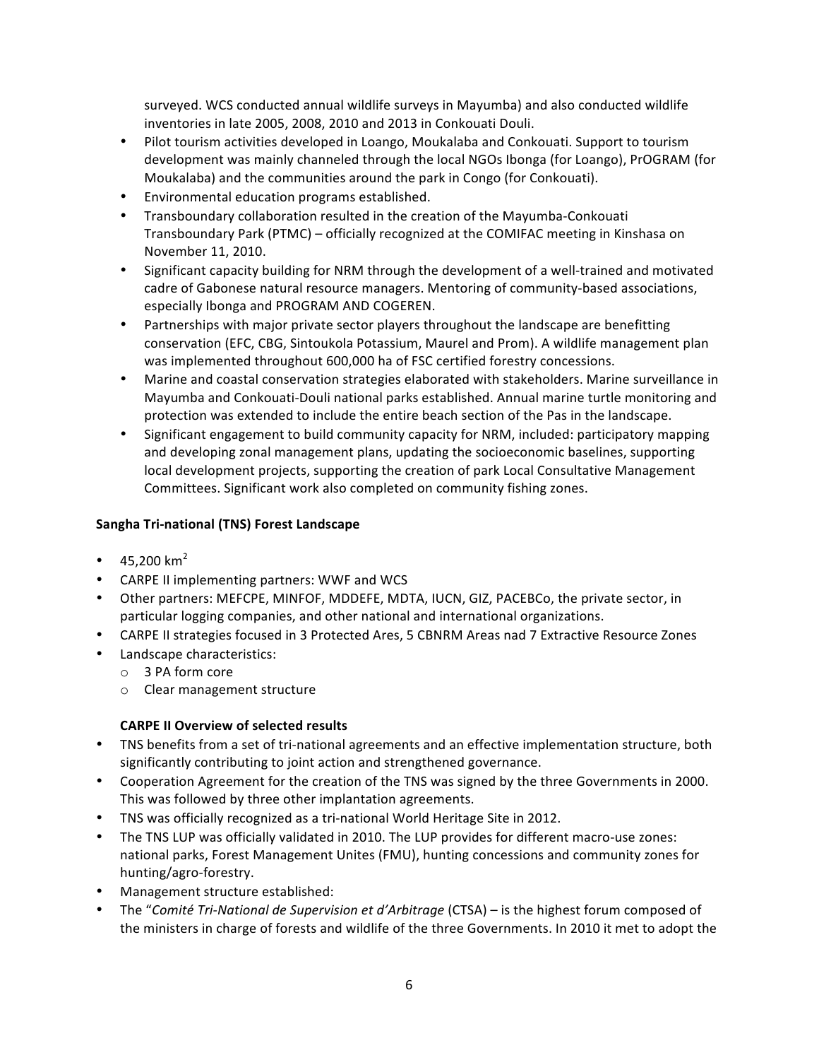surveyed. WCS conducted annual wildlife surveys in Mayumba) and also conducted wildlife inventories in late 2005, 2008, 2010 and 2013 in Conkouati Douli.

- Pilot tourism activities developed in Loango, Moukalaba and Conkouati. Support to tourism development was mainly channeled through the local NGOs Ibonga (for Loango), PrOGRAM (for Moukalaba) and the communities around the park in Congo (for Conkouati).
- Environmental education programs established.
- Transboundary collaboration resulted in the creation of the Mayumba-Conkouati Transboundary Park (PTMC) – officially recognized at the COMIFAC meeting in Kinshasa on November 11, 2010.
- Significant capacity building for NRM through the development of a well-trained and motivated cadre of Gabonese natural resource managers. Mentoring of community-based associations, especially Ibonga and PROGRAM AND COGEREN.
- Partnerships with major private sector players throughout the landscape are benefitting conservation (EFC, CBG, Sintoukola Potassium, Maurel and Prom). A wildlife management plan was implemented throughout 600,000 ha of FSC certified forestry concessions.
- Marine and coastal conservation strategies elaborated with stakeholders. Marine surveillance in Mayumba and Conkouati-Douli national parks established. Annual marine turtle monitoring and protection was extended to include the entire beach section of the Pas in the landscape.
- Significant engagement to build community capacity for NRM, included: participatory mapping and developing zonal management plans, updating the socioeconomic baselines, supporting local development projects, supporting the creation of park Local Consultative Management Committees. Significant work also completed on community fishing zones.

**Sangha Tri-national (TNS) Forest Landscape**

- 45,200 km$^2$
- CARPE II implementing partners: WWF and WCS
- Other partners: MEFCPE, MINFOF, MDDEFE, MDTA, IUCN, GIZ, PACEBCo, the private sector, in particular logging companies, and other national and international organizations.
- CARPE II strategies focused in 3 Protected Ares, 5 CBNRM Areas nad 7 Extractive Resource Zones
- Landscape characteristics:
  - 3 PA form core
  - Clear management structure

**CARPE II Overview of selected results**

- TNS benefits from a set of tri-national agreements and an effective implementation structure, both significantly contributing to joint action and strengthened governance.
- Cooperation Agreement for the creation of the TNS was signed by the three Governments in 2000. This was followed by three other implantation agreements.
- TNS was officially recognized as a tri-national World Heritage Site in 2012.
- The TNS LUP was officially validated in 2010. The LUP provides for different macro-use zones: national parks, Forest Management Unites (FMU), hunting concessions and community zones for hunting/agro-forestry.
- Management structure established:
- The "*Comité Tri-National de Supervision et d'Arbitrage* (CTSA) – is the highest forum composed of the ministers in charge of forests and wildlife of the three Governments. In 2010 it met to adopt the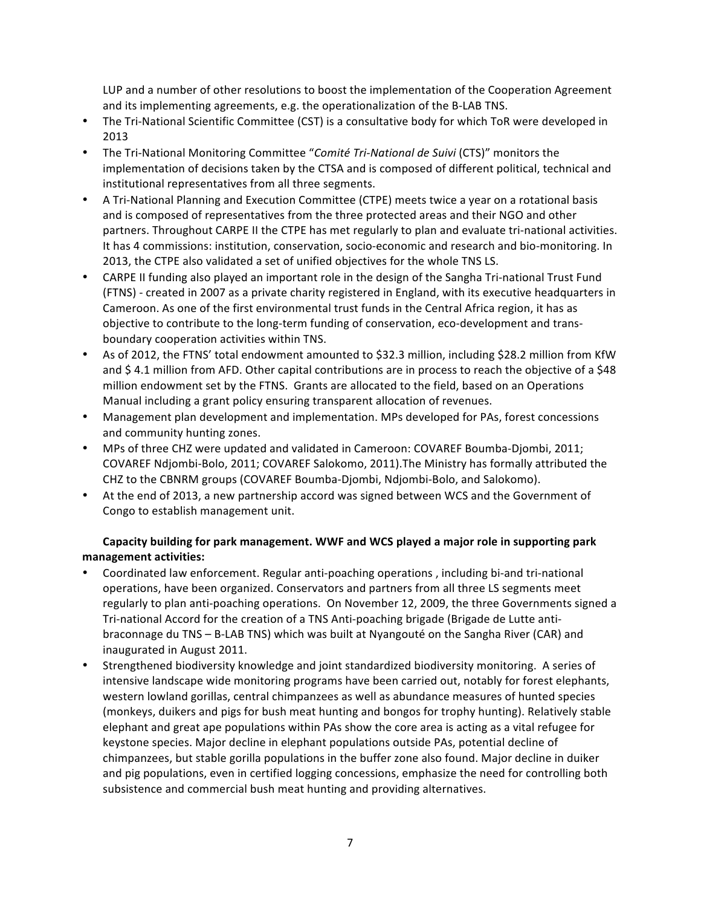LUP and a number of other resolutions to boost the implementation of the Cooperation Agreement and its implementing agreements, e.g. the operationalization of the B-LAB TNS.

- The Tri-National Scientific Committee (CST) is a consultative body for which ToR were developed in 2013
- The Tri-National Monitoring Committee "*Comité Tri-National de Suivi* (CTS)" monitors the implementation of decisions taken by the CTSA and is composed of different political, technical and institutional representatives from all three segments.
- A Tri-National Planning and Execution Committee (CTPE) meets twice a year on a rotational basis and is composed of representatives from the three protected areas and their NGO and other partners. Throughout CARPE II the CTPE has met regularly to plan and evaluate tri-national activities. It has 4 commissions: institution, conservation, socio-economic and research and bio-monitoring. In 2013, the CTPE also validated a set of unified objectives for the whole TNS LS.
- CARPE II funding also played an important role in the design of the Sangha Tri-national Trust Fund (FTNS) - created in 2007 as a private charity registered in England, with its executive headquarters in Cameroon. As one of the first environmental trust funds in the Central Africa region, it has as objective to contribute to the long-term funding of conservation, eco-development and trans-boundary cooperation activities within TNS.
- As of 2012, the FTNS' total endowment amounted to $32.3 million, including $28.2 million from KfW and $ 4.1 million from AFD. Other capital contributions are in process to reach the objective of a $48 million endowment set by the FTNS. Grants are allocated to the field, based on an Operations Manual including a grant policy ensuring transparent allocation of revenues.
- Management plan development and implementation. MPs developed for PAs, forest concessions and community hunting zones.
- MPs of three CHZ were updated and validated in Cameroon: COVAREF Boumba-Djombi, 2011; COVAREF Ndjombi-Bolo, 2011; COVAREF Salokomo, 2011).The Ministry has formally attributed the CHZ to the CBNRM groups (COVAREF Boumba-Djombi, Ndjombi-Bolo, and Salokomo).
- At the end of 2013, a new partnership accord was signed between WCS and the Government of Congo to establish management unit.

**Capacity building for park management. WWF and WCS played a major role in supporting park management activities:**

- Coordinated law enforcement. Regular anti-poaching operations , including bi-and tri-national operations, have been organized. Conservators and partners from all three LS segments meet regularly to plan anti-poaching operations. On November 12, 2009, the three Governments signed a Tri-national Accord for the creation of a TNS Anti-poaching brigade (Brigade de Lutte anti-braconnage du TNS – B-LAB TNS) which was built at Nyangouté on the Sangha River (CAR) and inaugurated in August 2011.
- Strengthened biodiversity knowledge and joint standardized biodiversity monitoring. A series of intensive landscape wide monitoring programs have been carried out, notably for forest elephants, western lowland gorillas, central chimpanzees as well as abundance measures of hunted species (monkeys, duikers and pigs for bush meat hunting and bongos for trophy hunting). Relatively stable elephant and great ape populations within PAs show the core area is acting as a vital refugee for keystone species. Major decline in elephant populations outside PAs, potential decline of chimpanzees, but stable gorilla populations in the buffer zone also found. Major decline in duiker and pig populations, even in certified logging concessions, emphasize the need for controlling both subsistence and commercial bush meat hunting and providing alternatives.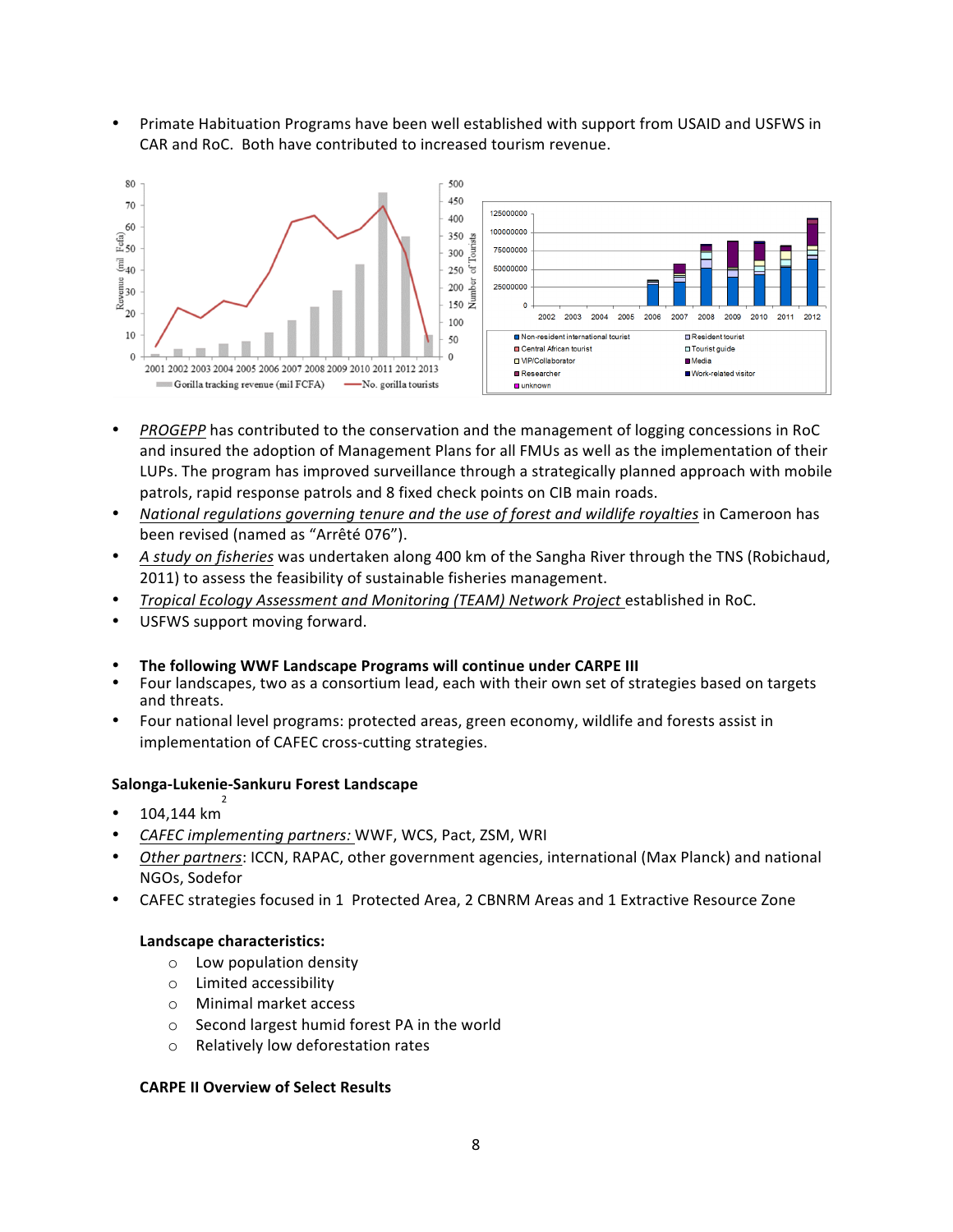- Primate Habituation Programs have been well established with support from USAID and USFWS in CAR and RoC. Both have contributed to increased tourism revenue.

- *PROGEPP* has contributed to the conservation and the management of logging concessions in RoC and insured the adoption of Management Plans for all FMUs as well as the implementation of their LUPs. The program has improved surveillance through a strategically planned approach with mobile patrols, rapid response patrols and 8 fixed check points on CIB main roads.
- *National regulations governing tenure and the use of forest and wildlife royalties* in Cameroon has been revised (named as "Arrêté 076").
- *A study on fisheries* was undertaken along 400 km of the Sangha River through the TNS (Robichaud, 2011) to assess the feasibility of sustainable fisheries management.
- *Tropical Ecology Assessment and Monitoring (TEAM) Network Project* established in RoC.
- USFWS support moving forward.

- **The following WWF Landscape Programs will continue under CARPE III**
- Four landscapes, two as a consortium lead, each with their own set of strategies based on targets and threats.
- Four national level programs: protected areas, green economy, wildlife and forests assist in implementation of CAFEC cross-cutting strategies.

**Salonga-Lukenie-Sankuru Forest Landscape**

- 104,144 km$^2$
- *CAFEC implementing partners:* WWF, WCS, Pact, ZSM, WRI
- *Other partners*: ICCN, RAPAC, other government agencies, international (Max Planck) and national NGOs, Sodefor
- CAFEC strategies focused in 1 Protected Area, 2 CBNRM Areas and 1 Extractive Resource Zone

**Landscape characteristics:**

- Low population density
- Limited accessibility
- Minimal market access
- Second largest humid forest PA in the world
- Relatively low deforestation rates

**CARPE II Overview of Select Results**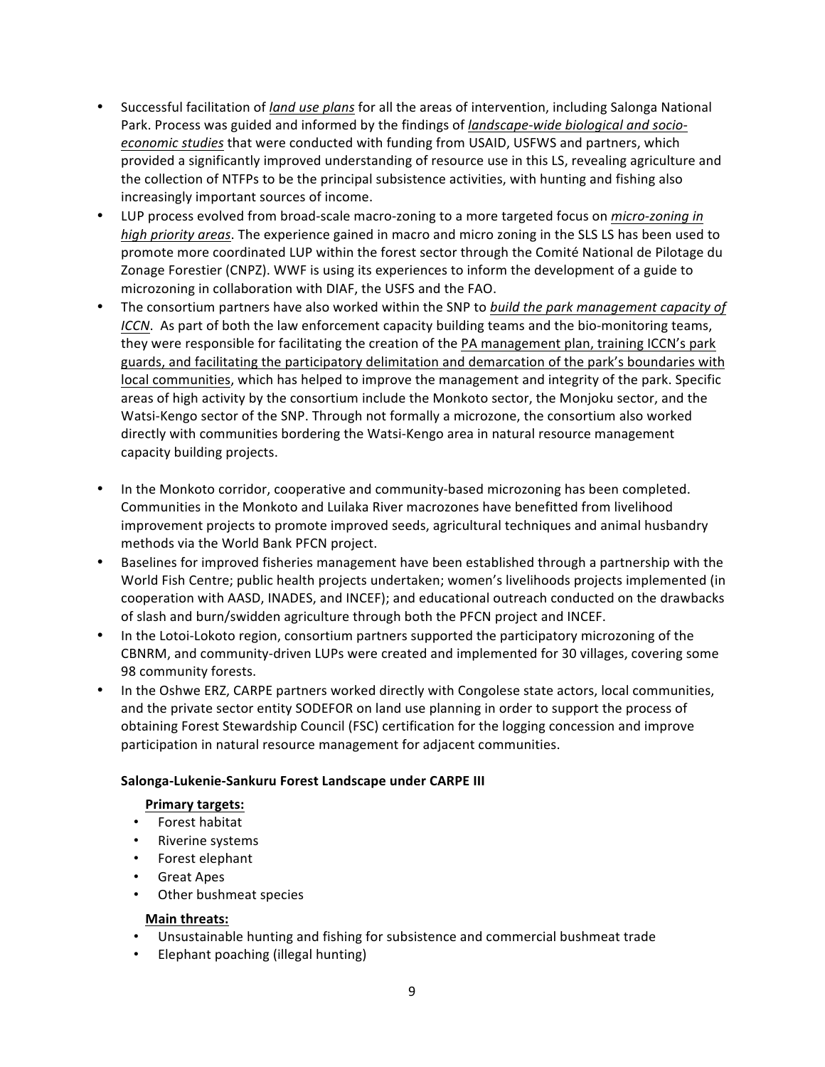- Successful facilitation of *land use plans* for all the areas of intervention, including Salonga National Park. Process was guided and informed by the findings of *landscape-wide biological and socio-economic studies* that were conducted with funding from USAID, USFWS and partners, which provided a significantly improved understanding of resource use in this LS, revealing agriculture and the collection of NTFPs to be the principal subsistence activities, with hunting and fishing also increasingly important sources of income.
- LUP process evolved from broad-scale macro-zoning to a more targeted focus on *micro-zoning in high priority areas*. The experience gained in macro and micro zoning in the SLS LS has been used to promote more coordinated LUP within the forest sector through the Comité National de Pilotage du Zonage Forestier (CNPZ). WWF is using its experiences to inform the development of a guide to microzoning in collaboration with DIAF, the USFS and the FAO.
- The consortium partners have also worked within the SNP to *build the park management capacity of ICCN*. As part of both the law enforcement capacity building teams and the bio-monitoring teams, they were responsible for facilitating the creation of the PA management plan, training ICCN's park guards, and facilitating the participatory delimitation and demarcation of the park's boundaries with local communities, which has helped to improve the management and integrity of the park. Specific areas of high activity by the consortium include the Monkoto sector, the Monjoku sector, and the Watsi-Kengo sector of the SNP. Through not formally a microzone, the consortium also worked directly with communities bordering the Watsi-Kengo area in natural resource management capacity building projects.
- In the Monkoto corridor, cooperative and community-based microzoning has been completed. Communities in the Monkoto and Luilaka River macrozones have benefitted from livelihood improvement projects to promote improved seeds, agricultural techniques and animal husbandry methods via the World Bank PFCN project.
- Baselines for improved fisheries management have been established through a partnership with the World Fish Centre; public health projects undertaken; women's livelihoods projects implemented (in cooperation with AASD, INADES, and INCEF); and educational outreach conducted on the drawbacks of slash and burn/swidden agriculture through both the PFCN project and INCEF.
- In the Lotoi-Lokoto region, consortium partners supported the participatory microzoning of the CBNRM, and community-driven LUPs were created and implemented for 30 villages, covering some 98 community forests.
- In the Oshwe ERZ, CARPE partners worked directly with Congolese state actors, local communities, and the private sector entity SODEFOR on land use planning in order to support the process of obtaining Forest Stewardship Council (FSC) certification for the logging concession and improve participation in natural resource management for adjacent communities.

**Salonga-Lukenie-Sankuru Forest Landscape under CARPE III**

**Primary targets:**

- Forest habitat
- Riverine systems
- Forest elephant
- Great Apes
- Other bushmeat species

**Main threats:**

- Unsustainable hunting and fishing for subsistence and commercial bushmeat trade
- Elephant poaching (illegal hunting)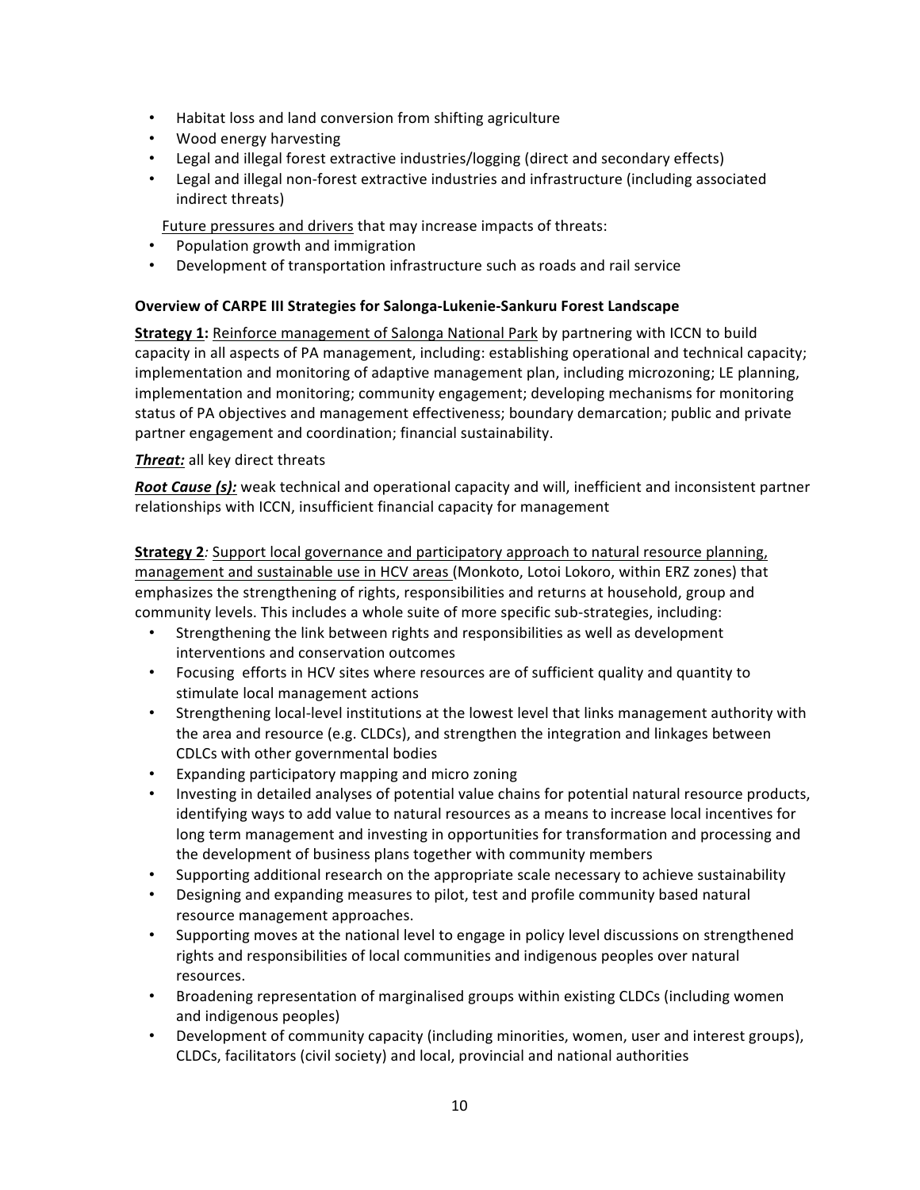- Habitat loss and land conversion from shifting agriculture
- Wood energy harvesting
- Legal and illegal forest extractive industries/logging (direct and secondary effects)
- Legal and illegal non-forest extractive industries and infrastructure (including associated indirect threats)

<u>Future pressures and drivers</u> that may increase impacts of threats:

- Population growth and immigration
- Development of transportation infrastructure such as roads and rail service

**Overview of CARPE III Strategies for Salonga-Lukenie-Sankuru Forest Landscape**

**<u>Strategy 1</u>:** <u>Reinforce management of Salonga National Park</u> by partnering with ICCN to build capacity in all aspects of PA management, including: establishing operational and technical capacity; implementation and monitoring of adaptive management plan, including microzoning; LE planning, implementation and monitoring; community engagement; developing mechanisms for monitoring status of PA objectives and management effectiveness; boundary demarcation; public and private partner engagement and coordination; financial sustainability.

***<u>Threat:</u>*** all key direct threats

***<u>Root Cause (s):</u>*** weak technical and operational capacity and will, inefficient and inconsistent partner relationships with ICCN, insufficient financial capacity for management

**<u>Strategy 2</u>**: <u>Support local governance and participatory approach to natural resource planning, management and sustainable use in HCV areas</u> (Monkoto, Lotoi Lokoro, within ERZ zones) that emphasizes the strengthening of rights, responsibilities and returns at household, group and community levels. This includes a whole suite of more specific sub-strategies, including:

- Strengthening the link between rights and responsibilities as well as development interventions and conservation outcomes
- Focusing efforts in HCV sites where resources are of sufficient quality and quantity to stimulate local management actions
- Strengthening local-level institutions at the lowest level that links management authority with the area and resource (e.g. CLDCs), and strengthen the integration and linkages between CDLCs with other governmental bodies
- Expanding participatory mapping and micro zoning
- Investing in detailed analyses of potential value chains for potential natural resource products, identifying ways to add value to natural resources as a means to increase local incentives for long term management and investing in opportunities for transformation and processing and the development of business plans together with community members
- Supporting additional research on the appropriate scale necessary to achieve sustainability
- Designing and expanding measures to pilot, test and profile community based natural resource management approaches.
- Supporting moves at the national level to engage in policy level discussions on strengthened rights and responsibilities of local communities and indigenous peoples over natural resources.
- Broadening representation of marginalised groups within existing CLDCs (including women and indigenous peoples)
- Development of community capacity (including minorities, women, user and interest groups), CLDCs, facilitators (civil society) and local, provincial and national authorities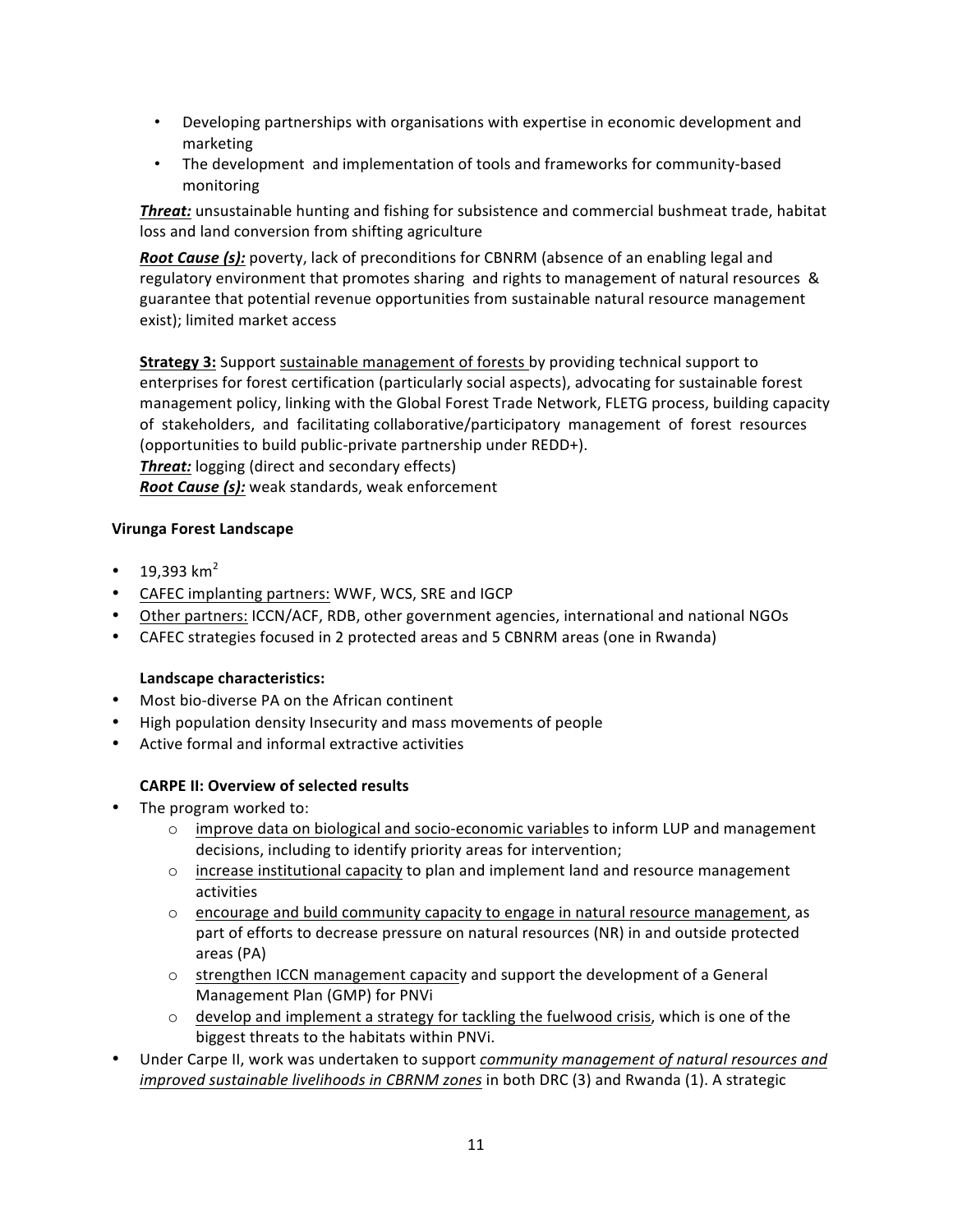- Developing partnerships with organisations with expertise in economic development and marketing
- The development and implementation of tools and frameworks for community-based monitoring

***Threat:*** unsustainable hunting and fishing for subsistence and commercial bushmeat trade, habitat loss and land conversion from shifting agriculture

***Root Cause (s):*** poverty, lack of preconditions for CBNRM (absence of an enabling legal and regulatory environment that promotes sharing and rights to management of natural resources & guarantee that potential revenue opportunities from sustainable natural resource management exist); limited market access

**Strategy 3:** Support sustainable management of forests by providing technical support to enterprises for forest certification (particularly social aspects), advocating for sustainable forest management policy, linking with the Global Forest Trade Network, FLETG process, building capacity of stakeholders, and facilitating collaborative/participatory management of forest resources (opportunities to build public-private partnership under REDD+).
***Threat:*** logging (direct and secondary effects)
***Root Cause (s):*** weak standards, weak enforcement

**Virunga Forest Landscape**

- 19,393 km$^2$
- CAFEC implanting partners: WWF, WCS, SRE and IGCP
- Other partners: ICCN/ACF, RDB, other government agencies, international and national NGOs
- CAFEC strategies focused in 2 protected areas and 5 CBNRM areas (one in Rwanda)

**Landscape characteristics:**

- Most bio-diverse PA on the African continent
- High population density Insecurity and mass movements of people
- Active formal and informal extractive activities

**CARPE II: Overview of selected results**

- The program worked to:
  - improve data on biological and socio-economic variables to inform LUP and management decisions, including to identify priority areas for intervention;
  - increase institutional capacity to plan and implement land and resource management activities
  - encourage and build community capacity to engage in natural resource management, as part of efforts to decrease pressure on natural resources (NR) in and outside protected areas (PA)
  - strengthen ICCN management capacity and support the development of a General Management Plan (GMP) for PNVi
  - develop and implement a strategy for tackling the fuelwood crisis, which is one of the biggest threats to the habitats within PNVi.
- Under Carpe II, work was undertaken to support *community management of natural resources and improved sustainable livelihoods in CBRNM zones* in both DRC (3) and Rwanda (1). A strategic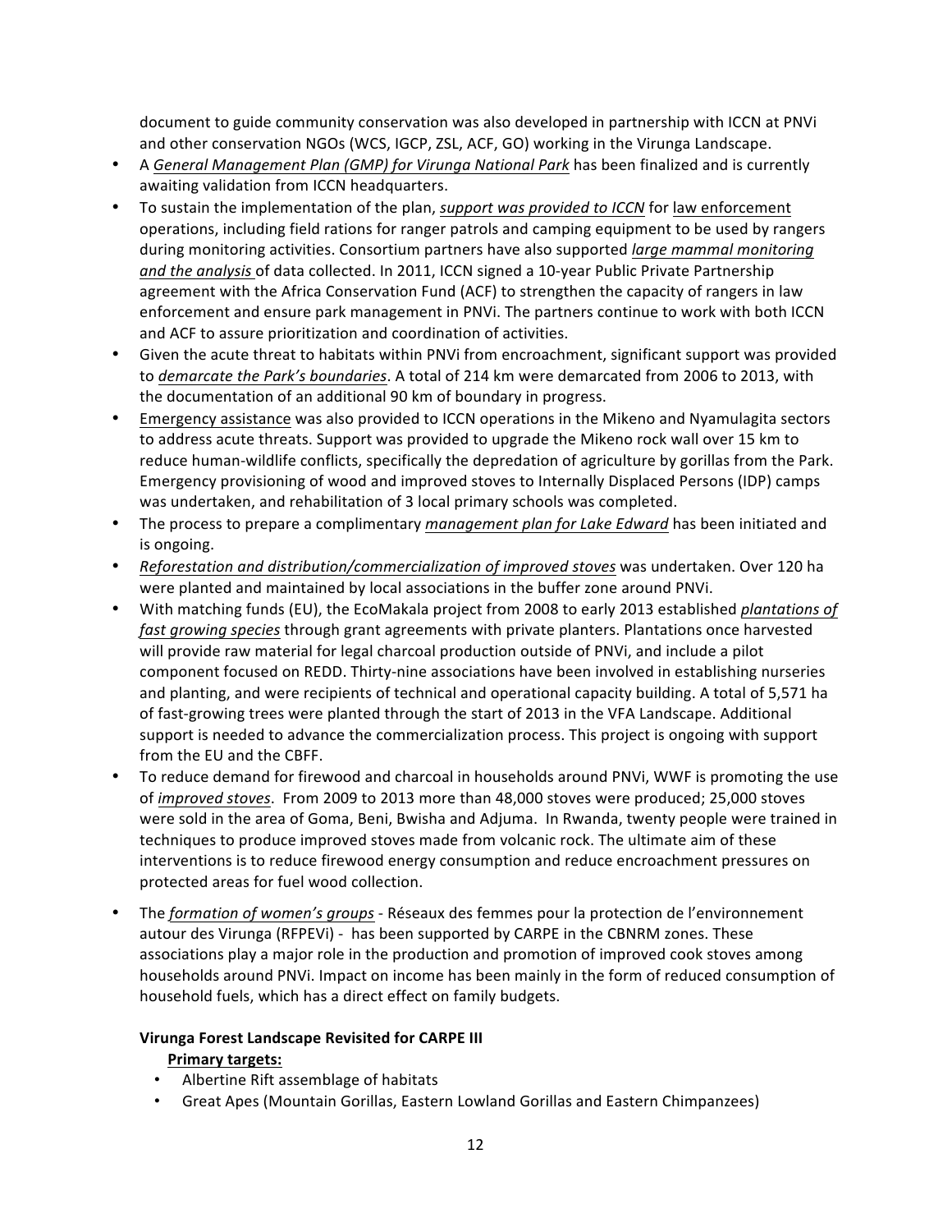document to guide community conservation was also developed in partnership with ICCN at PNVi and other conservation NGOs (WCS, IGCP, ZSL, ACF, GO) working in the Virunga Landscape.

- A *General Management Plan (GMP) for Virunga National Park* has been finalized and is currently awaiting validation from ICCN headquarters.
- To sustain the implementation of the plan, *support was provided to ICCN* for law enforcement operations, including field rations for ranger patrols and camping equipment to be used by rangers during monitoring activities. Consortium partners have also supported *large mammal monitoring and the analysis* of data collected. In 2011, ICCN signed a 10-year Public Private Partnership agreement with the Africa Conservation Fund (ACF) to strengthen the capacity of rangers in law enforcement and ensure park management in PNVi. The partners continue to work with both ICCN and ACF to assure prioritization and coordination of activities.
- Given the acute threat to habitats within PNVi from encroachment, significant support was provided to *demarcate the Park's boundaries*. A total of 214 km were demarcated from 2006 to 2013, with the documentation of an additional 90 km of boundary in progress.
- Emergency assistance was also provided to ICCN operations in the Mikeno and Nyamulagita sectors to address acute threats. Support was provided to upgrade the Mikeno rock wall over 15 km to reduce human-wildlife conflicts, specifically the depredation of agriculture by gorillas from the Park. Emergency provisioning of wood and improved stoves to Internally Displaced Persons (IDP) camps was undertaken, and rehabilitation of 3 local primary schools was completed.
- The process to prepare a complimentary *management plan for Lake Edward* has been initiated and is ongoing.
- *Reforestation and distribution/commercialization of improved stoves* was undertaken. Over 120 ha were planted and maintained by local associations in the buffer zone around PNVi.
- With matching funds (EU), the EcoMakala project from 2008 to early 2013 established *plantations of fast growing species* through grant agreements with private planters. Plantations once harvested will provide raw material for legal charcoal production outside of PNVi, and include a pilot component focused on REDD. Thirty-nine associations have been involved in establishing nurseries and planting, and were recipients of technical and operational capacity building. A total of 5,571 ha of fast-growing trees were planted through the start of 2013 in the VFA Landscape. Additional support is needed to advance the commercialization process. This project is ongoing with support from the EU and the CBFF.
- To reduce demand for firewood and charcoal in households around PNVi, WWF is promoting the use of *improved stoves*. From 2009 to 2013 more than 48,000 stoves were produced; 25,000 stoves were sold in the area of Goma, Beni, Bwisha and Adjuma. In Rwanda, twenty people were trained in techniques to produce improved stoves made from volcanic rock. The ultimate aim of these interventions is to reduce firewood energy consumption and reduce encroachment pressures on protected areas for fuel wood collection.
- The *formation of women's groups* - Réseaux des femmes pour la protection de l'environnement autour des Virunga (RFPEVi) - has been supported by CARPE in the CBNRM zones. These associations play a major role in the production and promotion of improved cook stoves among households around PNVi. Impact on income has been mainly in the form of reduced consumption of household fuels, which has a direct effect on family budgets.

**Virunga Forest Landscape Revisited for CARPE III**

**Primary targets:**

- Albertine Rift assemblage of habitats
- Great Apes (Mountain Gorillas, Eastern Lowland Gorillas and Eastern Chimpanzees)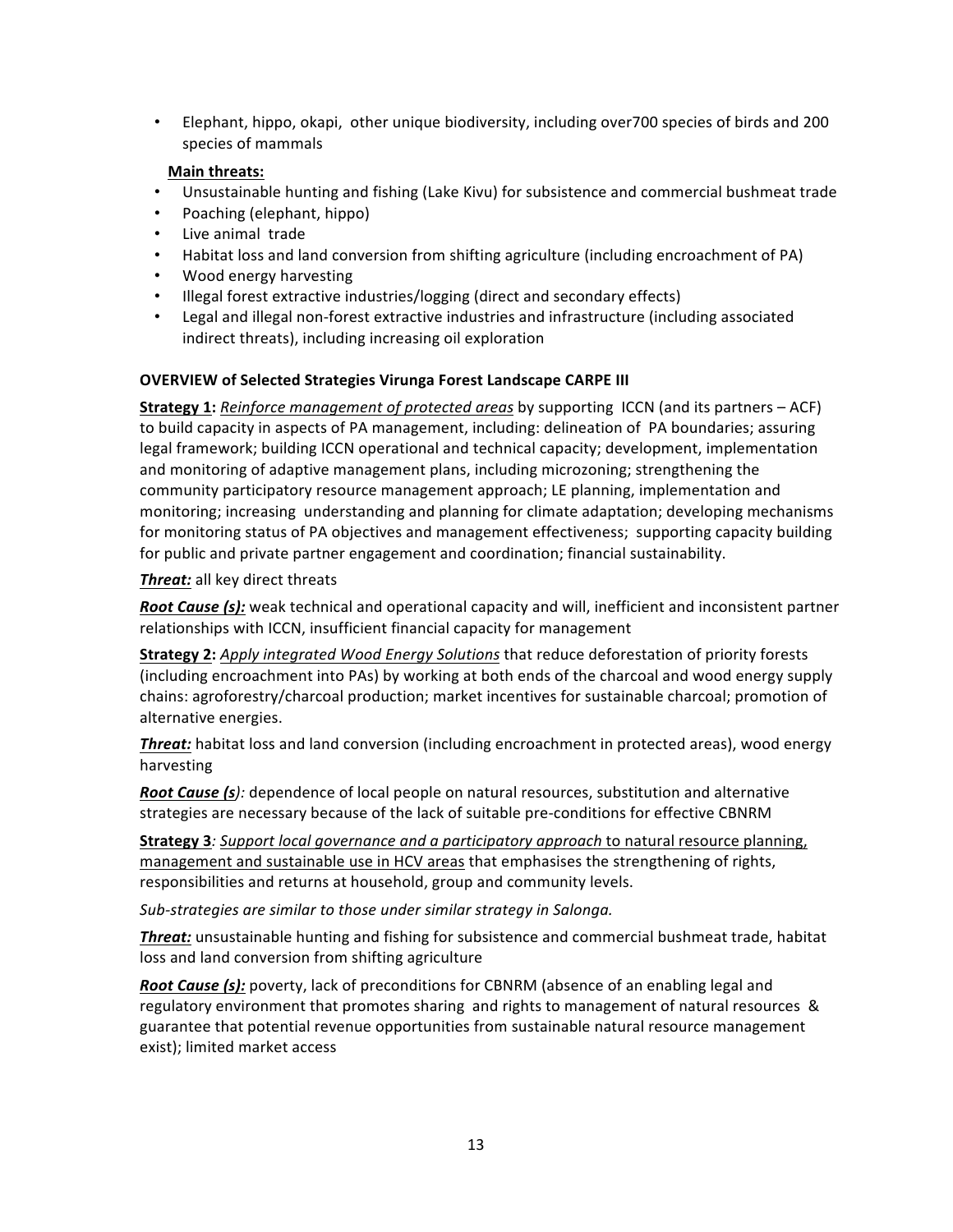- Elephant, hippo, okapi, other unique biodiversity, including over700 species of birds and 200 species of mammals

**Main threats:**

- Unsustainable hunting and fishing (Lake Kivu) for subsistence and commercial bushmeat trade
- Poaching (elephant, hippo)
- Live animal trade
- Habitat loss and land conversion from shifting agriculture (including encroachment of PA)
- Wood energy harvesting
- Illegal forest extractive industries/logging (direct and secondary effects)
- Legal and illegal non-forest extractive industries and infrastructure (including associated indirect threats), including increasing oil exploration

**OVERVIEW of Selected Strategies Virunga Forest Landscape CARPE III**

**Strategy 1:** *Reinforce management of protected areas* by supporting ICCN (and its partners – ACF) to build capacity in aspects of PA management, including: delineation of PA boundaries; assuring legal framework; building ICCN operational and technical capacity; development, implementation and monitoring of adaptive management plans, including microzoning; strengthening the community participatory resource management approach; LE planning, implementation and monitoring; increasing understanding and planning for climate adaptation; developing mechanisms for monitoring status of PA objectives and management effectiveness; supporting capacity building for public and private partner engagement and coordination; financial sustainability.

***Threat:*** all key direct threats

***Root Cause (s):*** weak technical and operational capacity and will, inefficient and inconsistent partner relationships with ICCN, insufficient financial capacity for management

**Strategy 2:** *Apply integrated Wood Energy Solutions* that reduce deforestation of priority forests (including encroachment into PAs) by working at both ends of the charcoal and wood energy supply chains: agroforestry/charcoal production; market incentives for sustainable charcoal; promotion of alternative energies.

***Threat:*** habitat loss and land conversion (including encroachment in protected areas), wood energy harvesting

***Root Cause (s):*** dependence of local people on natural resources, substitution and alternative strategies are necessary because of the lack of suitable pre-conditions for effective CBNRM

**Strategy 3***: Support local governance and a participatory approach* to natural resource planning, management and sustainable use in HCV areas that emphasises the strengthening of rights, responsibilities and returns at household, group and community levels.

*Sub-strategies are similar to those under similar strategy in Salonga.*

***Threat:*** unsustainable hunting and fishing for subsistence and commercial bushmeat trade, habitat loss and land conversion from shifting agriculture

***Root Cause (s):*** poverty, lack of preconditions for CBNRM (absence of an enabling legal and regulatory environment that promotes sharing and rights to management of natural resources & guarantee that potential revenue opportunities from sustainable natural resource management exist); limited market access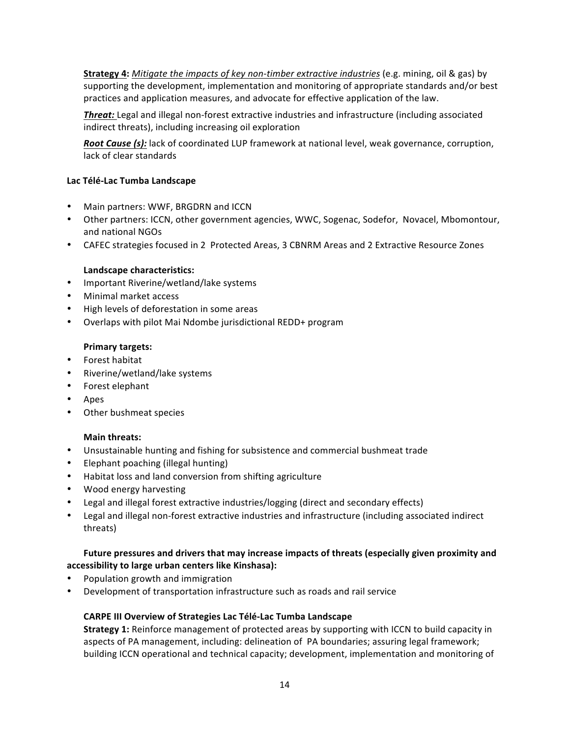**Strategy 4:** *Mitigate the impacts of key non-timber extractive industries* (e.g. mining, oil & gas) by supporting the development, implementation and monitoring of appropriate standards and/or best practices and application measures, and advocate for effective application of the law.

***Threat:*** Legal and illegal non-forest extractive industries and infrastructure (including associated indirect threats), including increasing oil exploration

***Root Cause (s):*** lack of coordinated LUP framework at national level, weak governance, corruption, lack of clear standards

**Lac Télé-Lac Tumba Landscape**

- Main partners: WWF, BRGDRN and ICCN
- Other partners: ICCN, other government agencies, WWC, Sogenac, Sodefor, Novacel, Mbomontour, and national NGOs
- CAFEC strategies focused in 2 Protected Areas, 3 CBNRM Areas and 2 Extractive Resource Zones

**Landscape characteristics:**

- Important Riverine/wetland/lake systems
- Minimal market access
- High levels of deforestation in some areas
- Overlaps with pilot Mai Ndombe jurisdictional REDD+ program

**Primary targets:**

- Forest habitat
- Riverine/wetland/lake systems
- Forest elephant
- Apes
- Other bushmeat species

**Main threats:**

- Unsustainable hunting and fishing for subsistence and commercial bushmeat trade
- Elephant poaching (illegal hunting)
- Habitat loss and land conversion from shifting agriculture
- Wood energy harvesting
- Legal and illegal forest extractive industries/logging (direct and secondary effects)
- Legal and illegal non-forest extractive industries and infrastructure (including associated indirect threats)

**Future pressures and drivers that may increase impacts of threats (especially given proximity and accessibility to large urban centers like Kinshasa):**

- Population growth and immigration
- Development of transportation infrastructure such as roads and rail service

**CARPE III Overview of Strategies Lac Télé-Lac Tumba Landscape**

**Strategy 1:** Reinforce management of protected areas by supporting with ICCN to build capacity in aspects of PA management, including: delineation of PA boundaries; assuring legal framework; building ICCN operational and technical capacity; development, implementation and monitoring of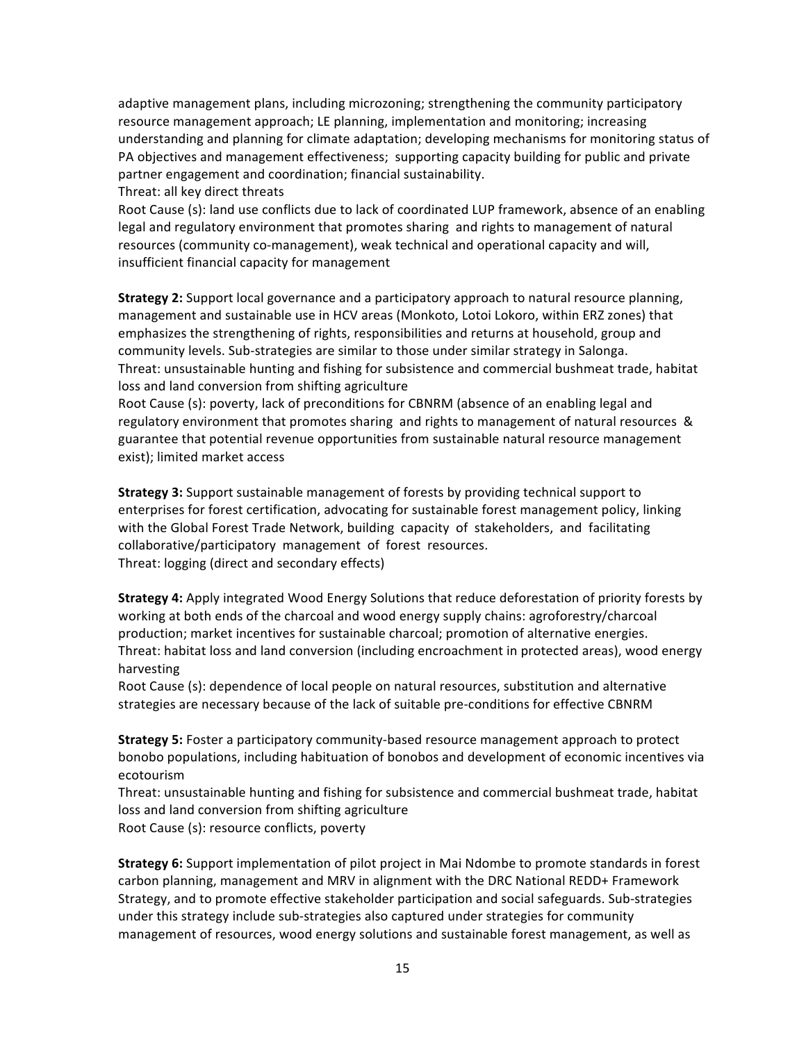adaptive management plans, including microzoning; strengthening the community participatory resource management approach; LE planning, implementation and monitoring; increasing understanding and planning for climate adaptation; developing mechanisms for monitoring status of PA objectives and management effectiveness; supporting capacity building for public and private partner engagement and coordination; financial sustainability.
Threat: all key direct threats
Root Cause (s): land use conflicts due to lack of coordinated LUP framework, absence of an enabling legal and regulatory environment that promotes sharing and rights to management of natural resources (community co-management), weak technical and operational capacity and will, insufficient financial capacity for management

**Strategy 2:** Support local governance and a participatory approach to natural resource planning, management and sustainable use in HCV areas (Monkoto, Lotoi Lokoro, within ERZ zones) that emphasizes the strengthening of rights, responsibilities and returns at household, group and community levels. Sub-strategies are similar to those under similar strategy in Salonga.
Threat: unsustainable hunting and fishing for subsistence and commercial bushmeat trade, habitat loss and land conversion from shifting agriculture
Root Cause (s): poverty, lack of preconditions for CBNRM (absence of an enabling legal and regulatory environment that promotes sharing and rights to management of natural resources & guarantee that potential revenue opportunities from sustainable natural resource management exist); limited market access

**Strategy 3:** Support sustainable management of forests by providing technical support to enterprises for forest certification, advocating for sustainable forest management policy, linking with the Global Forest Trade Network, building capacity of stakeholders, and facilitating collaborative/participatory management of forest resources.
Threat: logging (direct and secondary effects)

**Strategy 4:** Apply integrated Wood Energy Solutions that reduce deforestation of priority forests by working at both ends of the charcoal and wood energy supply chains: agroforestry/charcoal production; market incentives for sustainable charcoal; promotion of alternative energies.
Threat: habitat loss and land conversion (including encroachment in protected areas), wood energy harvesting
Root Cause (s): dependence of local people on natural resources, substitution and alternative strategies are necessary because of the lack of suitable pre-conditions for effective CBNRM

**Strategy 5:** Foster a participatory community-based resource management approach to protect bonobo populations, including habituation of bonobos and development of economic incentives via ecotourism
Threat: unsustainable hunting and fishing for subsistence and commercial bushmeat trade, habitat loss and land conversion from shifting agriculture
Root Cause (s): resource conflicts, poverty

**Strategy 6:** Support implementation of pilot project in Mai Ndombe to promote standards in forest carbon planning, management and MRV in alignment with the DRC National REDD+ Framework Strategy, and to promote effective stakeholder participation and social safeguards. Sub-strategies under this strategy include sub-strategies also captured under strategies for community management of resources, wood energy solutions and sustainable forest management, as well as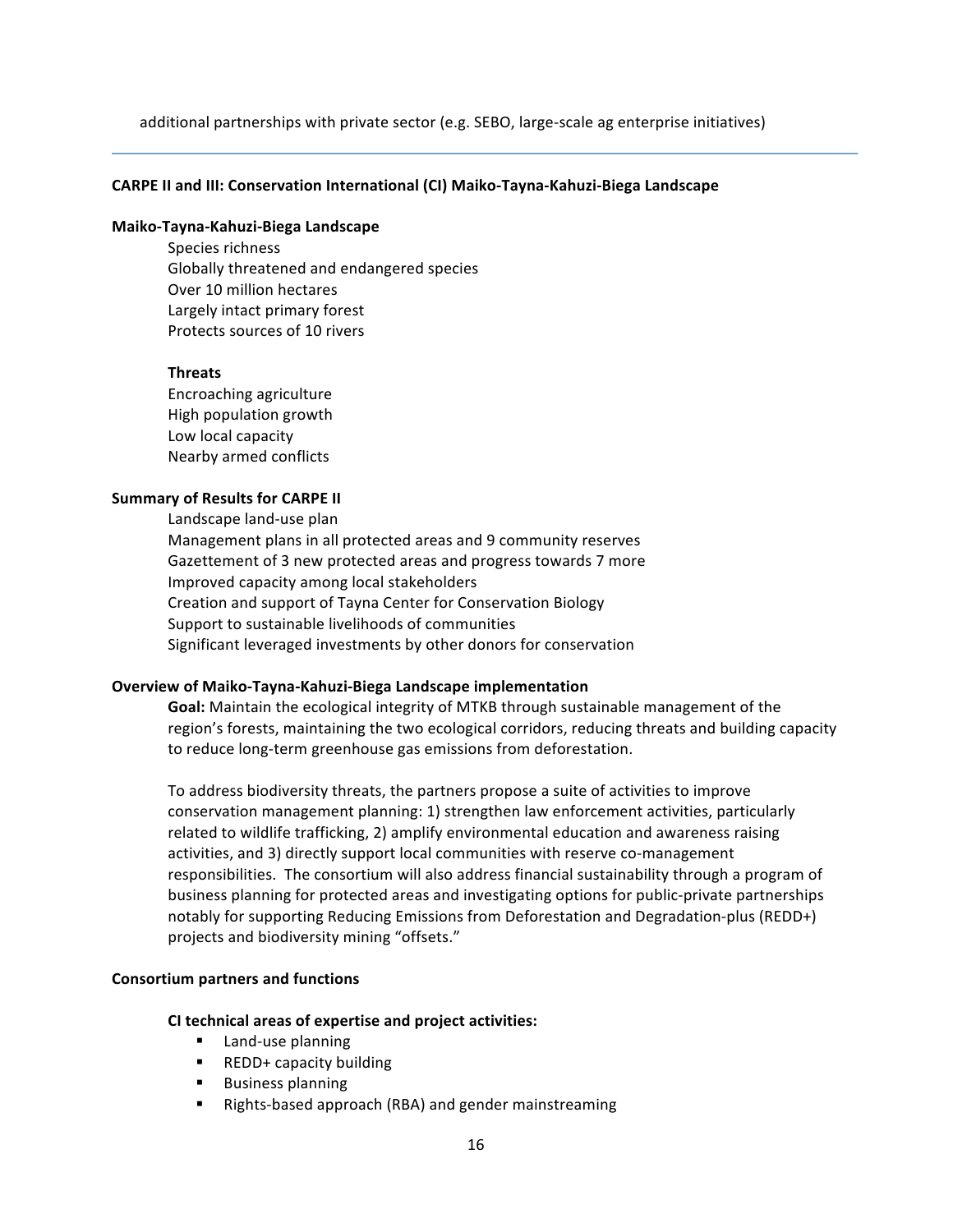additional partnerships with private sector (e.g. SEBO, large-scale ag enterprise initiatives)

---

**CARPE II and III: Conservation International (CI) Maiko-Tayna-Kahuzi-Biega Landscape**

**Maiko-Tayna-Kahuzi-Biega Landscape**

Species richness
Globally threatened and endangered species
Over 10 million hectares
Largely intact primary forest
Protects sources of 10 rivers

**Threats**

Encroaching agriculture
High population growth
Low local capacity
Nearby armed conflicts

**Summary of Results for CARPE II**

Landscape land-use plan
Management plans in all protected areas and 9 community reserves
Gazettement of 3 new protected areas and progress towards 7 more
Improved capacity among local stakeholders
Creation and support of Tayna Center for Conservation Biology
Support to sustainable livelihoods of communities
Significant leveraged investments by other donors for conservation

**Overview of Maiko-Tayna-Kahuzi-Biega Landscape implementation**

**Goal:** Maintain the ecological integrity of MTKB through sustainable management of the region's forests, maintaining the two ecological corridors, reducing threats and building capacity to reduce long-term greenhouse gas emissions from deforestation.

To address biodiversity threats, the partners propose a suite of activities to improve conservation management planning: 1) strengthen law enforcement activities, particularly related to wildlife trafficking, 2) amplify environmental education and awareness raising activities, and 3) directly support local communities with reserve co-management responsibilities. The consortium will also address financial sustainability through a program of business planning for protected areas and investigating options for public-private partnerships notably for supporting Reducing Emissions from Deforestation and Degradation-plus (REDD+) projects and biodiversity mining "offsets."

**Consortium partners and functions**

**CI technical areas of expertise and project activities:**

- Land-use planning
- REDD+ capacity building
- Business planning
- Rights-based approach (RBA) and gender mainstreaming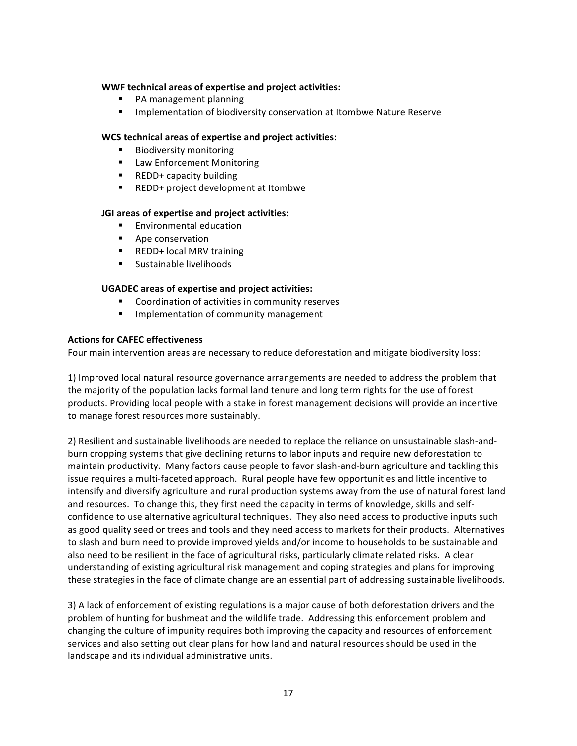**WWF technical areas of expertise and project activities:**

- PA management planning
- Implementation of biodiversity conservation at Itombwe Nature Reserve

**WCS technical areas of expertise and project activities:**

- Biodiversity monitoring
- Law Enforcement Monitoring
- REDD+ capacity building
- REDD+ project development at Itombwe

**JGI areas of expertise and project activities:**

- Environmental education
- Ape conservation
- REDD+ local MRV training
- Sustainable livelihoods

**UGADEC areas of expertise and project activities:**

- Coordination of activities in community reserves
- Implementation of community management

**Actions for CAFEC effectiveness**

Four main intervention areas are necessary to reduce deforestation and mitigate biodiversity loss:

1) Improved local natural resource governance arrangements are needed to address the problem that the majority of the population lacks formal land tenure and long term rights for the use of forest products. Providing local people with a stake in forest management decisions will provide an incentive to manage forest resources more sustainably.

2) Resilient and sustainable livelihoods are needed to replace the reliance on unsustainable slash-and-burn cropping systems that give declining returns to labor inputs and require new deforestation to maintain productivity. Many factors cause people to favor slash-and-burn agriculture and tackling this issue requires a multi-faceted approach. Rural people have few opportunities and little incentive to intensify and diversify agriculture and rural production systems away from the use of natural forest land and resources. To change this, they first need the capacity in terms of knowledge, skills and self-confidence to use alternative agricultural techniques. They also need access to productive inputs such as good quality seed or trees and tools and they need access to markets for their products. Alternatives to slash and burn need to provide improved yields and/or income to households to be sustainable and also need to be resilient in the face of agricultural risks, particularly climate related risks. A clear understanding of existing agricultural risk management and coping strategies and plans for improving these strategies in the face of climate change are an essential part of addressing sustainable livelihoods.

3) A lack of enforcement of existing regulations is a major cause of both deforestation drivers and the problem of hunting for bushmeat and the wildlife trade. Addressing this enforcement problem and changing the culture of impunity requires both improving the capacity and resources of enforcement services and also setting out clear plans for how land and natural resources should be used in the landscape and its individual administrative units.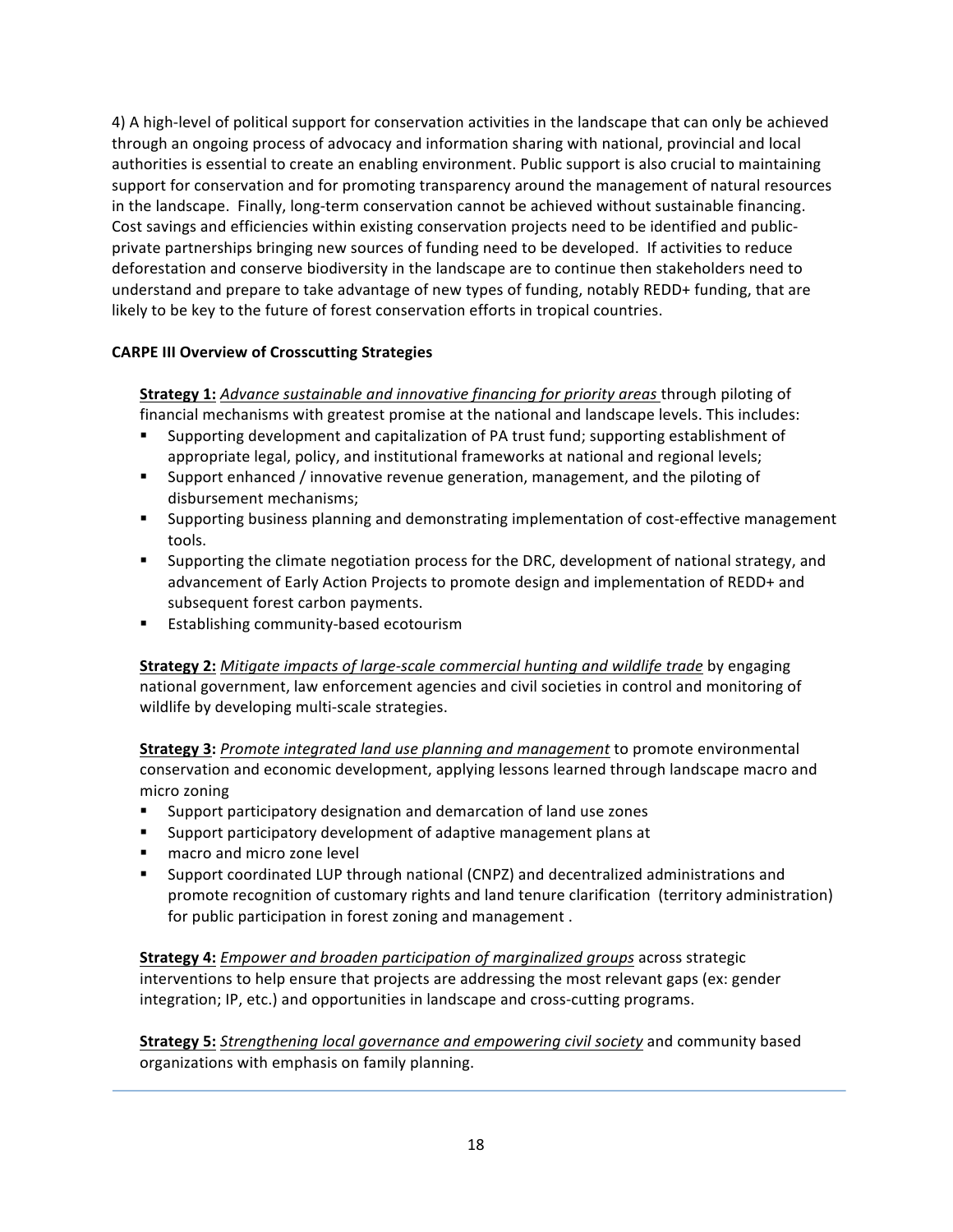4) A high-level of political support for conservation activities in the landscape that can only be achieved through an ongoing process of advocacy and information sharing with national, provincial and local authorities is essential to create an enabling environment. Public support is also crucial to maintaining support for conservation and for promoting transparency around the management of natural resources in the landscape. Finally, long-term conservation cannot be achieved without sustainable financing. Cost savings and efficiencies within existing conservation projects need to be identified and public-private partnerships bringing new sources of funding need to be developed. If activities to reduce deforestation and conserve biodiversity in the landscape are to continue then stakeholders need to understand and prepare to take advantage of new types of funding, notably REDD+ funding, that are likely to be key to the future of forest conservation efforts in tropical countries.

**CARPE III Overview of Crosscutting Strategies**

**Strategy 1:** *Advance sustainable and innovative financing for priority areas* through piloting of financial mechanisms with greatest promise at the national and landscape levels. This includes:

- Supporting development and capitalization of PA trust fund; supporting establishment of appropriate legal, policy, and institutional frameworks at national and regional levels;
- Support enhanced / innovative revenue generation, management, and the piloting of disbursement mechanisms;
- Supporting business planning and demonstrating implementation of cost-effective management tools.
- Supporting the climate negotiation process for the DRC, development of national strategy, and advancement of Early Action Projects to promote design and implementation of REDD+ and subsequent forest carbon payments.
- Establishing community-based ecotourism

**Strategy 2:** *Mitigate impacts of large-scale commercial hunting and wildlife trade* by engaging national government, law enforcement agencies and civil societies in control and monitoring of wildlife by developing multi-scale strategies.

**Strategy 3:** *Promote integrated land use planning and management* to promote environmental conservation and economic development, applying lessons learned through landscape macro and micro zoning

- Support participatory designation and demarcation of land use zones
- Support participatory development of adaptive management plans at
- macro and micro zone level
- Support coordinated LUP through national (CNPZ) and decentralized administrations and promote recognition of customary rights and land tenure clarification (territory administration) for public participation in forest zoning and management .

**Strategy 4:** *Empower and broaden participation of marginalized groups* across strategic interventions to help ensure that projects are addressing the most relevant gaps (ex: gender integration; IP, etc.) and opportunities in landscape and cross-cutting programs.

**Strategy 5:** *Strengthening local governance and empowering civil society* and community based organizations with emphasis on family planning.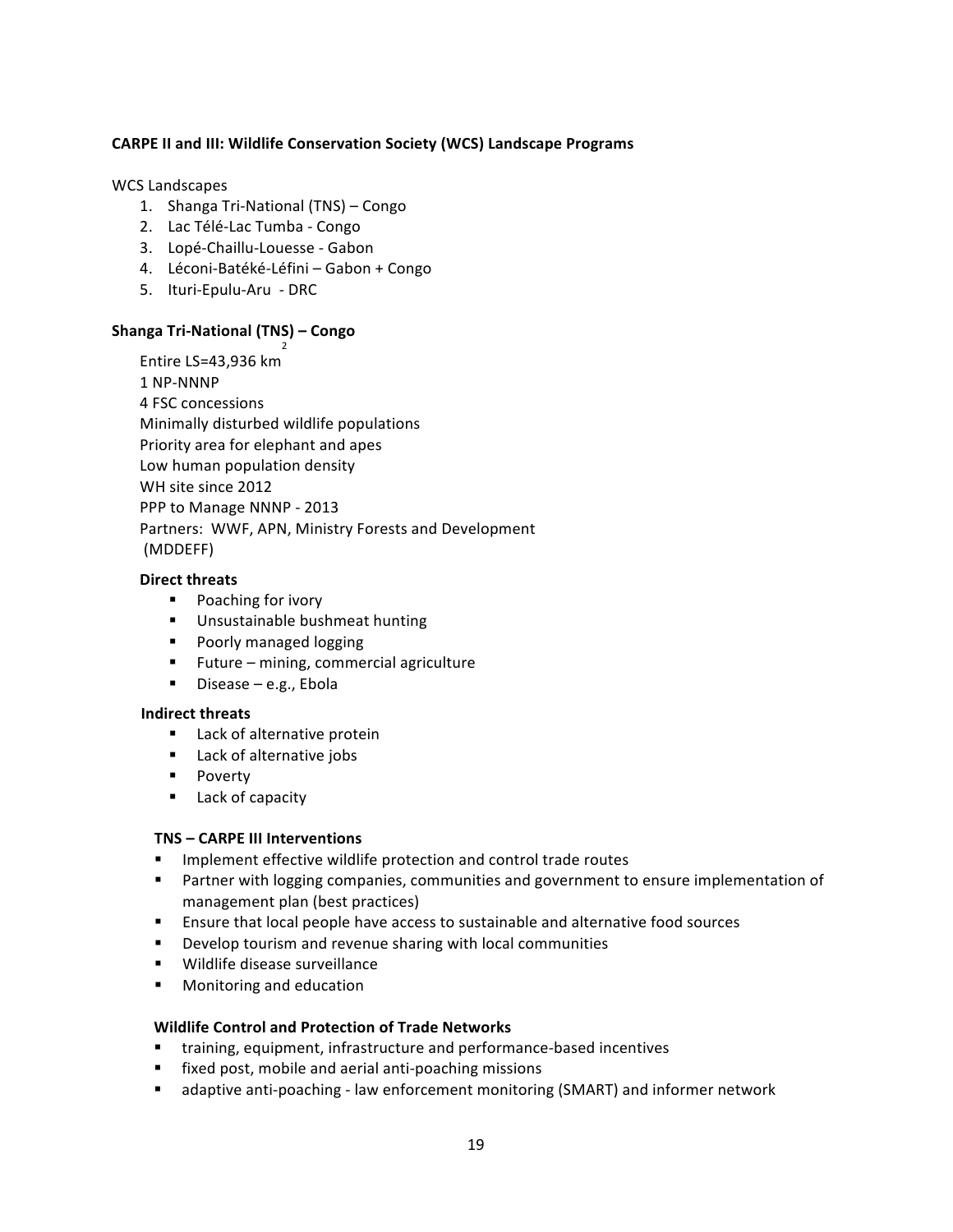**CARPE II and III: Wildlife Conservation Society (WCS) Landscape Programs**

WCS Landscapes

1. Shanga Tri-National (TNS) – Congo
2. Lac Télé-Lac Tumba - Congo
3. Lopé-Chaillu-Louesse - Gabon
4. Léconi-Batéké-Léfini – Gabon + Congo
5. Ituri-Epulu-Aru - DRC

**Shanga Tri-National (TNS) – Congo**

Entire LS=43,936 $km^2$
1 NP-NNNP
4 FSC concessions
Minimally disturbed wildlife populations
Priority area for elephant and apes
Low human population density
WH site since 2012
PPP to Manage NNNP - 2013
Partners: WWF, APN, Ministry Forests and Development (MDDEFF)

**Direct threats**

- Poaching for ivory
- Unsustainable bushmeat hunting
- Poorly managed logging
- Future – mining, commercial agriculture
- Disease – e.g., Ebola

**Indirect threats**

- Lack of alternative protein
- Lack of alternative jobs
- Poverty
- Lack of capacity

**TNS – CARPE III Interventions**

- Implement effective wildlife protection and control trade routes
- Partner with logging companies, communities and government to ensure implementation of management plan (best practices)
- Ensure that local people have access to sustainable and alternative food sources
- Develop tourism and revenue sharing with local communities
- Wildlife disease surveillance
- Monitoring and education

**Wildlife Control and Protection of Trade Networks**

- training, equipment, infrastructure and performance-based incentives
- fixed post, mobile and aerial anti-poaching missions
- adaptive anti-poaching - law enforcement monitoring (SMART) and informer network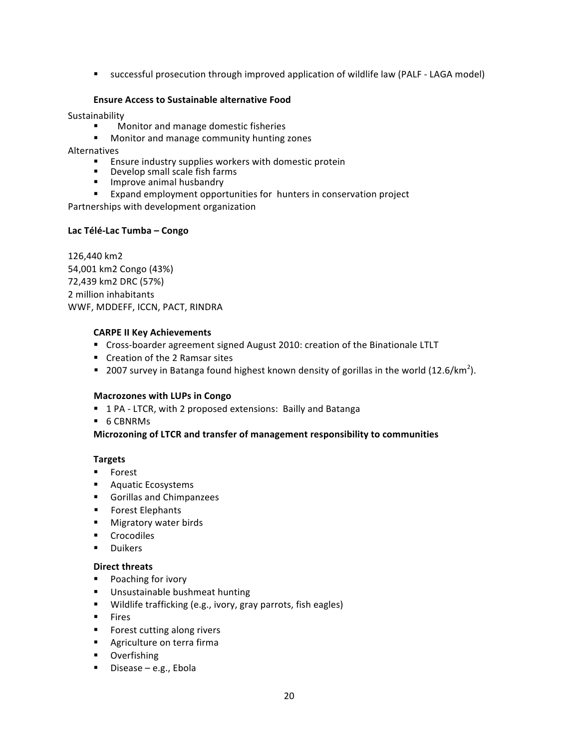- successful prosecution through improved application of wildlife law (PALF - LAGA model)

**Ensure Access to Sustainable alternative Food**

Sustainability

- Monitor and manage domestic fisheries
- Monitor and manage community hunting zones

Alternatives

- Ensure industry supplies workers with domestic protein
- Develop small scale fish farms
- Improve animal husbandry
- Expand employment opportunities for hunters in conservation project

Partnerships with development organization

**Lac Télé-Lac Tumba – Congo**

126,440 km2
54,001 km2 Congo (43%)
72,439 km2 DRC (57%)
2 million inhabitants
WWF, MDDEFF, ICCN, PACT, RINDRA

**CARPE II Key Achievements**

- Cross-boarder agreement signed August 2010: creation of the Binationale LTLT
- Creation of the 2 Ramsar sites
- 2007 survey in Batanga found highest known density of gorillas in the world (12.6/km$^2$).

**Macrozones with LUPs in Congo**

- 1 PA - LTCR, with 2 proposed extensions: Bailly and Batanga
- 6 CBNRMs

**Microzoning of LTCR and transfer of management responsibility to communities**

**Targets**

- Forest
- Aquatic Ecosystems
- Gorillas and Chimpanzees
- Forest Elephants
- Migratory water birds
- Crocodiles
- Duikers

**Direct threats**

- Poaching for ivory
- Unsustainable bushmeat hunting
- Wildlife trafficking (e.g., ivory, gray parrots, fish eagles)
- Fires
- Forest cutting along rivers
- Agriculture on terra firma
- Overfishing
- Disease – e.g., Ebola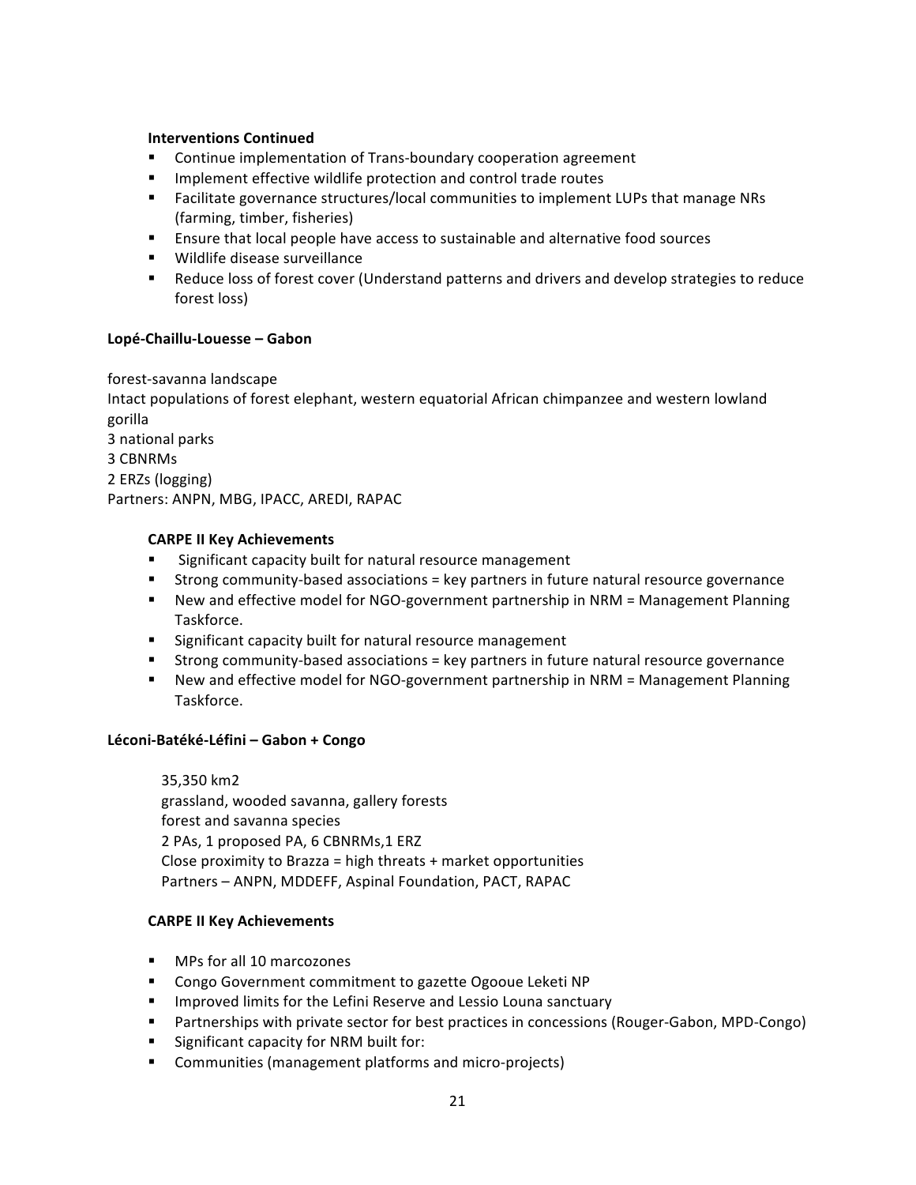**Interventions Continued**

- Continue implementation of Trans-boundary cooperation agreement
- Implement effective wildlife protection and control trade routes
- Facilitate governance structures/local communities to implement LUPs that manage NRs (farming, timber, fisheries)
- Ensure that local people have access to sustainable and alternative food sources
- Wildlife disease surveillance
- Reduce loss of forest cover (Understand patterns and drivers and develop strategies to reduce forest loss)

**Lopé-Chaillu-Louesse – Gabon**

forest-savanna landscape
Intact populations of forest elephant, western equatorial African chimpanzee and western lowland gorilla
3 national parks
3 CBNRMs
2 ERZs (logging)
Partners: ANPN, MBG, IPACC, AREDI, RAPAC

**CARPE II Key Achievements**

- Significant capacity built for natural resource management
- Strong community-based associations = key partners in future natural resource governance
- New and effective model for NGO-government partnership in NRM = Management Planning Taskforce.
- Significant capacity built for natural resource management
- Strong community-based associations = key partners in future natural resource governance
- New and effective model for NGO-government partnership in NRM = Management Planning Taskforce.

**Léconi-Batéké-Léfini – Gabon + Congo**

35,350 km2
grassland, wooded savanna, gallery forests
forest and savanna species
2 PAs, 1 proposed PA, 6 CBNRMs,1 ERZ
Close proximity to Brazza = high threats + market opportunities
Partners – ANPN, MDDEFF, Aspinal Foundation, PACT, RAPAC

**CARPE II Key Achievements**

- MPs for all 10 marcozones
- Congo Government commitment to gazette Ogooue Leketi NP
- Improved limits for the Lefini Reserve and Lessio Louna sanctuary
- Partnerships with private sector for best practices in concessions (Rouger-Gabon, MPD-Congo)
- Significant capacity for NRM built for:
- Communities (management platforms and micro-projects)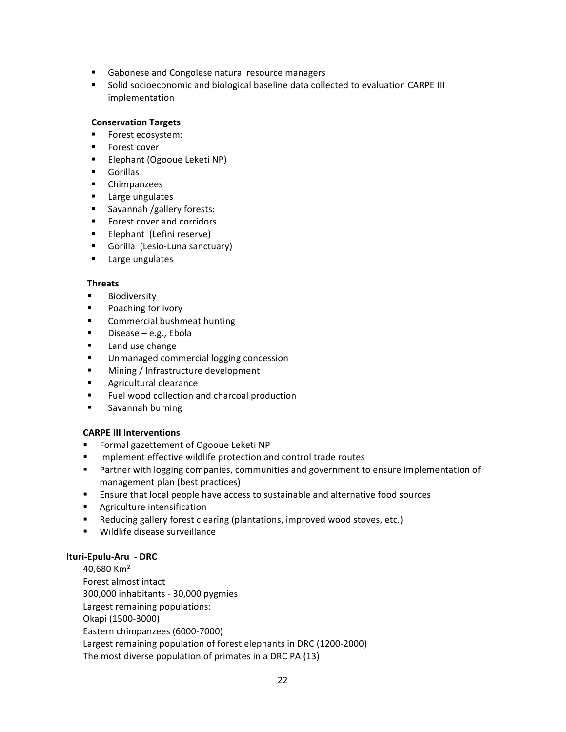- Gabonese and Congolese natural resource managers
- Solid socioeconomic and biological baseline data collected to evaluation CARPE III implementation

**Conservation Targets**

- Forest ecosystem:
- Forest cover
- Elephant (Ogooue Leketi NP)
- Gorillas
- Chimpanzees
- Large ungulates
- Savannah /gallery forests:
- Forest cover and corridors
- Elephant (Lefini reserve)
- Gorilla (Lesio-Luna sanctuary)
- Large ungulates

**Threats**

- Biodiversity
- Poaching for ivory
- Commercial bushmeat hunting
- Disease – e.g., Ebola
- Land use change
- Unmanaged commercial logging concession
- Mining / Infrastructure development
- Agricultural clearance
- Fuel wood collection and charcoal production
- Savannah burning

**CARPE III Interventions**

- Formal gazettement of Ogooue Leketi NP
- Implement effective wildlife protection and control trade routes
- Partner with logging companies, communities and government to ensure implementation of management plan (best practices)
- Ensure that local people have access to sustainable and alternative food sources
- Agriculture intensification
- Reducing gallery forest clearing (plantations, improved wood stoves, etc.)
- Wildlife disease surveillance

**Ituri-Epulu-Aru - DRC**

40,680 Km²
Forest almost intact
300,000 inhabitants - 30,000 pygmies
Largest remaining populations:
Okapi (1500-3000)
Eastern chimpanzees (6000-7000)
Largest remaining population of forest elephants in DRC (1200-2000)
The most diverse population of primates in a DRC PA (13)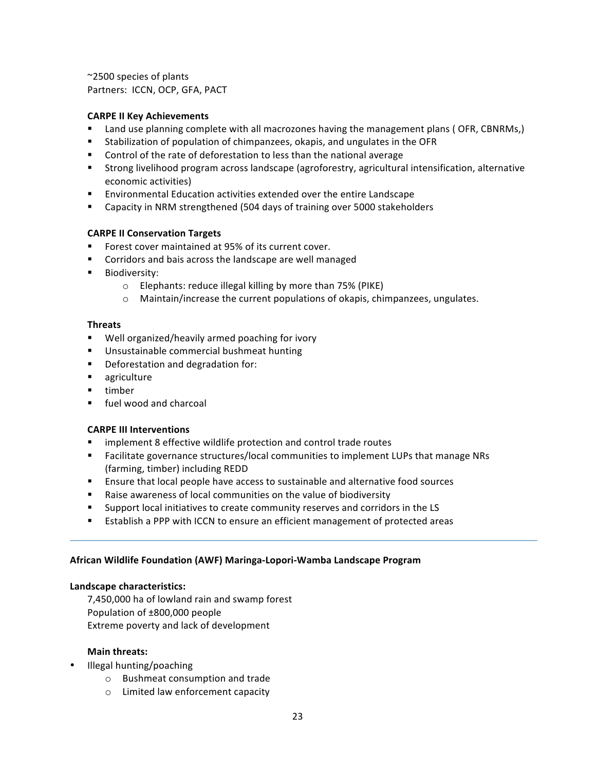~2500 species of plants
Partners: ICCN, OCP, GFA, PACT

**CARPE II Key Achievements**

- Land use planning complete with all macrozones having the management plans ( OFR, CBNRMs,)
- Stabilization of population of chimpanzees, okapis, and ungulates in the OFR
- Control of the rate of deforestation to less than the national average
- Strong livelihood program across landscape (agroforestry, agricultural intensification, alternative economic activities)
- Environmental Education activities extended over the entire Landscape
- Capacity in NRM strengthened (504 days of training over 5000 stakeholders

**CARPE II Conservation Targets**

- Forest cover maintained at 95% of its current cover.
- Corridors and bais across the landscape are well managed
- Biodiversity:
  - Elephants: reduce illegal killing by more than 75% (PIKE)
  - Maintain/increase the current populations of okapis, chimpanzees, ungulates.

**Threats**

- Well organized/heavily armed poaching for ivory
- Unsustainable commercial bushmeat hunting
- Deforestation and degradation for:
- agriculture
- timber
- fuel wood and charcoal

**CARPE III Interventions**

- implement 8 effective wildlife protection and control trade routes
- Facilitate governance structures/local communities to implement LUPs that manage NRs (farming, timber) including REDD
- Ensure that local people have access to sustainable and alternative food sources
- Raise awareness of local communities on the value of biodiversity
- Support local initiatives to create community reserves and corridors in the LS
- Establish a PPP with ICCN to ensure an efficient management of protected areas

---

**African Wildlife Foundation (AWF) Maringa-Lopori-Wamba Landscape Program**

**Landscape characteristics:**

7,450,000 ha of lowland rain and swamp forest
Population of ±800,000 people
Extreme poverty and lack of development

**Main threats:**

- Illegal hunting/poaching
  - Bushmeat consumption and trade
  - Limited law enforcement capacity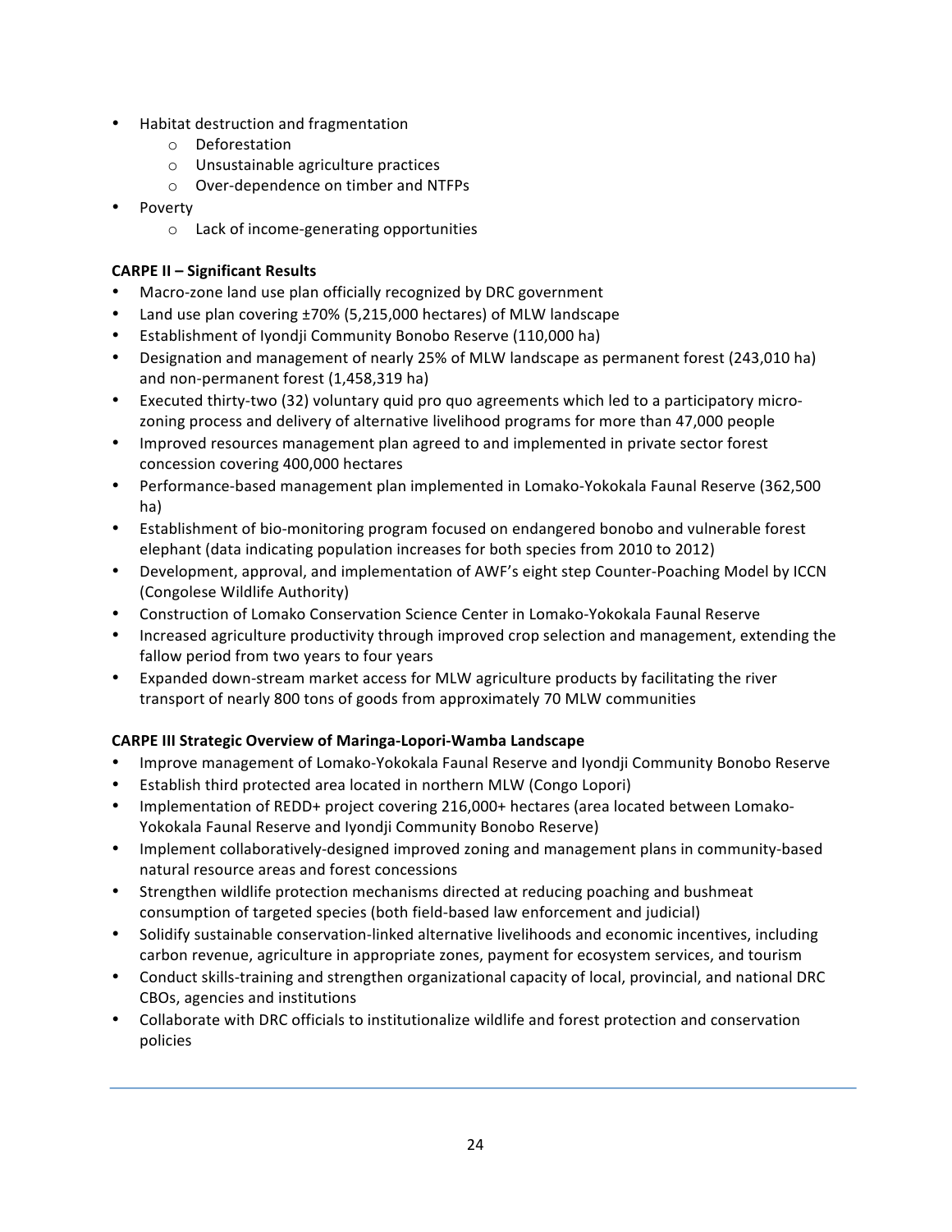- Habitat destruction and fragmentation
    - Deforestation
    - Unsustainable agriculture practices
    - Over-dependence on timber and NTFPs
- Poverty
    - Lack of income-generating opportunities

**CARPE II – Significant Results**

- Macro-zone land use plan officially recognized by DRC government
- Land use plan covering ±70% (5,215,000 hectares) of MLW landscape
- Establishment of Iyondji Community Bonobo Reserve (110,000 ha)
- Designation and management of nearly 25% of MLW landscape as permanent forest (243,010 ha) and non-permanent forest (1,458,319 ha)
- Executed thirty-two (32) voluntary quid pro quo agreements which led to a participatory micro-zoning process and delivery of alternative livelihood programs for more than 47,000 people
- Improved resources management plan agreed to and implemented in private sector forest concession covering 400,000 hectares
- Performance-based management plan implemented in Lomako-Yokokala Faunal Reserve (362,500 ha)
- Establishment of bio-monitoring program focused on endangered bonobo and vulnerable forest elephant (data indicating population increases for both species from 2010 to 2012)
- Development, approval, and implementation of AWF's eight step Counter-Poaching Model by ICCN (Congolese Wildlife Authority)
- Construction of Lomako Conservation Science Center in Lomako-Yokokala Faunal Reserve
- Increased agriculture productivity through improved crop selection and management, extending the fallow period from two years to four years
- Expanded down-stream market access for MLW agriculture products by facilitating the river transport of nearly 800 tons of goods from approximately 70 MLW communities

**CARPE III Strategic Overview of Maringa-Lopori-Wamba Landscape**

- Improve management of Lomako-Yokokala Faunal Reserve and Iyondji Community Bonobo Reserve
- Establish third protected area located in northern MLW (Congo Lopori)
- Implementation of REDD+ project covering 216,000+ hectares (area located between Lomako-Yokokala Faunal Reserve and Iyondji Community Bonobo Reserve)
- Implement collaboratively-designed improved zoning and management plans in community-based natural resource areas and forest concessions
- Strengthen wildlife protection mechanisms directed at reducing poaching and bushmeat consumption of targeted species (both field-based law enforcement and judicial)
- Solidify sustainable conservation-linked alternative livelihoods and economic incentives, including carbon revenue, agriculture in appropriate zones, payment for ecosystem services, and tourism
- Conduct skills-training and strengthen organizational capacity of local, provincial, and national DRC CBOs, agencies and institutions
- Collaborate with DRC officials to institutionalize wildlife and forest protection and conservation policies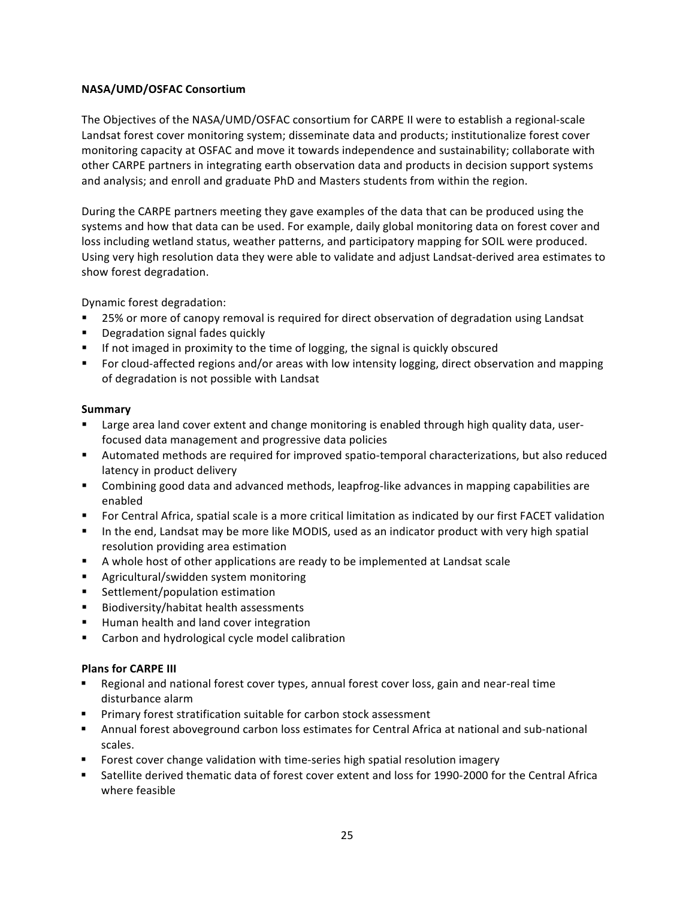**NASA/UMD/OSFAC Consortium**

The Objectives of the NASA/UMD/OSFAC consortium for CARPE II were to establish a regional-scale Landsat forest cover monitoring system; disseminate data and products; institutionalize forest cover monitoring capacity at OSFAC and move it towards independence and sustainability; collaborate with other CARPE partners in integrating earth observation data and products in decision support systems and analysis; and enroll and graduate PhD and Masters students from within the region.

During the CARPE partners meeting they gave examples of the data that can be produced using the systems and how that data can be used. For example, daily global monitoring data on forest cover and loss including wetland status, weather patterns, and participatory mapping for SOIL were produced. Using very high resolution data they were able to validate and adjust Landsat-derived area estimates to show forest degradation.

Dynamic forest degradation:

- 25% or more of canopy removal is required for direct observation of degradation using Landsat
- Degradation signal fades quickly
- If not imaged in proximity to the time of logging, the signal is quickly obscured
- For cloud-affected regions and/or areas with low intensity logging, direct observation and mapping of degradation is not possible with Landsat

**Summary**

- Large area land cover extent and change monitoring is enabled through high quality data, user-focused data management and progressive data policies
- Automated methods are required for improved spatio-temporal characterizations, but also reduced latency in product delivery
- Combining good data and advanced methods, leapfrog-like advances in mapping capabilities are enabled
- For Central Africa, spatial scale is a more critical limitation as indicated by our first FACET validation
- In the end, Landsat may be more like MODIS, used as an indicator product with very high spatial resolution providing area estimation
- A whole host of other applications are ready to be implemented at Landsat scale
- Agricultural/swidden system monitoring
- Settlement/population estimation
- Biodiversity/habitat health assessments
- Human health and land cover integration
- Carbon and hydrological cycle model calibration

**Plans for CARPE III**

- Regional and national forest cover types, annual forest cover loss, gain and near-real time disturbance alarm
- Primary forest stratification suitable for carbon stock assessment
- Annual forest aboveground carbon loss estimates for Central Africa at national and sub-national scales.
- Forest cover change validation with time-series high spatial resolution imagery
- Satellite derived thematic data of forest cover extent and loss for 1990-2000 for the Central Africa where feasible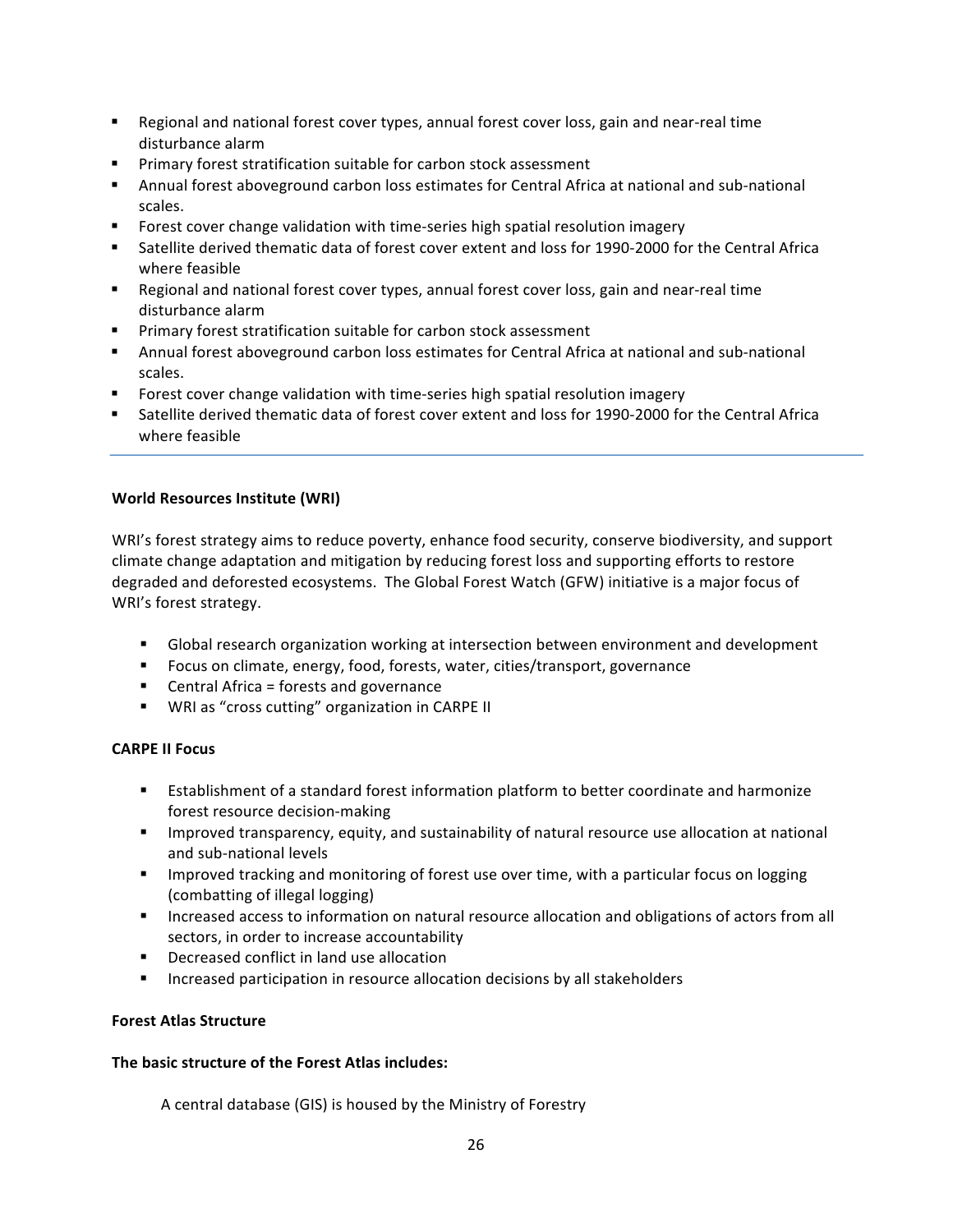- Regional and national forest cover types, annual forest cover loss, gain and near-real time disturbance alarm
- Primary forest stratification suitable for carbon stock assessment
- Annual forest aboveground carbon loss estimates for Central Africa at national and sub-national scales.
- Forest cover change validation with time-series high spatial resolution imagery
- Satellite derived thematic data of forest cover extent and loss for 1990-2000 for the Central Africa where feasible
- Regional and national forest cover types, annual forest cover loss, gain and near-real time disturbance alarm
- Primary forest stratification suitable for carbon stock assessment
- Annual forest aboveground carbon loss estimates for Central Africa at national and sub-national scales.
- Forest cover change validation with time-series high spatial resolution imagery
- Satellite derived thematic data of forest cover extent and loss for 1990-2000 for the Central Africa where feasible

---

**World Resources Institute (WRI)**

WRI's forest strategy aims to reduce poverty, enhance food security, conserve biodiversity, and support climate change adaptation and mitigation by reducing forest loss and supporting efforts to restore degraded and deforested ecosystems. The Global Forest Watch (GFW) initiative is a major focus of WRI's forest strategy.

- Global research organization working at intersection between environment and development
- Focus on climate, energy, food, forests, water, cities/transport, governance
- Central Africa = forests and governance
- WRI as "cross cutting" organization in CARPE II

**CARPE II Focus**

- Establishment of a standard forest information platform to better coordinate and harmonize forest resource decision-making
- Improved transparency, equity, and sustainability of natural resource use allocation at national and sub-national levels
- Improved tracking and monitoring of forest use over time, with a particular focus on logging (combatting of illegal logging)
- Increased access to information on natural resource allocation and obligations of actors from all sectors, in order to increase accountability
- Decreased conflict in land use allocation
- Increased participation in resource allocation decisions by all stakeholders

**Forest Atlas Structure**

**The basic structure of the Forest Atlas includes:**

A central database (GIS) is housed by the Ministry of Forestry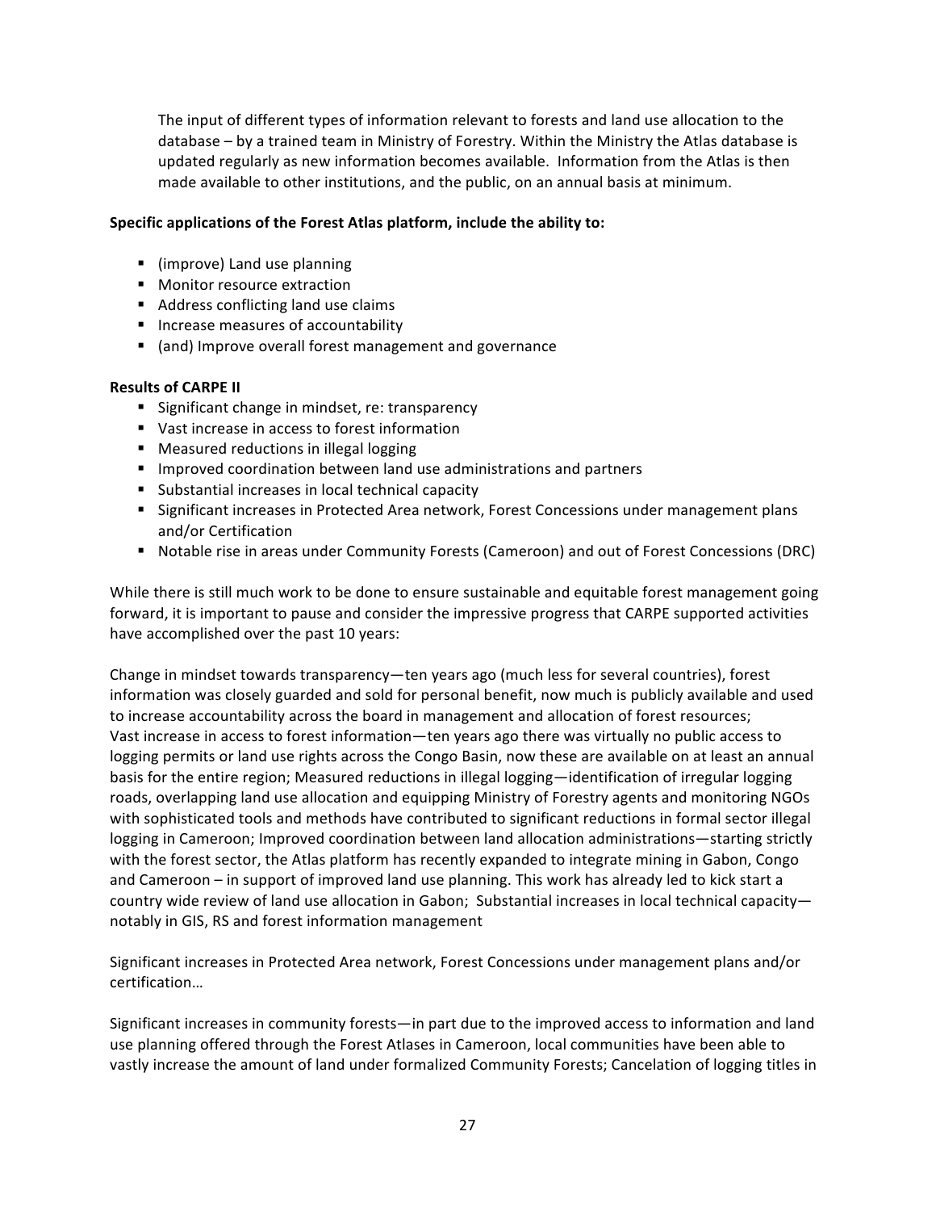The input of different types of information relevant to forests and land use allocation to the database – by a trained team in Ministry of Forestry. Within the Ministry the Atlas database is updated regularly as new information becomes available. Information from the Atlas is then made available to other institutions, and the public, on an annual basis at minimum.

**Specific applications of the Forest Atlas platform, include the ability to:**

- (improve) Land use planning
- Monitor resource extraction
- Address conflicting land use claims
- Increase measures of accountability
- (and) Improve overall forest management and governance

**Results of CARPE II**

- Significant change in mindset, re: transparency
- Vast increase in access to forest information
- Measured reductions in illegal logging
- Improved coordination between land use administrations and partners
- Substantial increases in local technical capacity
- Significant increases in Protected Area network, Forest Concessions under management plans and/or Certification
- Notable rise in areas under Community Forests (Cameroon) and out of Forest Concessions (DRC)

While there is still much work to be done to ensure sustainable and equitable forest management going forward, it is important to pause and consider the impressive progress that CARPE supported activities have accomplished over the past 10 years:

Change in mindset towards transparency—ten years ago (much less for several countries), forest information was closely guarded and sold for personal benefit, now much is publicly available and used to increase accountability across the board in management and allocation of forest resources; Vast increase in access to forest information—ten years ago there was virtually no public access to logging permits or land use rights across the Congo Basin, now these are available on at least an annual basis for the entire region; Measured reductions in illegal logging—identification of irregular logging roads, overlapping land use allocation and equipping Ministry of Forestry agents and monitoring NGOs with sophisticated tools and methods have contributed to significant reductions in formal sector illegal logging in Cameroon; Improved coordination between land allocation administrations—starting strictly with the forest sector, the Atlas platform has recently expanded to integrate mining in Gabon, Congo and Cameroon – in support of improved land use planning. This work has already led to kick start a country wide review of land use allocation in Gabon; Substantial increases in local technical capacity—notably in GIS, RS and forest information management

Significant increases in Protected Area network, Forest Concessions under management plans and/or certification…

Significant increases in community forests—in part due to the improved access to information and land use planning offered through the Forest Atlases in Cameroon, local communities have been able to vastly increase the amount of land under formalized Community Forests; Cancelation of logging titles in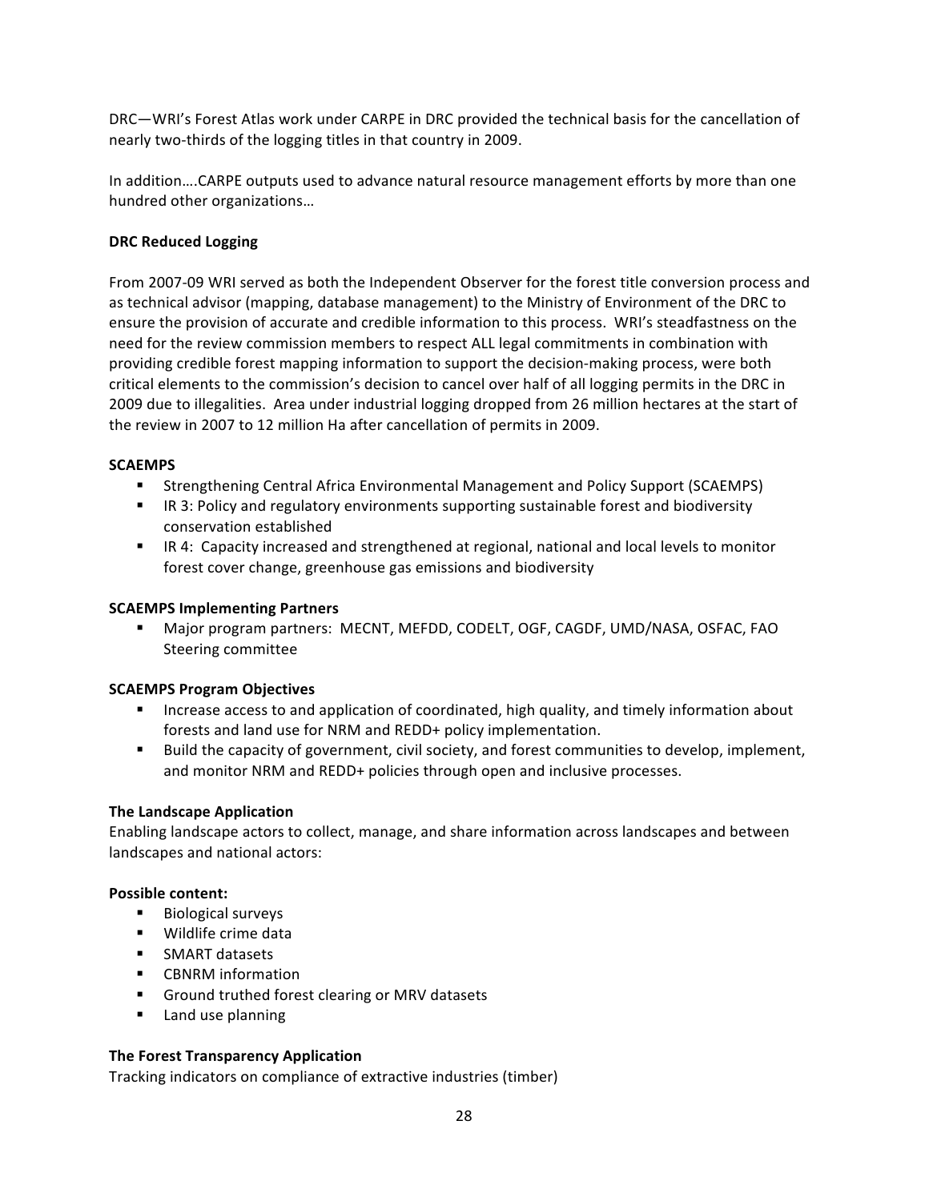DRC—WRI's Forest Atlas work under CARPE in DRC provided the technical basis for the cancellation of nearly two-thirds of the logging titles in that country in 2009.

In addition….CARPE outputs used to advance natural resource management efforts by more than one hundred other organizations…

**DRC Reduced Logging**

From 2007-09 WRI served as both the Independent Observer for the forest title conversion process and as technical advisor (mapping, database management) to the Ministry of Environment of the DRC to ensure the provision of accurate and credible information to this process. WRI's steadfastness on the need for the review commission members to respect ALL legal commitments in combination with providing credible forest mapping information to support the decision-making process, were both critical elements to the commission's decision to cancel over half of all logging permits in the DRC in 2009 due to illegalities. Area under industrial logging dropped from 26 million hectares at the start of the review in 2007 to 12 million Ha after cancellation of permits in 2009.

**SCAEMPS**

- Strengthening Central Africa Environmental Management and Policy Support (SCAEMPS)
- IR 3: Policy and regulatory environments supporting sustainable forest and biodiversity conservation established
- IR 4: Capacity increased and strengthened at regional, national and local levels to monitor forest cover change, greenhouse gas emissions and biodiversity

**SCAEMPS Implementing Partners**

- Major program partners: MECNT, MEFDD, CODELT, OGF, CAGDF, UMD/NASA, OSFAC, FAO Steering committee

**SCAEMPS Program Objectives**

- Increase access to and application of coordinated, high quality, and timely information about forests and land use for NRM and REDD+ policy implementation.
- Build the capacity of government, civil society, and forest communities to develop, implement, and monitor NRM and REDD+ policies through open and inclusive processes.

**The Landscape Application**

Enabling landscape actors to collect, manage, and share information across landscapes and between landscapes and national actors:

**Possible content:**

- Biological surveys
- Wildlife crime data
- SMART datasets
- CBNRM information
- Ground truthed forest clearing or MRV datasets
- Land use planning

**The Forest Transparency Application**

Tracking indicators on compliance of extractive industries (timber)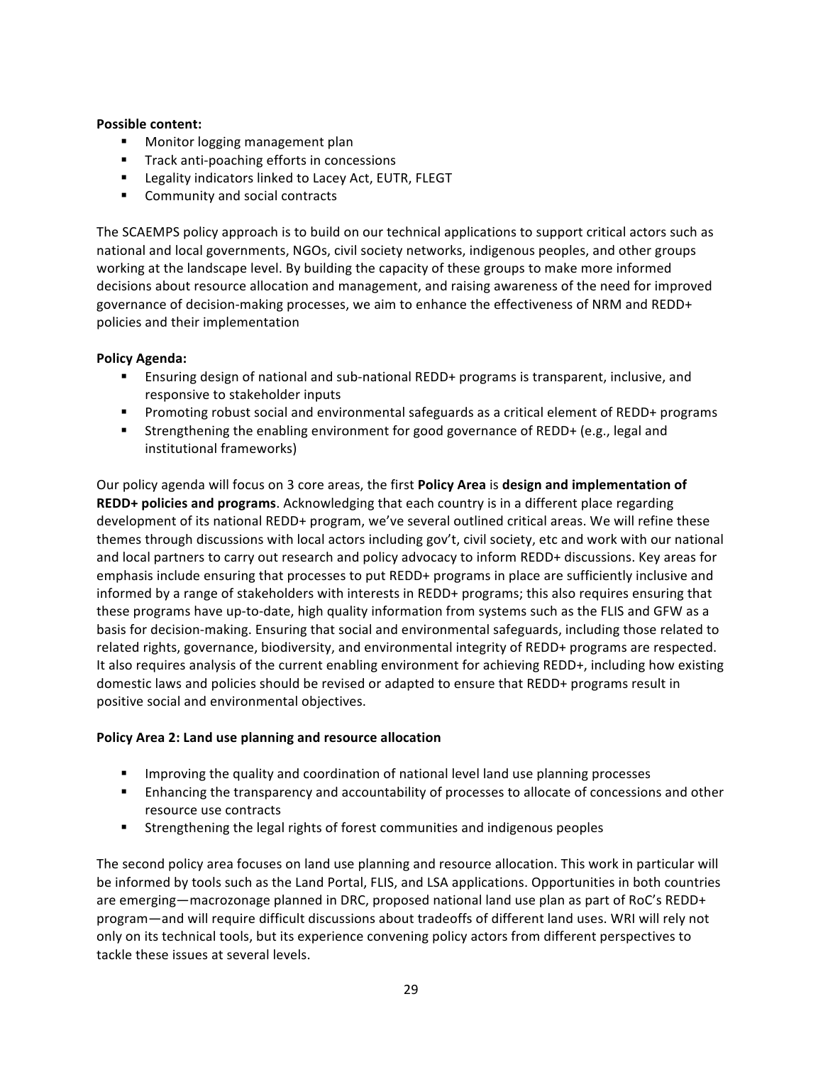**Possible content:**

- Monitor logging management plan
- Track anti-poaching efforts in concessions
- Legality indicators linked to Lacey Act, EUTR, FLEGT
- Community and social contracts

The SCAEMPS policy approach is to build on our technical applications to support critical actors such as national and local governments, NGOs, civil society networks, indigenous peoples, and other groups working at the landscape level. By building the capacity of these groups to make more informed decisions about resource allocation and management, and raising awareness of the need for improved governance of decision-making processes, we aim to enhance the effectiveness of NRM and REDD+ policies and their implementation

**Policy Agenda:**

- Ensuring design of national and sub-national REDD+ programs is transparent, inclusive, and responsive to stakeholder inputs
- Promoting robust social and environmental safeguards as a critical element of REDD+ programs
- Strengthening the enabling environment for good governance of REDD+ (e.g., legal and institutional frameworks)

Our policy agenda will focus on 3 core areas, the first **Policy Area** is **design and implementation of REDD+ policies and programs**. Acknowledging that each country is in a different place regarding development of its national REDD+ program, we've several outlined critical areas. We will refine these themes through discussions with local actors including gov't, civil society, etc and work with our national and local partners to carry out research and policy advocacy to inform REDD+ discussions. Key areas for emphasis include ensuring that processes to put REDD+ programs in place are sufficiently inclusive and informed by a range of stakeholders with interests in REDD+ programs; this also requires ensuring that these programs have up-to-date, high quality information from systems such as the FLIS and GFW as a basis for decision-making. Ensuring that social and environmental safeguards, including those related to related rights, governance, biodiversity, and environmental integrity of REDD+ programs are respected. It also requires analysis of the current enabling environment for achieving REDD+, including how existing domestic laws and policies should be revised or adapted to ensure that REDD+ programs result in positive social and environmental objectives.

**Policy Area 2: Land use planning and resource allocation**

- Improving the quality and coordination of national level land use planning processes
- Enhancing the transparency and accountability of processes to allocate of concessions and other resource use contracts
- Strengthening the legal rights of forest communities and indigenous peoples

The second policy area focuses on land use planning and resource allocation. This work in particular will be informed by tools such as the Land Portal, FLIS, and LSA applications. Opportunities in both countries are emerging—macrozonage planned in DRC, proposed national land use plan as part of RoC's REDD+ program—and will require difficult discussions about tradeoffs of different land uses. WRI will rely not only on its technical tools, but its experience convening policy actors from different perspectives to tackle these issues at several levels.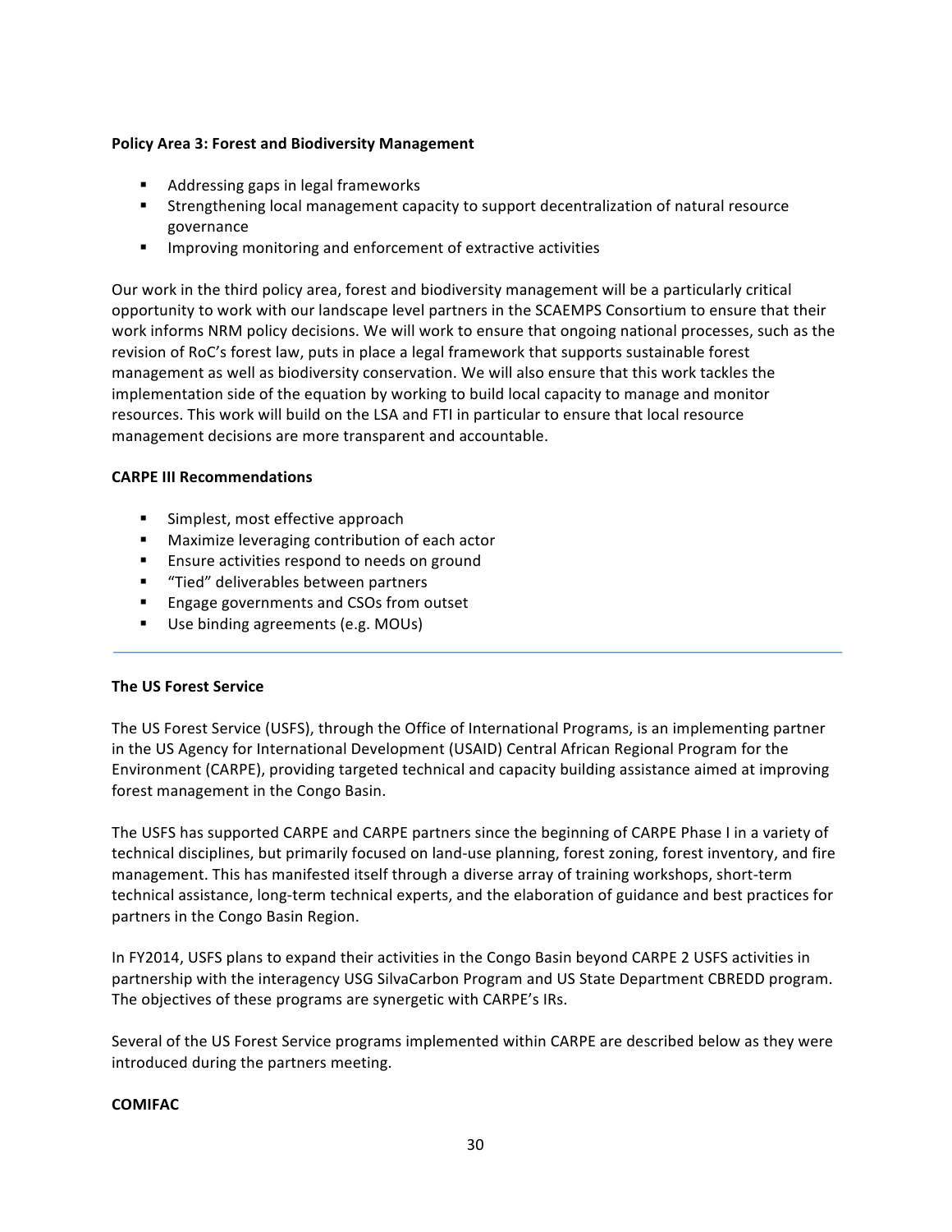**Policy Area 3: Forest and Biodiversity Management**

- Addressing gaps in legal frameworks
- Strengthening local management capacity to support decentralization of natural resource governance
- Improving monitoring and enforcement of extractive activities

Our work in the third policy area, forest and biodiversity management will be a particularly critical opportunity to work with our landscape level partners in the SCAEMPS Consortium to ensure that their work informs NRM policy decisions. We will work to ensure that ongoing national processes, such as the revision of RoC's forest law, puts in place a legal framework that supports sustainable forest management as well as biodiversity conservation. We will also ensure that this work tackles the implementation side of the equation by working to build local capacity to manage and monitor resources. This work will build on the LSA and FTI in particular to ensure that local resource management decisions are more transparent and accountable.

**CARPE III Recommendations**

- Simplest, most effective approach
- Maximize leveraging contribution of each actor
- Ensure activities respond to needs on ground
- "Tied" deliverables between partners
- Engage governments and CSOs from outset
- Use binding agreements (e.g. MOUs)

---

**The US Forest Service**

The US Forest Service (USFS), through the Office of International Programs, is an implementing partner in the US Agency for International Development (USAID) Central African Regional Program for the Environment (CARPE), providing targeted technical and capacity building assistance aimed at improving forest management in the Congo Basin.

The USFS has supported CARPE and CARPE partners since the beginning of CARPE Phase I in a variety of technical disciplines, but primarily focused on land-use planning, forest zoning, forest inventory, and fire management. This has manifested itself through a diverse array of training workshops, short-term technical assistance, long-term technical experts, and the elaboration of guidance and best practices for partners in the Congo Basin Region.

In FY2014, USFS plans to expand their activities in the Congo Basin beyond CARPE 2 USFS activities in partnership with the interagency USG SilvaCarbon Program and US State Department CBREDD program. The objectives of these programs are synergetic with CARPE's IRs.

Several of the US Forest Service programs implemented within CARPE are described below as they were introduced during the partners meeting.

**COMIFAC**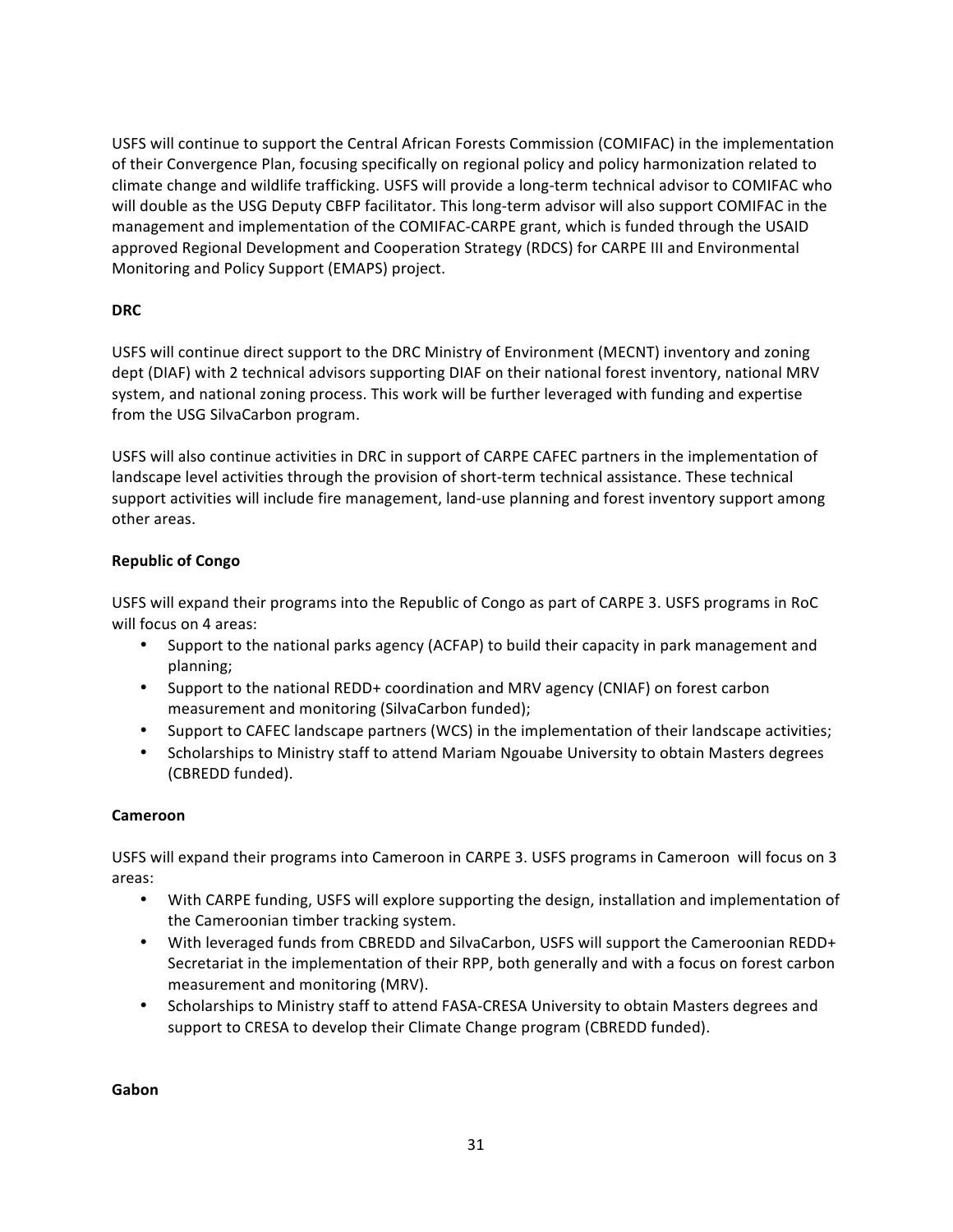USFS will continue to support the Central African Forests Commission (COMIFAC) in the implementation of their Convergence Plan, focusing specifically on regional policy and policy harmonization related to climate change and wildlife trafficking. USFS will provide a long-term technical advisor to COMIFAC who will double as the USG Deputy CBFP facilitator. This long-term advisor will also support COMIFAC in the management and implementation of the COMIFAC-CARPE grant, which is funded through the USAID approved Regional Development and Cooperation Strategy (RDCS) for CARPE III and Environmental Monitoring and Policy Support (EMAPS) project.

**DRC**

USFS will continue direct support to the DRC Ministry of Environment (MECNT) inventory and zoning dept (DIAF) with 2 technical advisors supporting DIAF on their national forest inventory, national MRV system, and national zoning process. This work will be further leveraged with funding and expertise from the USG SilvaCarbon program.

USFS will also continue activities in DRC in support of CARPE CAFEC partners in the implementation of landscape level activities through the provision of short-term technical assistance. These technical support activities will include fire management, land-use planning and forest inventory support among other areas.

**Republic of Congo**

USFS will expand their programs into the Republic of Congo as part of CARPE 3. USFS programs in RoC will focus on 4 areas:

- Support to the national parks agency (ACFAP) to build their capacity in park management and planning;
- Support to the national REDD+ coordination and MRV agency (CNIAF) on forest carbon measurement and monitoring (SilvaCarbon funded);
- Support to CAFEC landscape partners (WCS) in the implementation of their landscape activities;
- Scholarships to Ministry staff to attend Mariam Ngouabe University to obtain Masters degrees (CBREDD funded).

**Cameroon**

USFS will expand their programs into Cameroon in CARPE 3. USFS programs in Cameroon will focus on 3 areas:

- With CARPE funding, USFS will explore supporting the design, installation and implementation of the Cameroonian timber tracking system.
- With leveraged funds from CBREDD and SilvaCarbon, USFS will support the Cameroonian REDD+ Secretariat in the implementation of their RPP, both generally and with a focus on forest carbon measurement and monitoring (MRV).
- Scholarships to Ministry staff to attend FASA-CRESA University to obtain Masters degrees and support to CRESA to develop their Climate Change program (CBREDD funded).

**Gabon**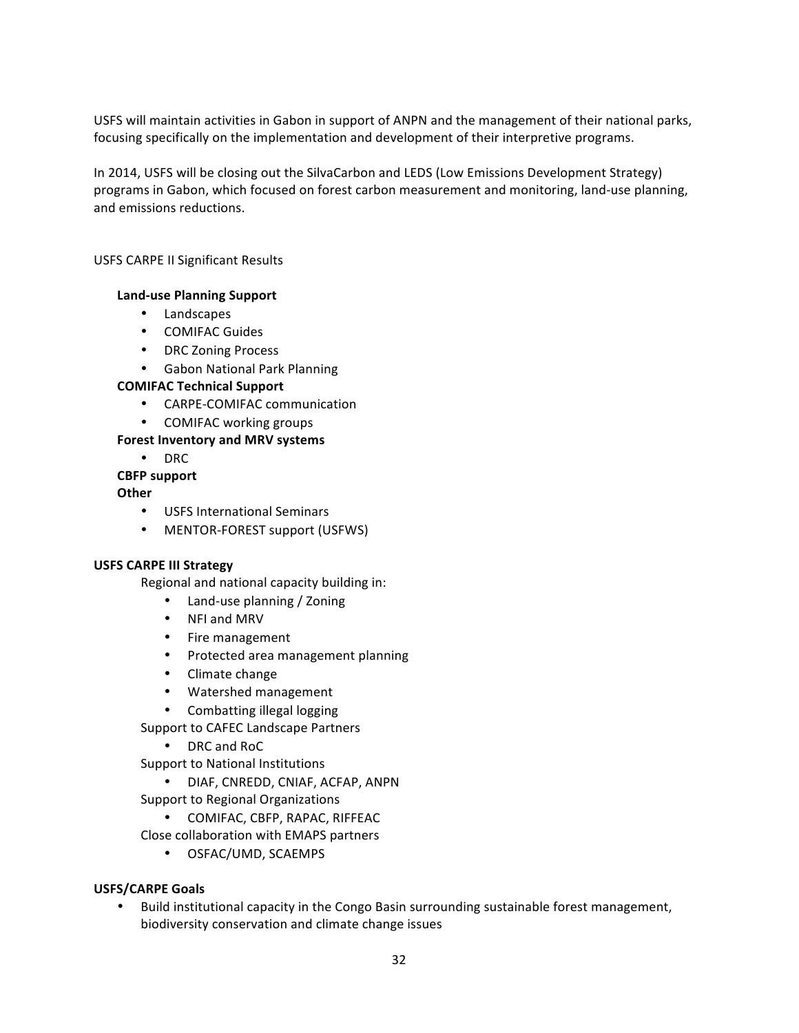USFS will maintain activities in Gabon in support of ANPN and the management of their national parks, focusing specifically on the implementation and development of their interpretive programs.

In 2014, USFS will be closing out the SilvaCarbon and LEDS (Low Emissions Development Strategy) programs in Gabon, which focused on forest carbon measurement and monitoring, land-use planning, and emissions reductions.

USFS CARPE II Significant Results

**Land-use Planning Support**

- Landscapes
- COMIFAC Guides
- DRC Zoning Process
- Gabon National Park Planning

**COMIFAC Technical Support**

- CARPE-COMIFAC communication
- COMIFAC working groups

**Forest Inventory and MRV systems**

- DRC

**CBFP support**

**Other**

- USFS International Seminars
- MENTOR-FOREST support (USFWS)

**USFS CARPE III Strategy**

Regional and national capacity building in:

- Land-use planning / Zoning
- NFI and MRV
- Fire management
- Protected area management planning
- Climate change
- Watershed management
- Combatting illegal logging

Support to CAFEC Landscape Partners

- DRC and RoC

Support to National Institutions

- DIAF, CNREDD, CNIAF, ACFAP, ANPN

Support to Regional Organizations

- COMIFAC, CBFP, RAPAC, RIFFEAC

Close collaboration with EMAPS partners

- OSFAC/UMD, SCAEMPS

**USFS/CARPE Goals**

- Build institutional capacity in the Congo Basin surrounding sustainable forest management, biodiversity conservation and climate change issues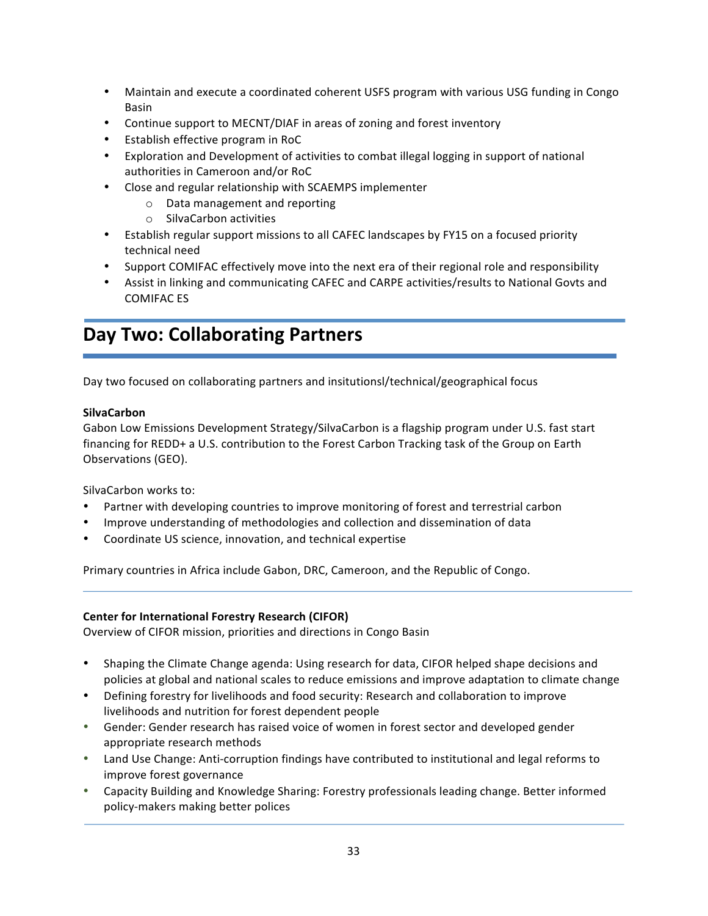- Maintain and execute a coordinated coherent USFS program with various USG funding in Congo Basin
- Continue support to MECNT/DIAF in areas of zoning and forest inventory
- Establish effective program in RoC
- Exploration and Development of activities to combat illegal logging in support of national authorities in Cameroon and/or RoC
- Close and regular relationship with SCAEMPS implementer
    - Data management and reporting
    - SilvaCarbon activities
- Establish regular support missions to all CAFEC landscapes by FY15 on a focused priority technical need
- Support COMIFAC effectively move into the next era of their regional role and responsibility
- Assist in linking and communicating CAFEC and CARPE activities/results to National Govts and COMIFAC ES

# Day Two: Collaborating Partners

Day two focused on collaborating partners and insitutionsl/technical/geographical focus

**SilvaCarbon**

Gabon Low Emissions Development Strategy/SilvaCarbon is a flagship program under U.S. fast start financing for REDD+ a U.S. contribution to the Forest Carbon Tracking task of the Group on Earth Observations (GEO).

SilvaCarbon works to:

- Partner with developing countries to improve monitoring of forest and terrestrial carbon
- Improve understanding of methodologies and collection and dissemination of data
- Coordinate US science, innovation, and technical expertise

Primary countries in Africa include Gabon, DRC, Cameroon, and the Republic of Congo.

---

**Center for International Forestry Research (CIFOR)**

Overview of CIFOR mission, priorities and directions in Congo Basin

- Shaping the Climate Change agenda: Using research for data, CIFOR helped shape decisions and policies at global and national scales to reduce emissions and improve adaptation to climate change
- Defining forestry for livelihoods and food security: Research and collaboration to improve livelihoods and nutrition for forest dependent people
- Gender: Gender research has raised voice of women in forest sector and developed gender appropriate research methods
- Land Use Change: Anti-corruption findings have contributed to institutional and legal reforms to improve forest governance
- Capacity Building and Knowledge Sharing: Forestry professionals leading change. Better informed policy-makers making better polices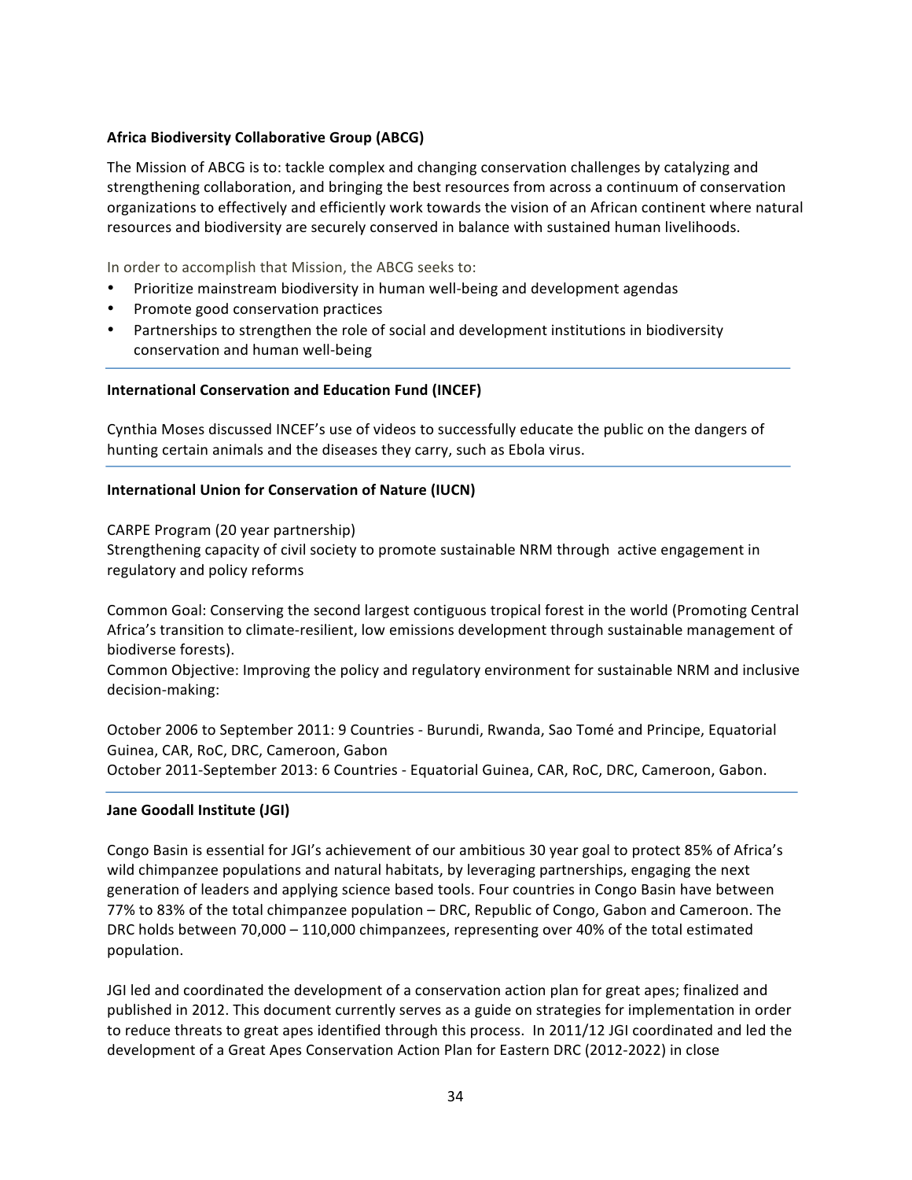**Africa Biodiversity Collaborative Group (ABCG)**

The Mission of ABCG is to: tackle complex and changing conservation challenges by catalyzing and strengthening collaboration, and bringing the best resources from across a continuum of conservation organizations to effectively and efficiently work towards the vision of an African continent where natural resources and biodiversity are securely conserved in balance with sustained human livelihoods.

In order to accomplish that Mission, the ABCG seeks to:

- Prioritize mainstream biodiversity in human well-being and development agendas
- Promote good conservation practices
- Partnerships to strengthen the role of social and development institutions in biodiversity conservation and human well-being

---

**International Conservation and Education Fund (INCEF)**

Cynthia Moses discussed INCEF's use of videos to successfully educate the public on the dangers of hunting certain animals and the diseases they carry, such as Ebola virus.

---

**International Union for Conservation of Nature (IUCN)**

CARPE Program (20 year partnership)
Strengthening capacity of civil society to promote sustainable NRM through active engagement in regulatory and policy reforms

Common Goal: Conserving the second largest contiguous tropical forest in the world (Promoting Central Africa's transition to climate-resilient, low emissions development through sustainable management of biodiverse forests).
Common Objective: Improving the policy and regulatory environment for sustainable NRM and inclusive decision-making:

October 2006 to September 2011: 9 Countries - Burundi, Rwanda, Sao Tomé and Principe, Equatorial Guinea, CAR, RoC, DRC, Cameroon, Gabon
October 2011-September 2013: 6 Countries - Equatorial Guinea, CAR, RoC, DRC, Cameroon, Gabon.

---

**Jane Goodall Institute (JGI)**

Congo Basin is essential for JGI's achievement of our ambitious 30 year goal to protect 85% of Africa's wild chimpanzee populations and natural habitats, by leveraging partnerships, engaging the next generation of leaders and applying science based tools. Four countries in Congo Basin have between 77% to 83% of the total chimpanzee population – DRC, Republic of Congo, Gabon and Cameroon. The DRC holds between 70,000 – 110,000 chimpanzees, representing over 40% of the total estimated population.

JGI led and coordinated the development of a conservation action plan for great apes; finalized and published in 2012. This document currently serves as a guide on strategies for implementation in order to reduce threats to great apes identified through this process. In 2011/12 JGI coordinated and led the development of a Great Apes Conservation Action Plan for Eastern DRC (2012-2022) in close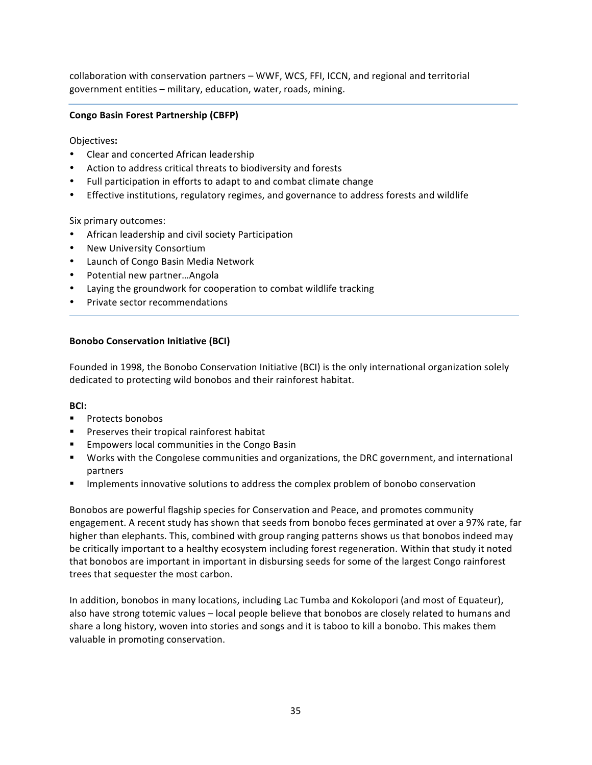collaboration with conservation partners – WWF, WCS, FFI, ICCN, and regional and territorial government entities – military, education, water, roads, mining.

---

**Congo Basin Forest Partnership (CBFP)**

Objectives**:**

- Clear and concerted African leadership
- Action to address critical threats to biodiversity and forests
- Full participation in efforts to adapt to and combat climate change
- Effective institutions, regulatory regimes, and governance to address forests and wildlife

Six primary outcomes:

- African leadership and civil society Participation
- New University Consortium
- Launch of Congo Basin Media Network
- Potential new partner…Angola
- Laying the groundwork for cooperation to combat wildlife tracking
- Private sector recommendations

---

**Bonobo Conservation Initiative (BCI)**

Founded in 1998, the Bonobo Conservation Initiative (BCI) is the only international organization solely dedicated to protecting wild bonobos and their rainforest habitat.

**BCI:**

- Protects bonobos
- Preserves their tropical rainforest habitat
- Empowers local communities in the Congo Basin
- Works with the Congolese communities and organizations, the DRC government, and international partners
- Implements innovative solutions to address the complex problem of bonobo conservation

Bonobos are powerful flagship species for Conservation and Peace, and promotes community engagement. A recent study has shown that seeds from bonobo feces germinated at over a 97% rate, far higher than elephants. This, combined with group ranging patterns shows us that bonobos indeed may be critically important to a healthy ecosystem including forest regeneration. Within that study it noted that bonobos are important in important in disbursing seeds for some of the largest Congo rainforest trees that sequester the most carbon.

In addition, bonobos in many locations, including Lac Tumba and Kokolopori (and most of Equateur), also have strong totemic values – local people believe that bonobos are closely related to humans and share a long history, woven into stories and songs and it is taboo to kill a bonobo. This makes them valuable in promoting conservation.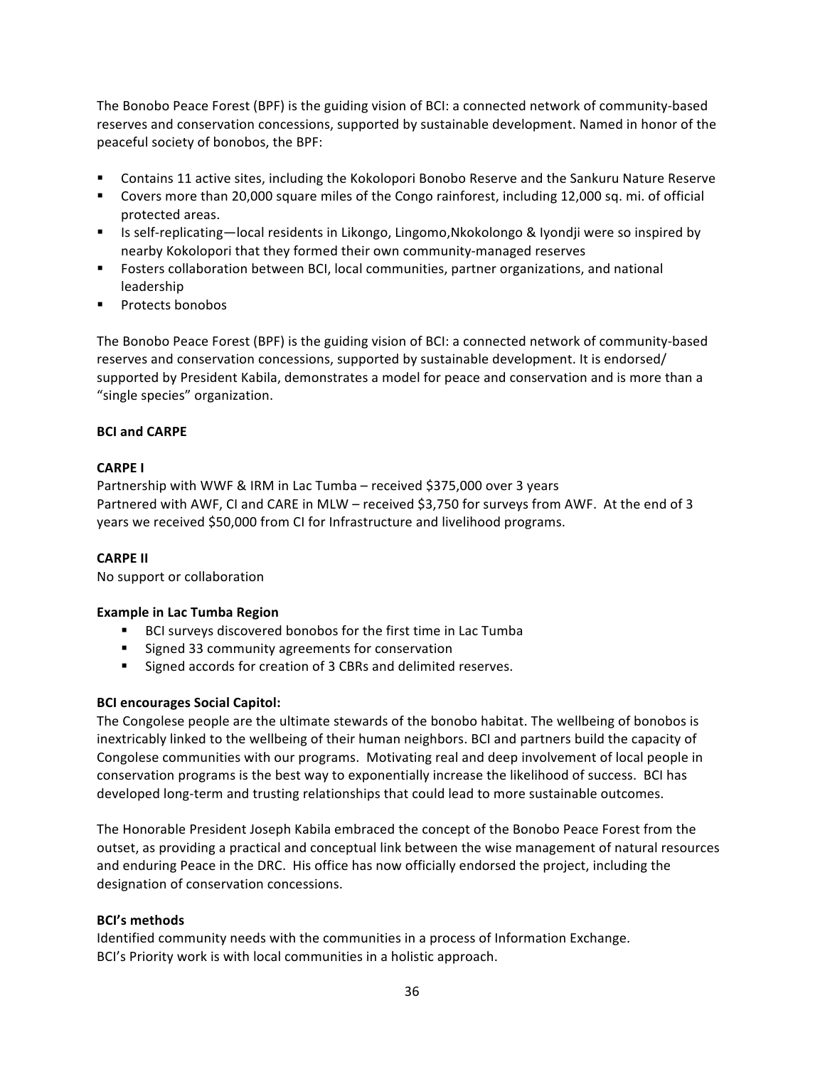The Bonobo Peace Forest (BPF) is the guiding vision of BCI: a connected network of community-based reserves and conservation concessions, supported by sustainable development. Named in honor of the peaceful society of bonobos, the BPF:

- Contains 11 active sites, including the Kokolopori Bonobo Reserve and the Sankuru Nature Reserve
- Covers more than 20,000 square miles of the Congo rainforest, including 12,000 sq. mi. of official protected areas.
- Is self-replicating—local residents in Likongo, Lingomo,Nkokolongo & Iyondji were so inspired by nearby Kokolopori that they formed their own community-managed reserves
- Fosters collaboration between BCI, local communities, partner organizations, and national leadership
- Protects bonobos

The Bonobo Peace Forest (BPF) is the guiding vision of BCI: a connected network of community-based reserves and conservation concessions, supported by sustainable development. It is endorsed/ supported by President Kabila, demonstrates a model for peace and conservation and is more than a "single species" organization.

**BCI and CARPE**

**CARPE I**

Partnership with WWF & IRM in Lac Tumba – received $375,000 over 3 years
Partnered with AWF, CI and CARE in MLW – received $3,750 for surveys from AWF. At the end of 3 years we received $50,000 from CI for Infrastructure and livelihood programs.

**CARPE II**

No support or collaboration

**Example in Lac Tumba Region**

- BCI surveys discovered bonobos for the first time in Lac Tumba
- Signed 33 community agreements for conservation
- Signed accords for creation of 3 CBRs and delimited reserves.

**BCI encourages Social Capitol:**

The Congolese people are the ultimate stewards of the bonobo habitat. The wellbeing of bonobos is inextricably linked to the wellbeing of their human neighbors. BCI and partners build the capacity of Congolese communities with our programs. Motivating real and deep involvement of local people in conservation programs is the best way to exponentially increase the likelihood of success. BCI has developed long-term and trusting relationships that could lead to more sustainable outcomes.

The Honorable President Joseph Kabila embraced the concept of the Bonobo Peace Forest from the outset, as providing a practical and conceptual link between the wise management of natural resources and enduring Peace in the DRC. His office has now officially endorsed the project, including the designation of conservation concessions.

**BCI's methods**

Identified community needs with the communities in a process of Information Exchange.
BCI's Priority work is with local communities in a holistic approach.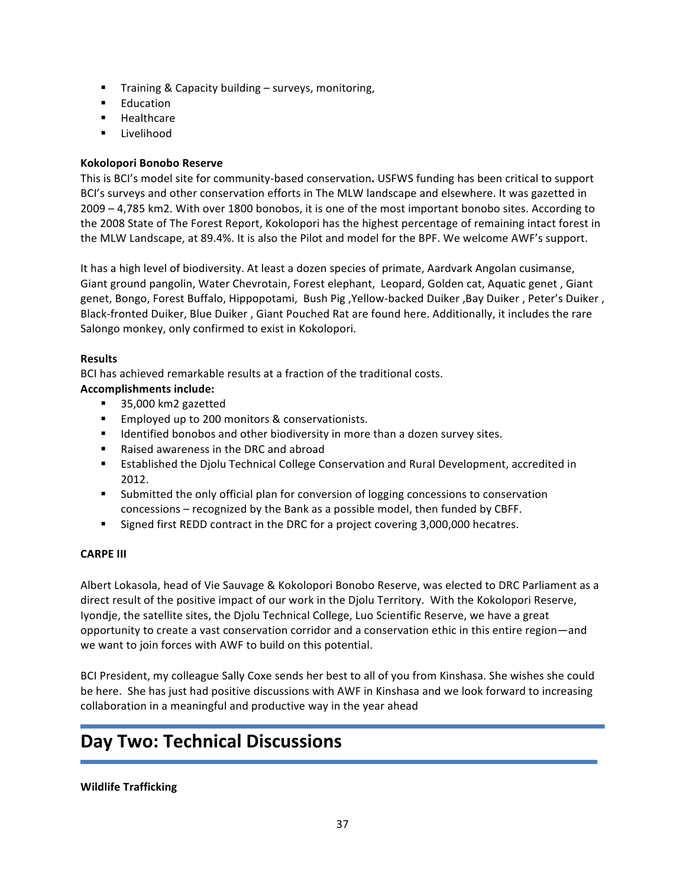- Training & Capacity building – surveys, monitoring,
- Education
- Healthcare
- Livelihood

**Kokolopori Bonobo Reserve**

This is BCI's model site for community-based conservation**.** USFWS funding has been critical to support BCI's surveys and other conservation efforts in The MLW landscape and elsewhere. It was gazetted in 2009 – 4,785 km2. With over 1800 bonobos, it is one of the most important bonobo sites. According to the 2008 State of The Forest Report, Kokolopori has the highest percentage of remaining intact forest in the MLW Landscape, at 89.4%. It is also the Pilot and model for the BPF. We welcome AWF's support.

It has a high level of biodiversity. At least a dozen species of primate, Aardvark Angolan cusimanse, Giant ground pangolin, Water Chevrotain, Forest elephant, Leopard, Golden cat, Aquatic genet , Giant genet, Bongo, Forest Buffalo, Hippopotami, Bush Pig ,Yellow-backed Duiker ,Bay Duiker , Peter's Duiker , Black-fronted Duiker, Blue Duiker , Giant Pouched Rat are found here. Additionally, it includes the rare Salongo monkey, only confirmed to exist in Kokolopori.

**Results**

BCI has achieved remarkable results at a fraction of the traditional costs.

**Accomplishments include:**

- 35,000 km2 gazetted
- Employed up to 200 monitors & conservationists.
- Identified bonobos and other biodiversity in more than a dozen survey sites.
- Raised awareness in the DRC and abroad
- Established the Djolu Technical College Conservation and Rural Development, accredited in 2012.
- Submitted the only official plan for conversion of logging concessions to conservation concessions – recognized by the Bank as a possible model, then funded by CBFF.
- Signed first REDD contract in the DRC for a project covering 3,000,000 hecatres.

**CARPE III**

Albert Lokasola, head of Vie Sauvage & Kokolopori Bonobo Reserve, was elected to DRC Parliament as a direct result of the positive impact of our work in the Djolu Territory. With the Kokolopori Reserve, Iyondje, the satellite sites, the Djolu Technical College, Luo Scientific Reserve, we have a great opportunity to create a vast conservation corridor and a conservation ethic in this entire region—and we want to join forces with AWF to build on this potential.

BCI President, my colleague Sally Coxe sends her best to all of you from Kinshasa. She wishes she could be here. She has just had positive discussions with AWF in Kinshasa and we look forward to increasing collaboration in a meaningful and productive way in the year ahead

# Day Two: Technical Discussions

**Wildlife Trafficking**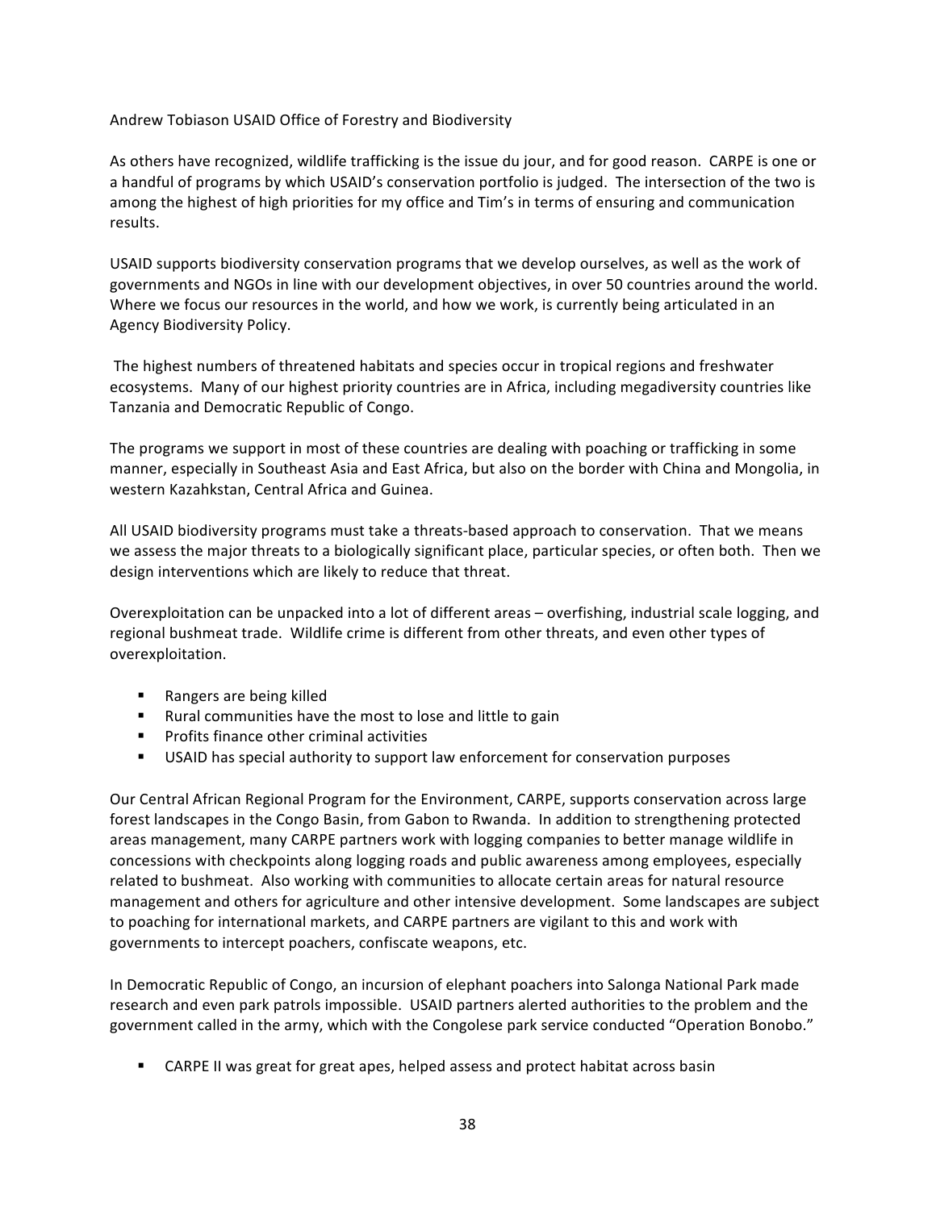Andrew Tobiason USAID Office of Forestry and Biodiversity

As others have recognized, wildlife trafficking is the issue du jour, and for good reason. CARPE is one or a handful of programs by which USAID's conservation portfolio is judged. The intersection of the two is among the highest of high priorities for my office and Tim's in terms of ensuring and communication results.

USAID supports biodiversity conservation programs that we develop ourselves, as well as the work of governments and NGOs in line with our development objectives, in over 50 countries around the world. Where we focus our resources in the world, and how we work, is currently being articulated in an Agency Biodiversity Policy.

The highest numbers of threatened habitats and species occur in tropical regions and freshwater ecosystems. Many of our highest priority countries are in Africa, including megadiversity countries like Tanzania and Democratic Republic of Congo.

The programs we support in most of these countries are dealing with poaching or trafficking in some manner, especially in Southeast Asia and East Africa, but also on the border with China and Mongolia, in western Kazahkstan, Central Africa and Guinea.

All USAID biodiversity programs must take a threats-based approach to conservation. That we means we assess the major threats to a biologically significant place, particular species, or often both. Then we design interventions which are likely to reduce that threat.

Overexploitation can be unpacked into a lot of different areas – overfishing, industrial scale logging, and regional bushmeat trade. Wildlife crime is different from other threats, and even other types of overexploitation.

- Rangers are being killed
- Rural communities have the most to lose and little to gain
- Profits finance other criminal activities
- USAID has special authority to support law enforcement for conservation purposes

Our Central African Regional Program for the Environment, CARPE, supports conservation across large forest landscapes in the Congo Basin, from Gabon to Rwanda. In addition to strengthening protected areas management, many CARPE partners work with logging companies to better manage wildlife in concessions with checkpoints along logging roads and public awareness among employees, especially related to bushmeat. Also working with communities to allocate certain areas for natural resource management and others for agriculture and other intensive development. Some landscapes are subject to poaching for international markets, and CARPE partners are vigilant to this and work with governments to intercept poachers, confiscate weapons, etc.

In Democratic Republic of Congo, an incursion of elephant poachers into Salonga National Park made research and even park patrols impossible. USAID partners alerted authorities to the problem and the government called in the army, which with the Congolese park service conducted "Operation Bonobo."

- CARPE II was great for great apes, helped assess and protect habitat across basin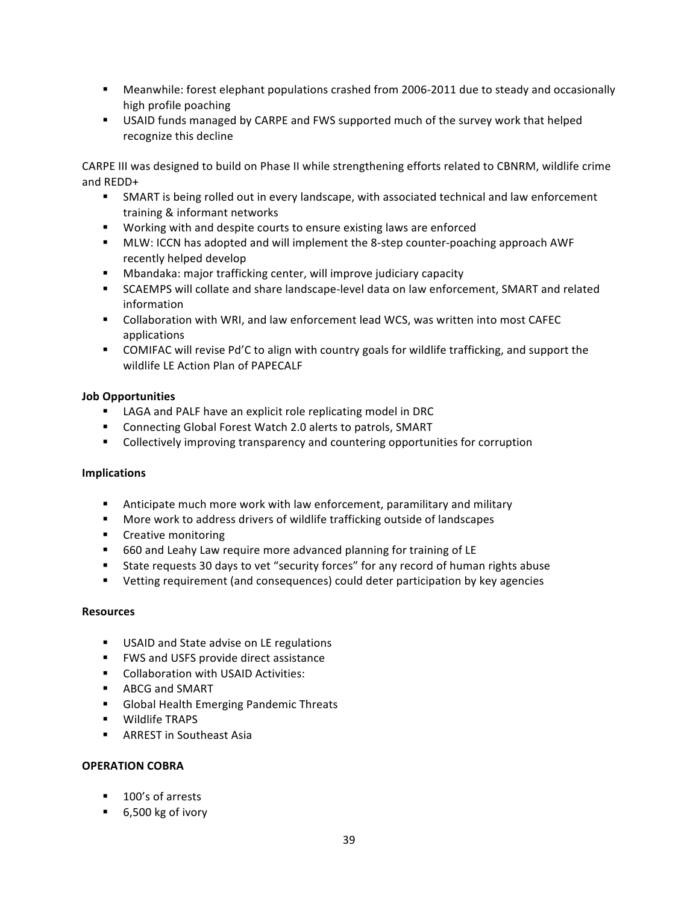- Meanwhile: forest elephant populations crashed from 2006-2011 due to steady and occasionally high profile poaching
- USAID funds managed by CARPE and FWS supported much of the survey work that helped recognize this decline

CARPE III was designed to build on Phase II while strengthening efforts related to CBNRM, wildlife crime and REDD+

- SMART is being rolled out in every landscape, with associated technical and law enforcement training & informant networks
- Working with and despite courts to ensure existing laws are enforced
- MLW: ICCN has adopted and will implement the 8-step counter-poaching approach AWF recently helped develop
- Mbandaka: major trafficking center, will improve judiciary capacity
- SCAEMPS will collate and share landscape-level data on law enforcement, SMART and related information
- Collaboration with WRI, and law enforcement lead WCS, was written into most CAFEC applications
- COMIFAC will revise Pd'C to align with country goals for wildlife trafficking, and support the wildlife LE Action Plan of PAPECALF

**Job Opportunities**

- LAGA and PALF have an explicit role replicating model in DRC
- Connecting Global Forest Watch 2.0 alerts to patrols, SMART
- Collectively improving transparency and countering opportunities for corruption

**Implications**

- Anticipate much more work with law enforcement, paramilitary and military
- More work to address drivers of wildlife trafficking outside of landscapes
- Creative monitoring
- 660 and Leahy Law require more advanced planning for training of LE
- State requests 30 days to vet "security forces" for any record of human rights abuse
- Vetting requirement (and consequences) could deter participation by key agencies

**Resources**

- USAID and State advise on LE regulations
- FWS and USFS provide direct assistance
- Collaboration with USAID Activities:
- ABCG and SMART
- Global Health Emerging Pandemic Threats
- Wildlife TRAPS
- ARREST in Southeast Asia

**OPERATION COBRA**

- 100's of arrests
- 6,500 kg of ivory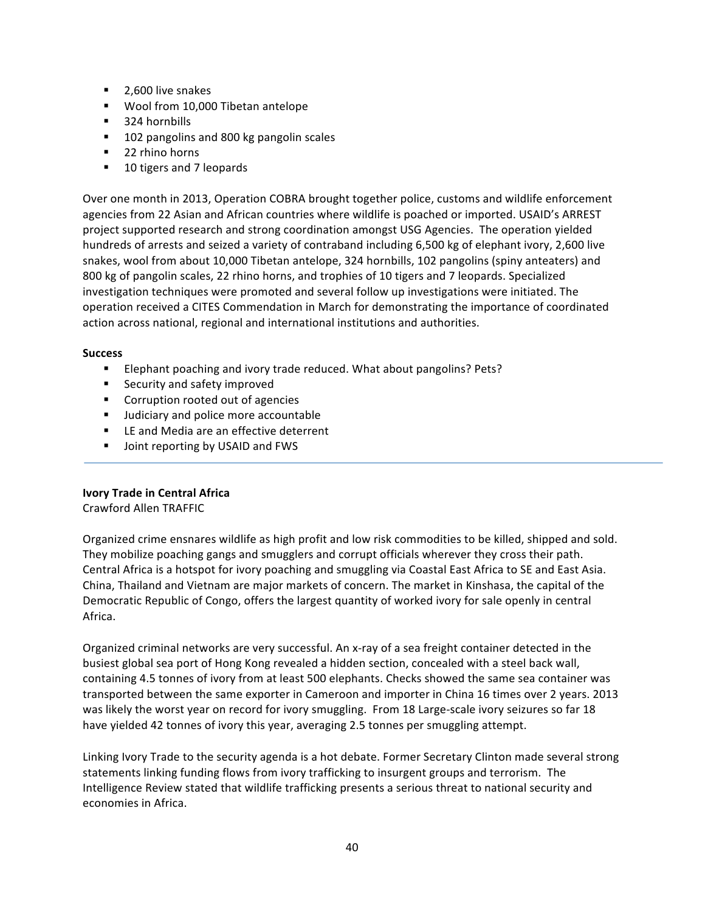- 2,600 live snakes
- Wool from 10,000 Tibetan antelope
- 324 hornbills
- 102 pangolins and 800 kg pangolin scales
- 22 rhino horns
- 10 tigers and 7 leopards

Over one month in 2013, Operation COBRA brought together police, customs and wildlife enforcement agencies from 22 Asian and African countries where wildlife is poached or imported. USAID's ARREST project supported research and strong coordination amongst USG Agencies. The operation yielded hundreds of arrests and seized a variety of contraband including 6,500 kg of elephant ivory, 2,600 live snakes, wool from about 10,000 Tibetan antelope, 324 hornbills, 102 pangolins (spiny anteaters) and 800 kg of pangolin scales, 22 rhino horns, and trophies of 10 tigers and 7 leopards. Specialized investigation techniques were promoted and several follow up investigations were initiated. The operation received a CITES Commendation in March for demonstrating the importance of coordinated action across national, regional and international institutions and authorities.

**Success**

- Elephant poaching and ivory trade reduced. What about pangolins? Pets?
- Security and safety improved
- Corruption rooted out of agencies
- Judiciary and police more accountable
- LE and Media are an effective deterrent
- Joint reporting by USAID and FWS

---

**Ivory Trade in Central Africa**
Crawford Allen TRAFFIC

Organized crime ensnares wildlife as high profit and low risk commodities to be killed, shipped and sold. They mobilize poaching gangs and smugglers and corrupt officials wherever they cross their path. Central Africa is a hotspot for ivory poaching and smuggling via Coastal East Africa to SE and East Asia. China, Thailand and Vietnam are major markets of concern. The market in Kinshasa, the capital of the Democratic Republic of Congo, offers the largest quantity of worked ivory for sale openly in central Africa.

Organized criminal networks are very successful. An x-ray of a sea freight container detected in the busiest global sea port of Hong Kong revealed a hidden section, concealed with a steel back wall, containing 4.5 tonnes of ivory from at least 500 elephants. Checks showed the same sea container was transported between the same exporter in Cameroon and importer in China 16 times over 2 years. 2013 was likely the worst year on record for ivory smuggling. From 18 Large-scale ivory seizures so far 18 have yielded 42 tonnes of ivory this year, averaging 2.5 tonnes per smuggling attempt.

Linking Ivory Trade to the security agenda is a hot debate. Former Secretary Clinton made several strong statements linking funding flows from ivory trafficking to insurgent groups and terrorism. The Intelligence Review stated that wildlife trafficking presents a serious threat to national security and economies in Africa.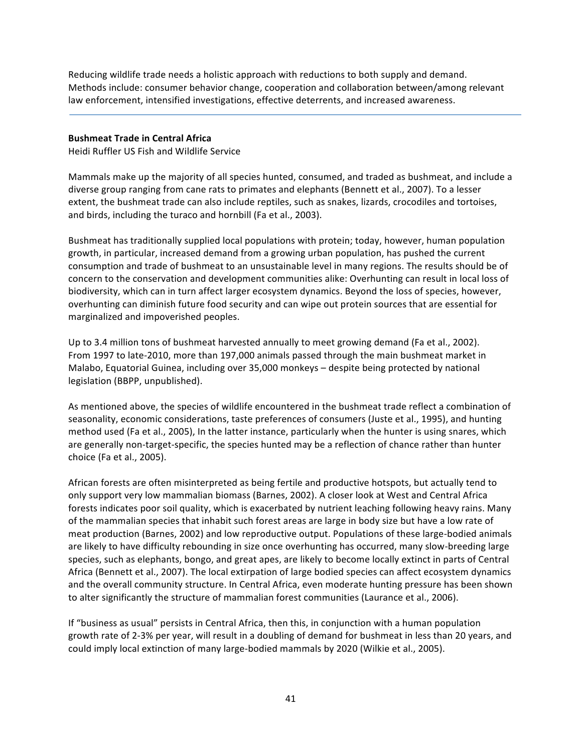Reducing wildlife trade needs a holistic approach with reductions to both supply and demand. Methods include: consumer behavior change, cooperation and collaboration between/among relevant law enforcement, intensified investigations, effective deterrents, and increased awareness.

---

**Bushmeat Trade in Central Africa**

Heidi Ruffler US Fish and Wildlife Service

Mammals make up the majority of all species hunted, consumed, and traded as bushmeat, and include a diverse group ranging from cane rats to primates and elephants (Bennett et al., 2007). To a lesser extent, the bushmeat trade can also include reptiles, such as snakes, lizards, crocodiles and tortoises, and birds, including the turaco and hornbill (Fa et al., 2003).

Bushmeat has traditionally supplied local populations with protein; today, however, human population growth, in particular, increased demand from a growing urban population, has pushed the current consumption and trade of bushmeat to an unsustainable level in many regions. The results should be of concern to the conservation and development communities alike: Overhunting can result in local loss of biodiversity, which can in turn affect larger ecosystem dynamics. Beyond the loss of species, however, overhunting can diminish future food security and can wipe out protein sources that are essential for marginalized and impoverished peoples.

Up to 3.4 million tons of bushmeat harvested annually to meet growing demand (Fa et al., 2002). From 1997 to late-2010, more than 197,000 animals passed through the main bushmeat market in Malabo, Equatorial Guinea, including over 35,000 monkeys – despite being protected by national legislation (BBPP, unpublished).

As mentioned above, the species of wildlife encountered in the bushmeat trade reflect a combination of seasonality, economic considerations, taste preferences of consumers (Juste et al., 1995), and hunting method used (Fa et al., 2005), In the latter instance, particularly when the hunter is using snares, which are generally non-target-specific, the species hunted may be a reflection of chance rather than hunter choice (Fa et al., 2005).

African forests are often misinterpreted as being fertile and productive hotspots, but actually tend to only support very low mammalian biomass (Barnes, 2002). A closer look at West and Central Africa forests indicates poor soil quality, which is exacerbated by nutrient leaching following heavy rains. Many of the mammalian species that inhabit such forest areas are large in body size but have a low rate of meat production (Barnes, 2002) and low reproductive output. Populations of these large-bodied animals are likely to have difficulty rebounding in size once overhunting has occurred, many slow-breeding large species, such as elephants, bongo, and great apes, are likely to become locally extinct in parts of Central Africa (Bennett et al., 2007). The local extirpation of large bodied species can affect ecosystem dynamics and the overall community structure. In Central Africa, even moderate hunting pressure has been shown to alter significantly the structure of mammalian forest communities (Laurance et al., 2006).

If "business as usual" persists in Central Africa, then this, in conjunction with a human population growth rate of 2-3% per year, will result in a doubling of demand for bushmeat in less than 20 years, and could imply local extinction of many large-bodied mammals by 2020 (Wilkie et al., 2005).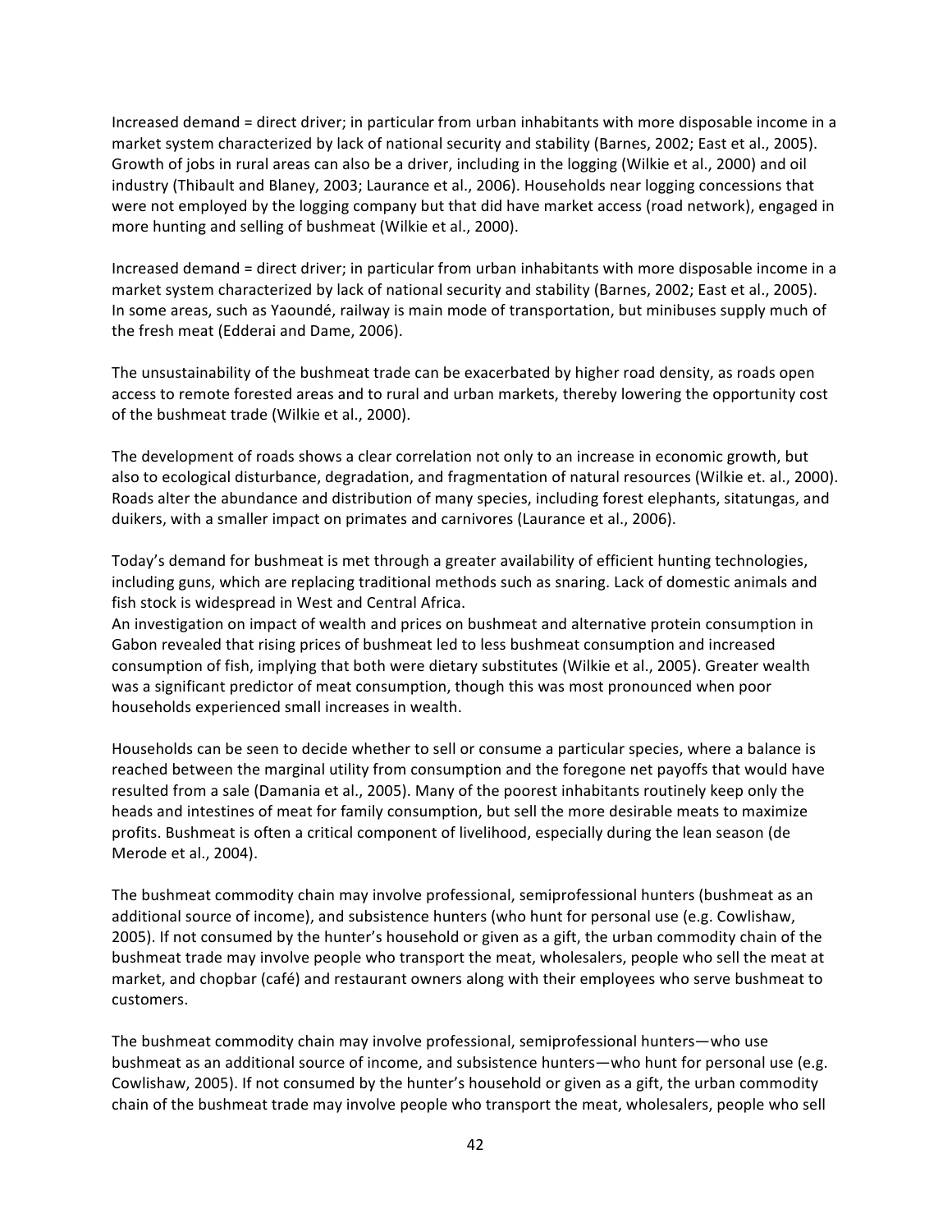Increased demand = direct driver; in particular from urban inhabitants with more disposable income in a market system characterized by lack of national security and stability (Barnes, 2002; East et al., 2005). Growth of jobs in rural areas can also be a driver, including in the logging (Wilkie et al., 2000) and oil industry (Thibault and Blaney, 2003; Laurance et al., 2006). Households near logging concessions that were not employed by the logging company but that did have market access (road network), engaged in more hunting and selling of bushmeat (Wilkie et al., 2000).

Increased demand = direct driver; in particular from urban inhabitants with more disposable income in a market system characterized by lack of national security and stability (Barnes, 2002; East et al., 2005). In some areas, such as Yaoundé, railway is main mode of transportation, but minibuses supply much of the fresh meat (Edderai and Dame, 2006).

The unsustainability of the bushmeat trade can be exacerbated by higher road density, as roads open access to remote forested areas and to rural and urban markets, thereby lowering the opportunity cost of the bushmeat trade (Wilkie et al., 2000).

The development of roads shows a clear correlation not only to an increase in economic growth, but also to ecological disturbance, degradation, and fragmentation of natural resources (Wilkie et. al., 2000). Roads alter the abundance and distribution of many species, including forest elephants, sitatungas, and duikers, with a smaller impact on primates and carnivores (Laurance et al., 2006).

Today's demand for bushmeat is met through a greater availability of efficient hunting technologies, including guns, which are replacing traditional methods such as snaring. Lack of domestic animals and fish stock is widespread in West and Central Africa.
An investigation on impact of wealth and prices on bushmeat and alternative protein consumption in Gabon revealed that rising prices of bushmeat led to less bushmeat consumption and increased consumption of fish, implying that both were dietary substitutes (Wilkie et al., 2005). Greater wealth was a significant predictor of meat consumption, though this was most pronounced when poor households experienced small increases in wealth.

Households can be seen to decide whether to sell or consume a particular species, where a balance is reached between the marginal utility from consumption and the foregone net payoffs that would have resulted from a sale (Damania et al., 2005). Many of the poorest inhabitants routinely keep only the heads and intestines of meat for family consumption, but sell the more desirable meats to maximize profits. Bushmeat is often a critical component of livelihood, especially during the lean season (de Merode et al., 2004).

The bushmeat commodity chain may involve professional, semiprofessional hunters (bushmeat as an additional source of income), and subsistence hunters (who hunt for personal use (e.g. Cowlishaw, 2005). If not consumed by the hunter's household or given as a gift, the urban commodity chain of the bushmeat trade may involve people who transport the meat, wholesalers, people who sell the meat at market, and chopbar (café) and restaurant owners along with their employees who serve bushmeat to customers.

The bushmeat commodity chain may involve professional, semiprofessional hunters—who use bushmeat as an additional source of income, and subsistence hunters—who hunt for personal use (e.g. Cowlishaw, 2005). If not consumed by the hunter's household or given as a gift, the urban commodity chain of the bushmeat trade may involve people who transport the meat, wholesalers, people who sell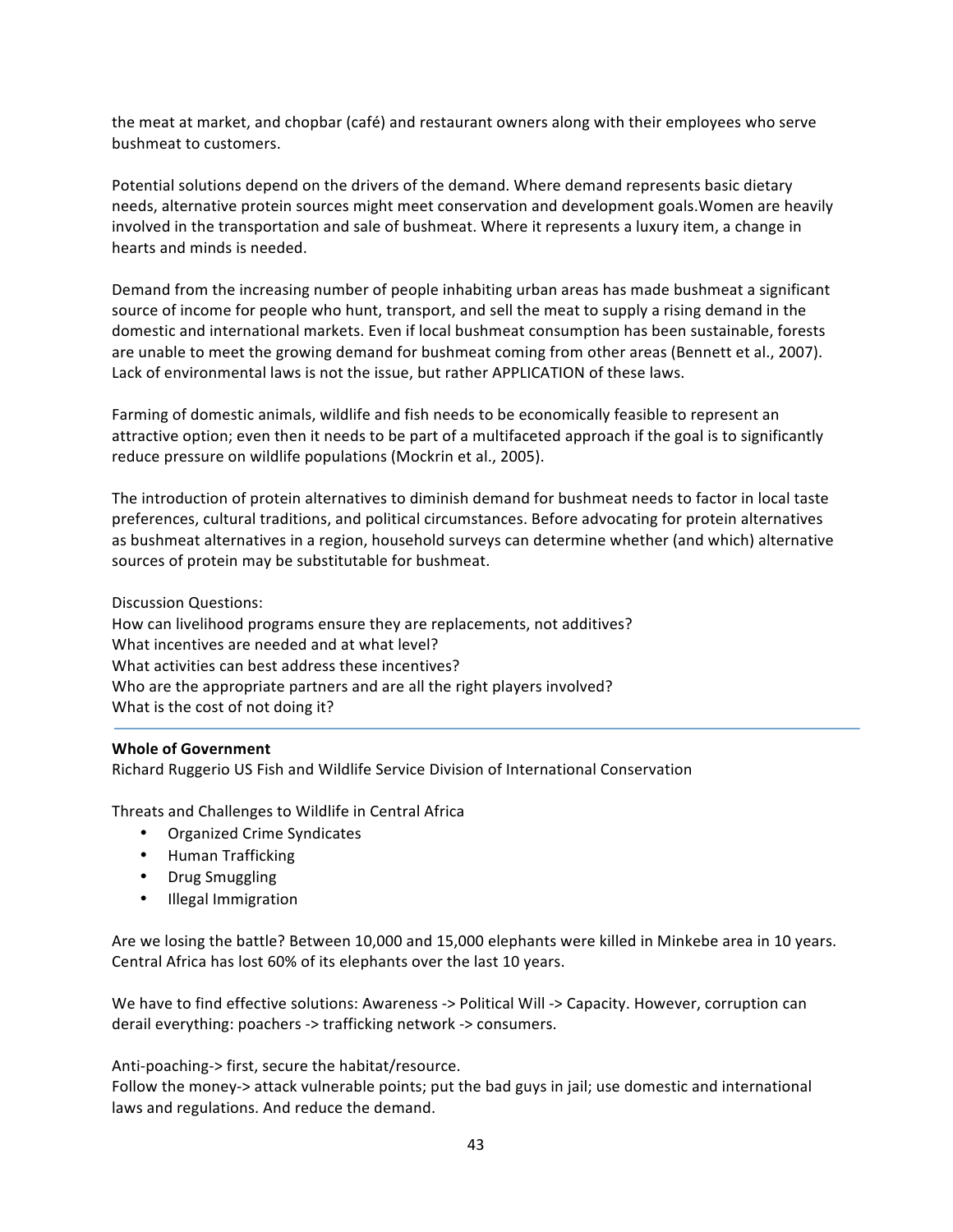the meat at market, and chopbar (café) and restaurant owners along with their employees who serve bushmeat to customers.

Potential solutions depend on the drivers of the demand. Where demand represents basic dietary needs, alternative protein sources might meet conservation and development goals.Women are heavily involved in the transportation and sale of bushmeat. Where it represents a luxury item, a change in hearts and minds is needed.

Demand from the increasing number of people inhabiting urban areas has made bushmeat a significant source of income for people who hunt, transport, and sell the meat to supply a rising demand in the domestic and international markets. Even if local bushmeat consumption has been sustainable, forests are unable to meet the growing demand for bushmeat coming from other areas (Bennett et al., 2007). Lack of environmental laws is not the issue, but rather APPLICATION of these laws.

Farming of domestic animals, wildlife and fish needs to be economically feasible to represent an attractive option; even then it needs to be part of a multifaceted approach if the goal is to significantly reduce pressure on wildlife populations (Mockrin et al., 2005).

The introduction of protein alternatives to diminish demand for bushmeat needs to factor in local taste preferences, cultural traditions, and political circumstances. Before advocating for protein alternatives as bushmeat alternatives in a region, household surveys can determine whether (and which) alternative sources of protein may be substitutable for bushmeat.

Discussion Questions:
How can livelihood programs ensure they are replacements, not additives?
What incentives are needed and at what level?
What activities can best address these incentives?
Who are the appropriate partners and are all the right players involved?
What is the cost of not doing it?

---

**Whole of Government**
Richard Ruggerio US Fish and Wildlife Service Division of International Conservation

Threats and Challenges to Wildlife in Central Africa

- Organized Crime Syndicates
- Human Trafficking
- Drug Smuggling
- Illegal Immigration

Are we losing the battle? Between 10,000 and 15,000 elephants were killed in Minkebe area in 10 years. Central Africa has lost 60% of its elephants over the last 10 years.

We have to find effective solutions: Awareness -> Political Will -> Capacity. However, corruption can derail everything: poachers -> trafficking network -> consumers.

Anti-poaching-> first, secure the habitat/resource.
Follow the money-> attack vulnerable points; put the bad guys in jail; use domestic and international laws and regulations. And reduce the demand.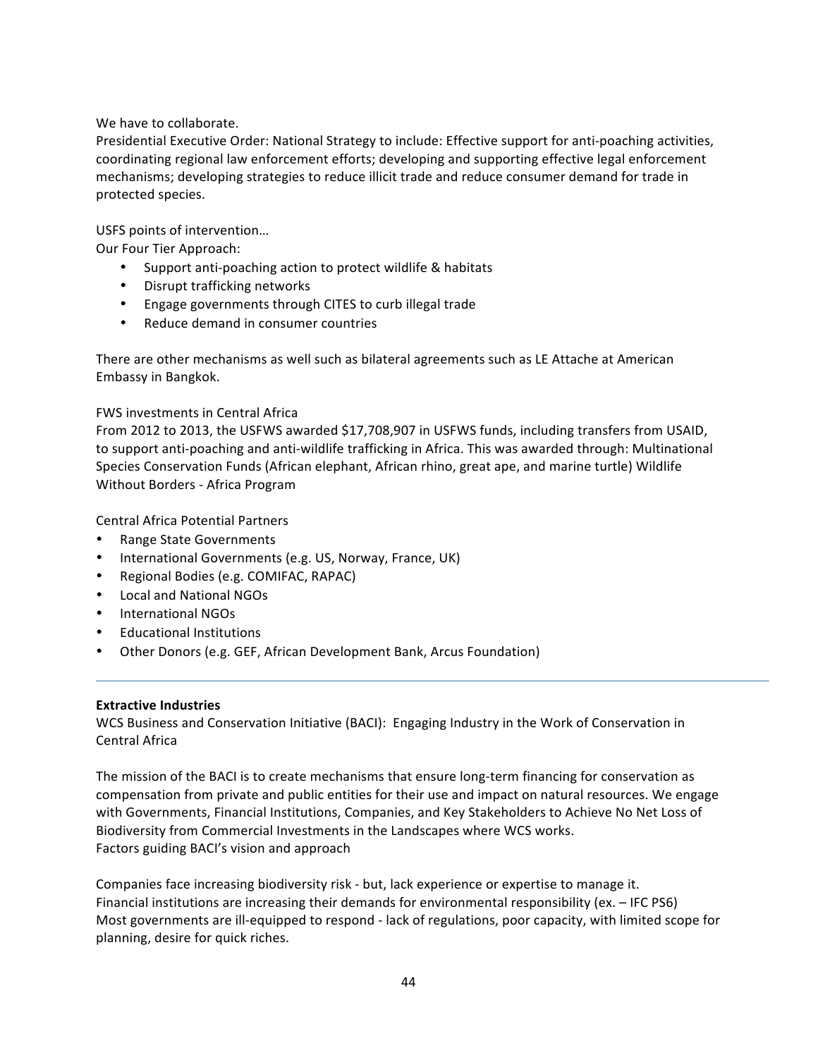We have to collaborate.
Presidential Executive Order: National Strategy to include: Effective support for anti-poaching activities, coordinating regional law enforcement efforts; developing and supporting effective legal enforcement mechanisms; developing strategies to reduce illicit trade and reduce consumer demand for trade in protected species.

USFS points of intervention…
Our Four Tier Approach:

- Support anti-poaching action to protect wildlife & habitats
- Disrupt trafficking networks
- Engage governments through CITES to curb illegal trade
- Reduce demand in consumer countries

There are other mechanisms as well such as bilateral agreements such as LE Attache at American Embassy in Bangkok.

FWS investments in Central Africa
From 2012 to 2013, the USFWS awarded $17,708,907 in USFWS funds, including transfers from USAID, to support anti-poaching and anti-wildlife trafficking in Africa. This was awarded through: Multinational Species Conservation Funds (African elephant, African rhino, great ape, and marine turtle) Wildlife Without Borders - Africa Program

Central Africa Potential Partners

- Range State Governments
- International Governments (e.g. US, Norway, France, UK)
- Regional Bodies (e.g. COMIFAC, RAPAC)
- Local and National NGOs
- International NGOs
- Educational Institutions
- Other Donors (e.g. GEF, African Development Bank, Arcus Foundation)

---

**Extractive Industries**
WCS Business and Conservation Initiative (BACI): Engaging Industry in the Work of Conservation in Central Africa

The mission of the BACI is to create mechanisms that ensure long-term financing for conservation as compensation from private and public entities for their use and impact on natural resources. We engage with Governments, Financial Institutions, Companies, and Key Stakeholders to Achieve No Net Loss of Biodiversity from Commercial Investments in the Landscapes where WCS works.
Factors guiding BACI's vision and approach

Companies face increasing biodiversity risk - but, lack experience or expertise to manage it.
Financial institutions are increasing their demands for environmental responsibility (ex. – IFC PS6)
Most governments are ill-equipped to respond - lack of regulations, poor capacity, with limited scope for planning, desire for quick riches.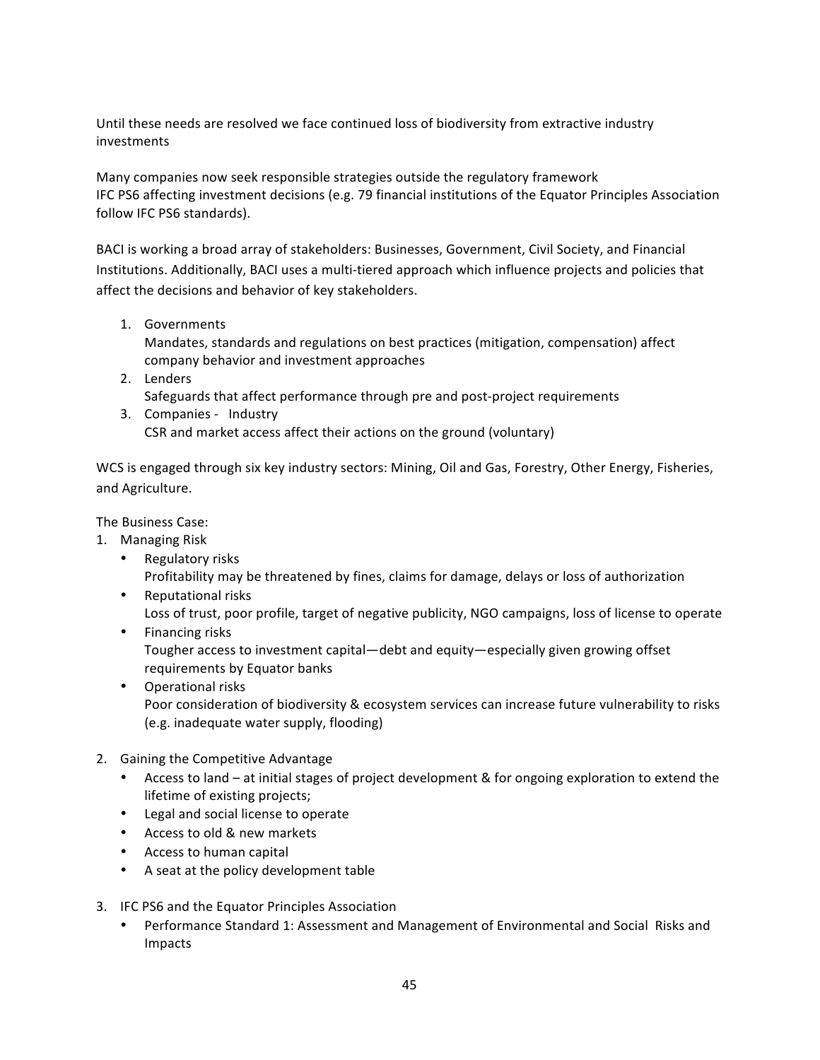Until these needs are resolved we face continued loss of biodiversity from extractive industry investments

Many companies now seek responsible strategies outside the regulatory framework
IFC PS6 affecting investment decisions (e.g. 79 financial institutions of the Equator Principles Association follow IFC PS6 standards).

BACI is working a broad array of stakeholders: Businesses, Government, Civil Society, and Financial Institutions. Additionally, BACI uses a multi-tiered approach which influence projects and policies that affect the decisions and behavior of key stakeholders.

1. Governments
   Mandates, standards and regulations on best practices (mitigation, compensation) affect company behavior and investment approaches
2. Lenders
   Safeguards that affect performance through pre and post-project requirements
3. Companies - Industry
   CSR and market access affect their actions on the ground (voluntary)

WCS is engaged through six key industry sectors: Mining, Oil and Gas, Forestry, Other Energy, Fisheries, and Agriculture.

The Business Case:

1. Managing Risk
   - Regulatory risks
     Profitability may be threatened by fines, claims for damage, delays or loss of authorization
   - Reputational risks
     Loss of trust, poor profile, target of negative publicity, NGO campaigns, loss of license to operate
   - Financing risks
     Tougher access to investment capital—debt and equity—especially given growing offset requirements by Equator banks
   - Operational risks
     Poor consideration of biodiversity & ecosystem services can increase future vulnerability to risks (e.g. inadequate water supply, flooding)

2. Gaining the Competitive Advantage
   - Access to land – at initial stages of project development & for ongoing exploration to extend the lifetime of existing projects;
   - Legal and social license to operate
   - Access to old & new markets
   - Access to human capital
   - A seat at the policy development table

3. IFC PS6 and the Equator Principles Association
   - Performance Standard 1: Assessment and Management of Environmental and Social Risks and Impacts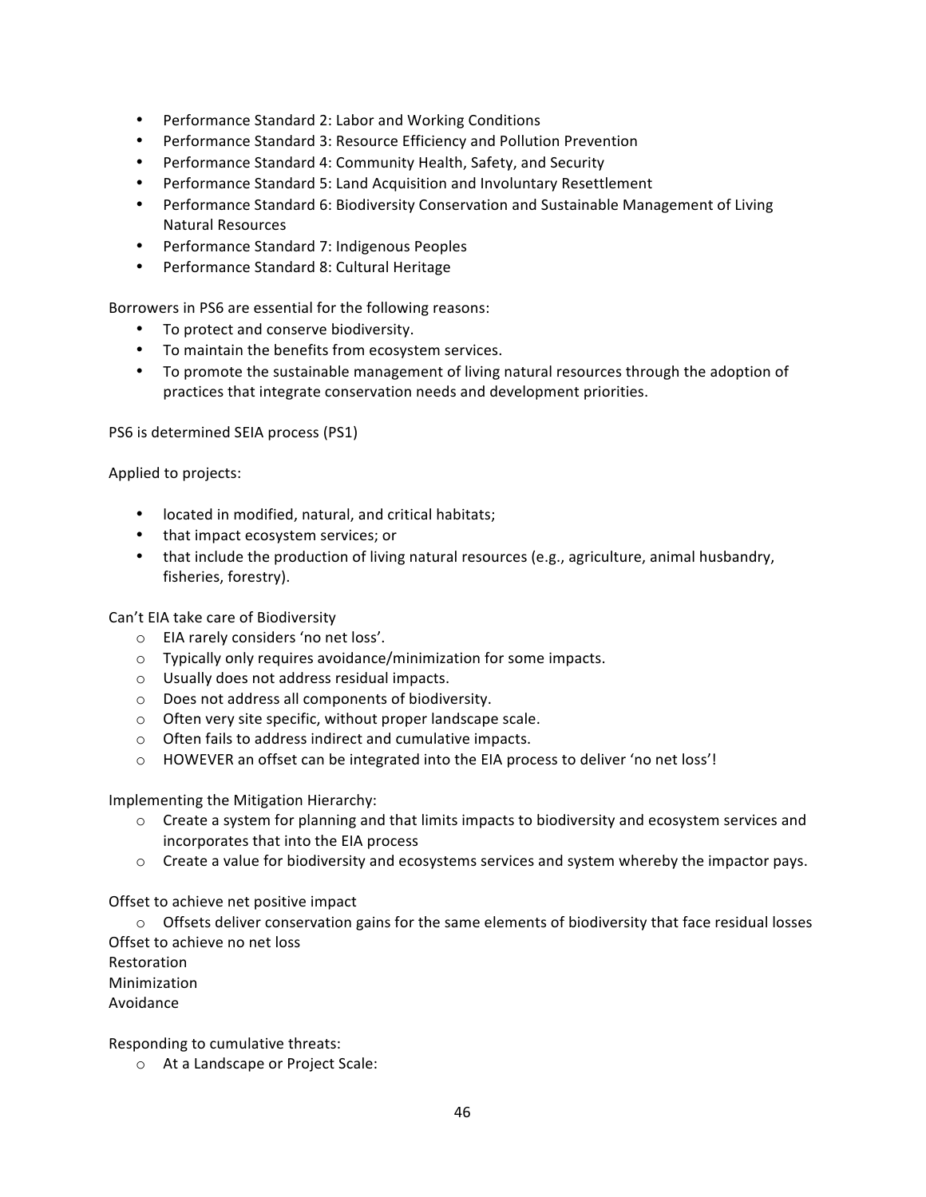- Performance Standard 2: Labor and Working Conditions
- Performance Standard 3: Resource Efficiency and Pollution Prevention
- Performance Standard 4: Community Health, Safety, and Security
- Performance Standard 5: Land Acquisition and Involuntary Resettlement
- Performance Standard 6: Biodiversity Conservation and Sustainable Management of Living Natural Resources
- Performance Standard 7: Indigenous Peoples
- Performance Standard 8: Cultural Heritage

Borrowers in PS6 are essential for the following reasons:

- To protect and conserve biodiversity.
- To maintain the benefits from ecosystem services.
- To promote the sustainable management of living natural resources through the adoption of practices that integrate conservation needs and development priorities.

PS6 is determined SEIA process (PS1)

Applied to projects:

- located in modified, natural, and critical habitats;
- that impact ecosystem services; or
- that include the production of living natural resources (e.g., agriculture, animal husbandry, fisheries, forestry).

Can't EIA take care of Biodiversity

- EIA rarely considers 'no net loss'.
- Typically only requires avoidance/minimization for some impacts.
- Usually does not address residual impacts.
- Does not address all components of biodiversity.
- Often very site specific, without proper landscape scale.
- Often fails to address indirect and cumulative impacts.
- HOWEVER an offset can be integrated into the EIA process to deliver 'no net loss'!

Implementing the Mitigation Hierarchy:

- Create a system for planning and that limits impacts to biodiversity and ecosystem services and incorporates that into the EIA process
- Create a value for biodiversity and ecosystems services and system whereby the impactor pays.

Offset to achieve net positive impact

- Offsets deliver conservation gains for the same elements of biodiversity that face residual losses

Offset to achieve no net loss
Restoration
Minimization
Avoidance

Responding to cumulative threats:

- At a Landscape or Project Scale: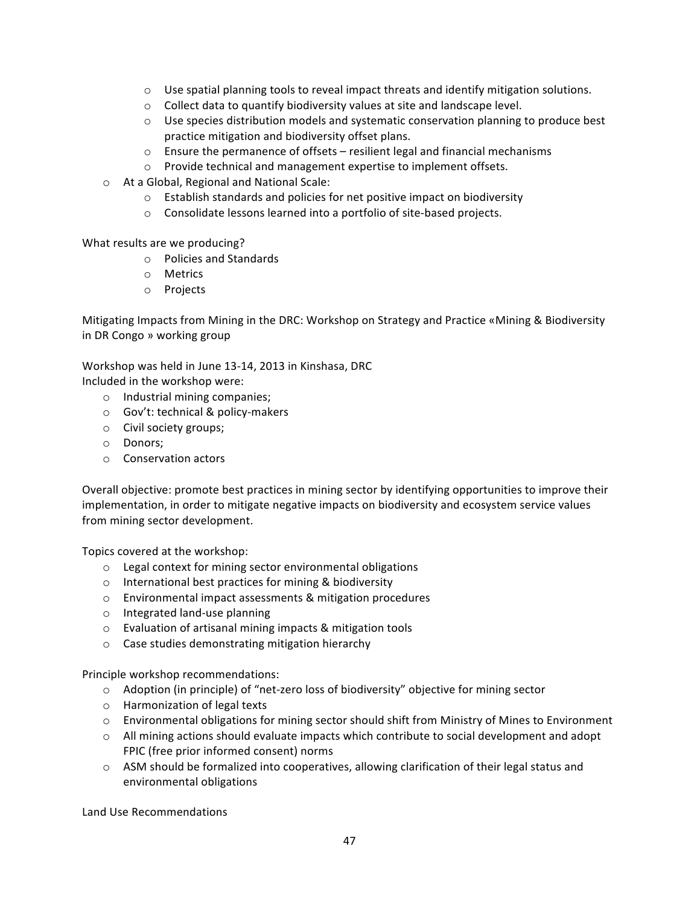- Use spatial planning tools to reveal impact threats and identify mitigation solutions.
  - Collect data to quantify biodiversity values at site and landscape level.
  - Use species distribution models and systematic conservation planning to produce best practice mitigation and biodiversity offset plans.
  - Ensure the permanence of offsets – resilient legal and financial mechanisms
  - Provide technical and management expertise to implement offsets.
- At a Global, Regional and National Scale:
  - Establish standards and policies for net positive impact on biodiversity
  - Consolidate lessons learned into a portfolio of site-based projects.

What results are we producing?

- Policies and Standards
- Metrics
- Projects

Mitigating Impacts from Mining in the DRC: Workshop on Strategy and Practice «Mining & Biodiversity in DR Congo » working group

Workshop was held in June 13-14, 2013 in Kinshasa, DRC
Included in the workshop were:

- Industrial mining companies;
- Gov't: technical & policy-makers
- Civil society groups;
- Donors;
- Conservation actors

Overall objective: promote best practices in mining sector by identifying opportunities to improve their implementation, in order to mitigate negative impacts on biodiversity and ecosystem service values from mining sector development.

Topics covered at the workshop:

- Legal context for mining sector environmental obligations
- International best practices for mining & biodiversity
- Environmental impact assessments & mitigation procedures
- Integrated land-use planning
- Evaluation of artisanal mining impacts & mitigation tools
- Case studies demonstrating mitigation hierarchy

Principle workshop recommendations:

- Adoption (in principle) of "net-zero loss of biodiversity" objective for mining sector
- Harmonization of legal texts
- Environmental obligations for mining sector should shift from Ministry of Mines to Environment
- All mining actions should evaluate impacts which contribute to social development and adopt FPIC (free prior informed consent) norms
- ASM should be formalized into cooperatives, allowing clarification of their legal status and environmental obligations

Land Use Recommendations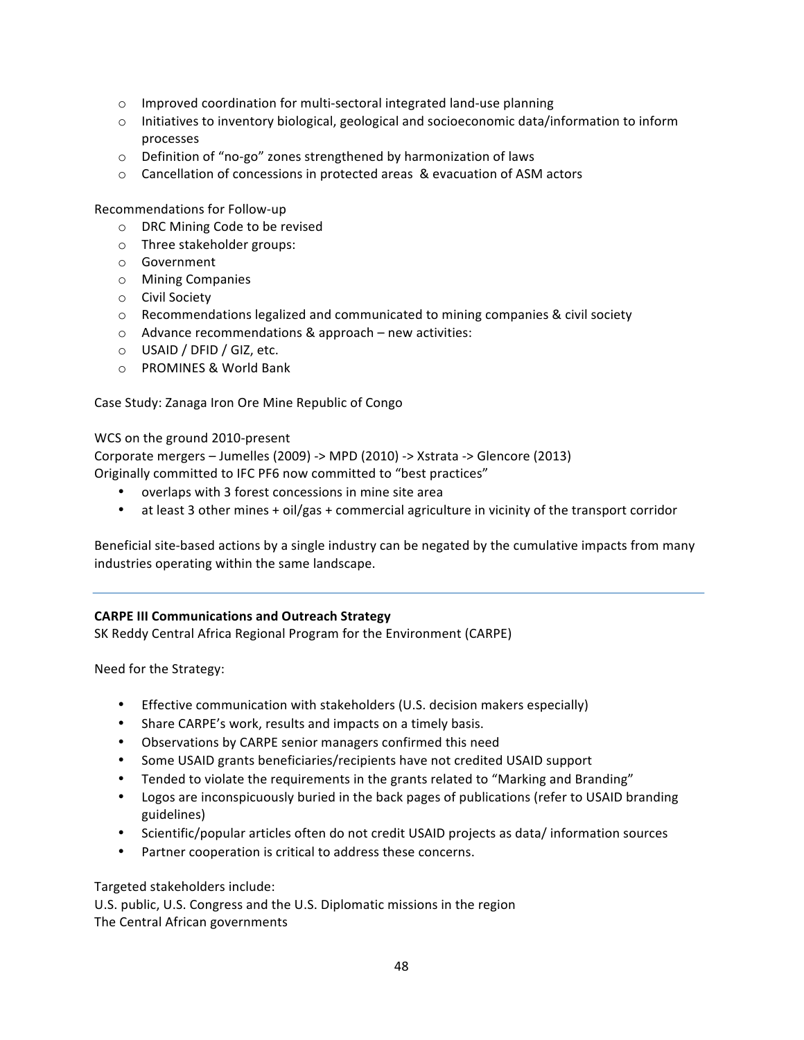- Improved coordination for multi-sectoral integrated land-use planning
- Initiatives to inventory biological, geological and socioeconomic data/information to inform processes
- Definition of "no-go" zones strengthened by harmonization of laws
- Cancellation of concessions in protected areas & evacuation of ASM actors

Recommendations for Follow-up

- DRC Mining Code to be revised
- Three stakeholder groups:
- Government
- Mining Companies
- Civil Society
- Recommendations legalized and communicated to mining companies & civil society
- Advance recommendations & approach – new activities:
- USAID / DFID / GIZ, etc.
- PROMINES & World Bank

Case Study: Zanaga Iron Ore Mine Republic of Congo

WCS on the ground 2010-present
Corporate mergers – Jumelles (2009) -> MPD (2010) -> Xstrata -> Glencore (2013)
Originally committed to IFC PF6 now committed to "best practices"

- overlaps with 3 forest concessions in mine site area
- at least 3 other mines + oil/gas + commercial agriculture in vicinity of the transport corridor

Beneficial site-based actions by a single industry can be negated by the cumulative impacts from many industries operating within the same landscape.

---

**CARPE III Communications and Outreach Strategy**
SK Reddy Central Africa Regional Program for the Environment (CARPE)

Need for the Strategy:

- Effective communication with stakeholders (U.S. decision makers especially)
- Share CARPE's work, results and impacts on a timely basis.
- Observations by CARPE senior managers confirmed this need
- Some USAID grants beneficiaries/recipients have not credited USAID support
- Tended to violate the requirements in the grants related to "Marking and Branding"
- Logos are inconspicuously buried in the back pages of publications (refer to USAID branding guidelines)
- Scientific/popular articles often do not credit USAID projects as data/ information sources
- Partner cooperation is critical to address these concerns.

Targeted stakeholders include:
U.S. public, U.S. Congress and the U.S. Diplomatic missions in the region
The Central African governments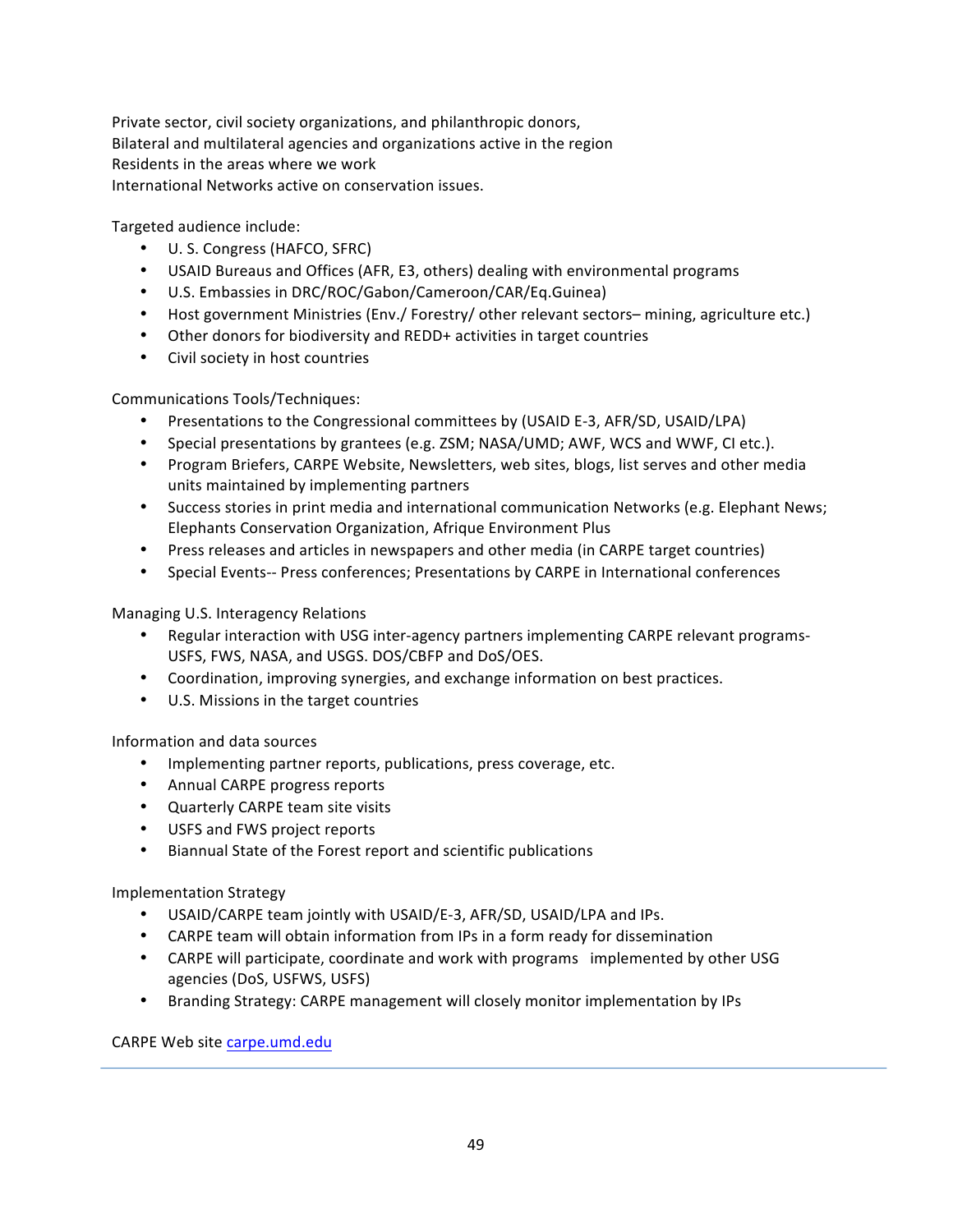Private sector, civil society organizations, and philanthropic donors,
Bilateral and multilateral agencies and organizations active in the region
Residents in the areas where we work
International Networks active on conservation issues.

Targeted audience include:

- U. S. Congress (HAFCO, SFRC)
- USAID Bureaus and Offices (AFR, E3, others) dealing with environmental programs
- U.S. Embassies in DRC/ROC/Gabon/Cameroon/CAR/Eq.Guinea)
- Host government Ministries (Env./ Forestry/ other relevant sectors– mining, agriculture etc.)
- Other donors for biodiversity and REDD+ activities in target countries
- Civil society in host countries

Communications Tools/Techniques:

- Presentations to the Congressional committees by (USAID E-3, AFR/SD, USAID/LPA)
- Special presentations by grantees (e.g. ZSM; NASA/UMD; AWF, WCS and WWF, CI etc.).
- Program Briefers, CARPE Website, Newsletters, web sites, blogs, list serves and other media units maintained by implementing partners
- Success stories in print media and international communication Networks (e.g. Elephant News; Elephants Conservation Organization, Afrique Environment Plus
- Press releases and articles in newspapers and other media (in CARPE target countries)
- Special Events-- Press conferences; Presentations by CARPE in International conferences

Managing U.S. Interagency Relations

- Regular interaction with USG inter-agency partners implementing CARPE relevant programs- USFS, FWS, NASA, and USGS. DOS/CBFP and DoS/OES.
- Coordination, improving synergies, and exchange information on best practices.
- U.S. Missions in the target countries

Information and data sources

- Implementing partner reports, publications, press coverage, etc.
- Annual CARPE progress reports
- Quarterly CARPE team site visits
- USFS and FWS project reports
- Biannual State of the Forest report and scientific publications

Implementation Strategy

- USAID/CARPE team jointly with USAID/E-3, AFR/SD, USAID/LPA and IPs.
- CARPE team will obtain information from IPs in a form ready for dissemination
- CARPE will participate, coordinate and work with programs implemented by other USG agencies (DoS, USFWS, USFS)
- Branding Strategy: CARPE management will closely monitor implementation by IPs

CARPE Web site [carpe.umd.edu](carpe.umd.edu)